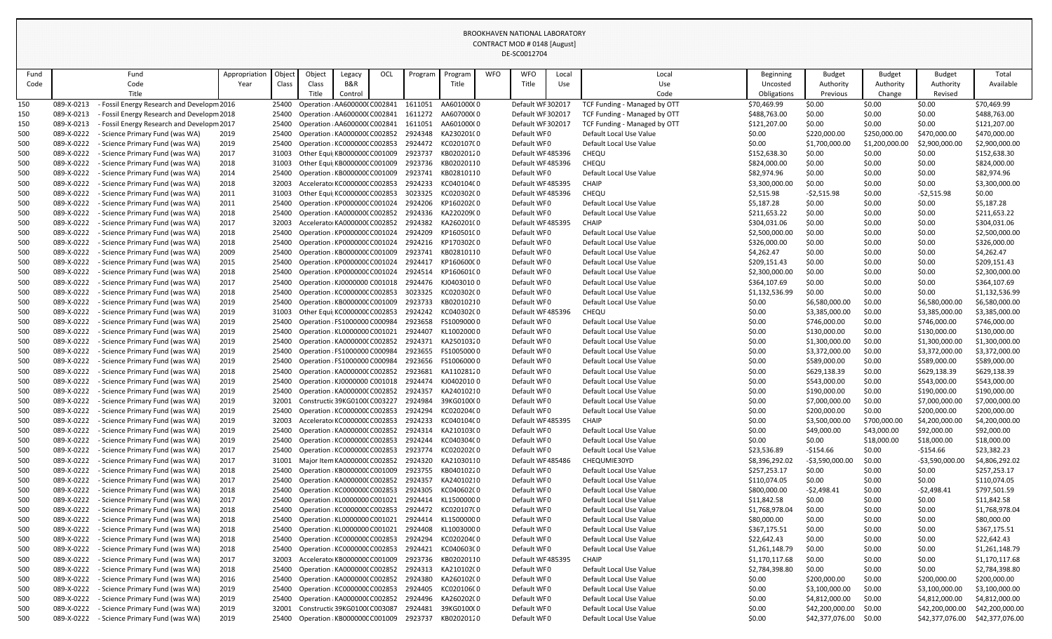BROOKHAVEN NATIONAL LABORATORY
CONTRACT MOD # 0148 [August]
DE-SC0012704

| Fund Code | Fund Code Title | Appropriation Year | Object Class | Object Class Title | Legacy B&R Control | OCL | Program | Program Title | WFO | WFO Title | Local Use | Local Use Code | Beginning Uncosted Obligations | Budget Authority Previous | Budget Authority Change | Budget Authority Revised | Total Available |
|---|---|---|---|---|---|---|---|---|---|---|---|---|---|---|---|---|---|
| 150 | 089-X-0213 - Fossil Energy Research and Developm | 2016 | 25400 | Operation : | AA600000 | C002841 | 1611051 | AA6010000 | 0 | Default WF | 302017 | TCF Funding - Managed by OTT | $70,469.99 | $0.00 | $0.00 | $0.00 | $70,469.99 |
| 150 | 089-X-0213 - Fossil Energy Research and Developm | 2018 | 25400 | Operation : | AA600000 | C002841 | 1611272 | AA6070000 | 0 | Default WF | 302017 | TCF Funding - Managed by OTT | $488,763.00 | $0.00 | $0.00 | $0.00 | $488,763.00 |
| 150 | 089-X-0213 - Fossil Energy Research and Developm | 2017 | 25400 | Operation : | AA600000 | C002841 | 1611051 | AA6010000 | 0 | Default WF | 302017 | TCF Funding - Managed by OTT | $121,207.00 | $0.00 | $0.00 | $0.00 | $121,207.00 |
| 500 | 089-X-0222 - Science Primary Fund (was WA) | 2019 | 25400 | Operation : | KA000000 | C002852 | 2924348 | KA2302010 | 0 | Default WF | 0 | Default Local Use Value | $0.00 | $220,000.00 | $250,000.00 | $470,000.00 | $470,000.00 |
| 500 | 089-X-0222 - Science Primary Fund (was WA) | 2019 | 25400 | Operation : | KC000000 | C002853 | 2924472 | KC0201070 | 0 | Default WF | 0 | Default Local Use Value | $0.00 | $1,700,000.00 | $1,200,000.00 | $2,900,000.00 | $2,900,000.00 |
| 500 | 089-X-0222 - Science Primary Fund (was WA) | 2017 | 31003 | Other Equi | KB000000 | C001009 | 2923737 | KB0202012 | 0 | Default WF | 485396 | CHEQU | $152,638.30 | $0.00 | $0.00 | $0.00 | $152,638.30 |
| 500 | 089-X-0222 - Science Primary Fund (was WA) | 2018 | 31003 | Other Equi | KB000000 | C001009 | 2923736 | KB0202011 | 0 | Default WF | 485396 | CHEQU | $824,000.00 | $0.00 | $0.00 | $0.00 | $824,000.00 |
| 500 | 089-X-0222 - Science Primary Fund (was WA) | 2014 | 25400 | Operation : | KB000000 | C001009 | 2923741 | KB0281011 | 0 | Default WF | 0 | Default Local Use Value | $82,974.96 | $0.00 | $0.00 | $0.00 | $82,974.96 |
| 500 | 089-X-0222 - Science Primary Fund (was WA) | 2018 | 32003 | Accelerato | KC000000 | C002853 | 2924233 | KC0401040 | 0 | Default WF | 485395 | CHAIP | $3,300,000.00 | $0.00 | $0.00 | $0.00 | $3,300,000.00 |
| 500 | 089-X-0222 - Science Primary Fund (was WA) | 2011 | 31003 | Other Equi | KC000000 | C002853 | 3023325 | KC0203020 | 0 | Default WF | 485396 | CHEQU | $2,515.98 | -$2,515.98 | $0.00 | -$2,515.98 | $0.00 |
| 500 | 089-X-0222 - Science Primary Fund (was WA) | 2011 | 25400 | Operation : | KP000000 | C001024 | 2924206 | KP1602020 | 0 | Default WF | 0 | Default Local Use Value | $5,187.28 | $0.00 | $0.00 | $0.00 | $5,187.28 |
| 500 | 089-X-0222 - Science Primary Fund (was WA) | 2018 | 25400 | Operation : | KA000000 | C002852 | 2924336 | KA2202090 | 0 | Default WF | 0 | Default Local Use Value | $211,653.22 | $0.00 | $0.00 | $0.00 | $211,653.22 |
| 500 | 089-X-0222 - Science Primary Fund (was WA) | 2017 | 32003 | Accelerato | KA000000 | C002852 | 2924382 | KA2602010 | 0 | Default WF | 485395 | CHAIP | $304,031.06 | $0.00 | $0.00 | $0.00 | $304,031.06 |
| 500 | 089-X-0222 - Science Primary Fund (was WA) | 2018 | 25400 | Operation : | KP000000 | C001024 | 2924209 | KP1605010 | 0 | Default WF | 0 | Default Local Use Value | $2,500,000.00 | $0.00 | $0.00 | $0.00 | $2,500,000.00 |
| 500 | 089-X-0222 - Science Primary Fund (was WA) | 2018 | 25400 | Operation : | KP000000 | C001024 | 2924216 | KP1703020 | 0 | Default WF | 0 | Default Local Use Value | $326,000.00 | $0.00 | $0.00 | $0.00 | $326,000.00 |
| 500 | 089-X-0222 - Science Primary Fund (was WA) | 2009 | 25400 | Operation : | KB000000 | C001009 | 2923741 | KB0281011 | 0 | Default WF | 0 | Default Local Use Value | $4,262.47 | $0.00 | $0.00 | $0.00 | $4,262.47 |
| 500 | 089-X-0222 - Science Primary Fund (was WA) | 2015 | 25400 | Operation : | KP000000 | C001024 | 2924417 | KP1606000 | 0 | Default WF | 0 | Default Local Use Value | $209,151.43 | $0.00 | $0.00 | $0.00 | $209,151.43 |
| 500 | 089-X-0222 - Science Primary Fund (was WA) | 2018 | 25400 | Operation : | KP000000 | C001024 | 2924514 | KP1606010 | 0 | Default WF | 0 | Default Local Use Value | $2,300,000.00 | $0.00 | $0.00 | $0.00 | $2,300,000.00 |
| 500 | 089-X-0222 - Science Primary Fund (was WA) | 2017 | 25400 | Operation : | KJ000000 | C001018 | 2924476 | KJ0403010 | 0 | Default WF | 0 | Default Local Use Value | $364,107.69 | $0.00 | $0.00 | $0.00 | $364,107.69 |
| 500 | 089-X-0222 - Science Primary Fund (was WA) | 2018 | 25400 | Operation : | KC000000 | C002853 | 3023325 | KC0203020 | 0 | Default WF | 0 | Default Local Use Value | $1,132,536.99 | $0.00 | $0.00 | $0.00 | $1,132,536.99 |
| 500 | 089-X-0222 - Science Primary Fund (was WA) | 2019 | 25400 | Operation : | KB000000 | C001009 | 2923733 | KB0201021 | 0 | Default WF | 0 | Default Local Use Value | $0.00 | $6,580,000.00 | $0.00 | $6,580,000.00 | $6,580,000.00 |
| 500 | 089-X-0222 - Science Primary Fund (was WA) | 2019 | 31003 | Other Equi | KC000000 | C002853 | 2924242 | KC0403020 | 0 | Default WF | 485396 | CHEQU | $0.00 | $3,385,000.00 | $0.00 | $3,385,000.00 | $3,385,000.00 |
| 500 | 089-X-0222 - Science Primary Fund (was WA) | 2019 | 25400 | Operation : | FS100000 | C000984 | 2923658 | FS1009000 | 0 | Default WF | 0 | Default Local Use Value | $0.00 | $746,000.00 | $0.00 | $746,000.00 | $746,000.00 |
| 500 | 089-X-0222 - Science Primary Fund (was WA) | 2019 | 25400 | Operation : | KL000000 | C001021 | 2924407 | KL1002000 | 0 | Default WF | 0 | Default Local Use Value | $0.00 | $130,000.00 | $0.00 | $130,000.00 | $130,000.00 |
| 500 | 089-X-0222 - Science Primary Fund (was WA) | 2019 | 25400 | Operation : | KA000000 | C002852 | 2924371 | KA2501032 | 0 | Default WF | 0 | Default Local Use Value | $0.00 | $1,300,000.00 | $0.00 | $1,300,000.00 | $1,300,000.00 |
| 500 | 089-X-0222 - Science Primary Fund (was WA) | 2019 | 25400 | Operation : | FS100000 | C000984 | 2923655 | FS1005000 | 0 | Default WF | 0 | Default Local Use Value | $0.00 | $3,372,000.00 | $0.00 | $3,372,000.00 | $3,372,000.00 |
| 500 | 089-X-0222 - Science Primary Fund (was WA) | 2019 | 25400 | Operation : | FS100000 | C000984 | 2923656 | FS1006000 | 0 | Default WF | 0 | Default Local Use Value | $0.00 | $589,000.00 | $0.00 | $589,000.00 | $589,000.00 |
| 500 | 089-X-0222 - Science Primary Fund (was WA) | 2018 | 25400 | Operation : | KA000000 | C002852 | 2923681 | KA1102812 | 0 | Default WF | 0 | Default Local Use Value | $0.00 | $629,138.39 | $0.00 | $629,138.39 | $629,138.39 |
| 500 | 089-X-0222 - Science Primary Fund (was WA) | 2019 | 25400 | Operation : | KJ000000 | C001018 | 2924474 | KJ0402010 | 0 | Default WF | 0 | Default Local Use Value | $0.00 | $543,000.00 | $0.00 | $543,000.00 | $543,000.00 |
| 500 | 089-X-0222 - Science Primary Fund (was WA) | 2019 | 25400 | Operation : | KA000000 | C002852 | 2924357 | KA2401021 | 0 | Default WF | 0 | Default Local Use Value | $0.00 | $190,000.00 | $0.00 | $190,000.00 | $190,000.00 |
| 500 | 089-X-0222 - Science Primary Fund (was WA) | 2019 | 32001 | Constructi | 39KG0100 | C003227 | 2924984 | 39KG0100 | 0 | Default WF | 0 | Default Local Use Value | $0.00 | $7,000,000.00 | $0.00 | $7,000,000.00 | $7,000,000.00 |
| 500 | 089-X-0222 - Science Primary Fund (was WA) | 2019 | 25400 | Operation : | KC000000 | C002853 | 2924294 | KC0202040 | 0 | Default WF | 0 | Default Local Use Value | $0.00 | $200,000.00 | $0.00 | $200,000.00 | $200,000.00 |
| 500 | 089-X-0222 - Science Primary Fund (was WA) | 2019 | 32003 | Accelerato | KC000000 | C002853 | 2924233 | KC0401040 | 0 | Default WF | 485395 | CHAIP | $0.00 | $3,500,000.00 | $700,000.00 | $4,200,000.00 | $4,200,000.00 |
| 500 | 089-X-0222 - Science Primary Fund (was WA) | 2019 | 25400 | Operation : | KA000000 | C002852 | 2924314 | KA2101030 | 0 | Default WF | 0 | Default Local Use Value | $0.00 | $49,000.00 | $43,000.00 | $92,000.00 | $92,000.00 |
| 500 | 089-X-0222 - Science Primary Fund (was WA) | 2019 | 25400 | Operation : | KC000000 | C002853 | 2924244 | KC0403040 | 0 | Default WF | 0 | Default Local Use Value | $0.00 | $0.00 | $18,000.00 | $18,000.00 | $18,000.00 |
| 500 | 089-X-0222 - Science Primary Fund (was WA) | 2017 | 25400 | Operation : | KC000000 | C002853 | 2923774 | KC0202020 | 0 | Default WF | 0 | Default Local Use Value | $23,536.89 | -$154.66 | $0.00 | -$154.66 | $23,382.23 |
| 500 | 089-X-0222 - Science Primary Fund (was WA) | 2017 | 31001 | Major Item | KA000000 | C002852 | 2924320 | KA2103011 | 0 | Default WF | 485486 | CHEQUMIE39YD | $8,396,292.02 | -$3,590,000.00 | $0.00 | -$3,590,000.00 | $4,806,292.02 |
| 500 | 089-X-0222 - Science Primary Fund (was WA) | 2018 | 25400 | Operation : | KB000000 | C001009 | 2923755 | KB0401022 | 0 | Default WF | 0 | Default Local Use Value | $257,253.17 | $0.00 | $0.00 | $0.00 | $257,253.17 |
| 500 | 089-X-0222 - Science Primary Fund (was WA) | 2017 | 25400 | Operation : | KA000000 | C002852 | 2924357 | KA2401021 | 0 | Default WF | 0 | Default Local Use Value | $110,074.05 | $0.00 | $0.00 | $0.00 | $110,074.05 |
| 500 | 089-X-0222 - Science Primary Fund (was WA) | 2018 | 25400 | Operation : | KC000000 | C002853 | 2924305 | KC0406020 | 0 | Default WF | 0 | Default Local Use Value | $800,000.00 | -$2,498.41 | $0.00 | -$2,498.41 | $797,501.59 |
| 500 | 089-X-0222 - Science Primary Fund (was WA) | 2017 | 25400 | Operation : | KL000000 | C001021 | 2924414 | KL1500000 | 0 | Default WF | 0 | Default Local Use Value | $11,842.58 | $0.00 | $0.00 | $0.00 | $11,842.58 |
| 500 | 089-X-0222 - Science Primary Fund (was WA) | 2018 | 25400 | Operation : | KC000000 | C002853 | 2924472 | KC0201070 | 0 | Default WF | 0 | Default Local Use Value | $1,768,978.04 | $0.00 | $0.00 | $0.00 | $1,768,978.04 |
| 500 | 089-X-0222 - Science Primary Fund (was WA) | 2018 | 25400 | Operation : | KL000000 | C001021 | 2924414 | KL1500000 | 0 | Default WF | 0 | Default Local Use Value | $80,000.00 | $0.00 | $0.00 | $0.00 | $80,000.00 |
| 500 | 089-X-0222 - Science Primary Fund (was WA) | 2018 | 25400 | Operation : | KL000000 | C001021 | 2924408 | KL1003000 | 0 | Default WF | 0 | Default Local Use Value | $367,175.51 | $0.00 | $0.00 | $0.00 | $367,175.51 |
| 500 | 089-X-0222 - Science Primary Fund (was WA) | 2018 | 25400 | Operation : | KC000000 | C002853 | 2924294 | KC0202040 | 0 | Default WF | 0 | Default Local Use Value | $22,642.43 | $0.00 | $0.00 | $0.00 | $22,642.43 |
| 500 | 089-X-0222 - Science Primary Fund (was WA) | 2018 | 25400 | Operation : | KC000000 | C002853 | 2924421 | KC0406030 | 0 | Default WF | 0 | Default Local Use Value | $1,261,148.79 | $0.00 | $0.00 | $0.00 | $1,261,148.79 |
| 500 | 089-X-0222 - Science Primary Fund (was WA) | 2017 | 32003 | Accelerato | KB000000 | C001009 | 2923736 | KB0202011 | 0 | Default WF | 485395 | CHAIP | $1,170,117.68 | $0.00 | $0.00 | $0.00 | $1,170,117.68 |
| 500 | 089-X-0222 - Science Primary Fund (was WA) | 2018 | 25400 | Operation : | KA000000 | C002852 | 2924313 | KA2101020 | 0 | Default WF | 0 | Default Local Use Value | $2,784,398.80 | $0.00 | $0.00 | $0.00 | $2,784,398.80 |
| 500 | 089-X-0222 - Science Primary Fund (was WA) | 2016 | 25400 | Operation : | KA000000 | C002852 | 2924380 | KA2601020 | 0 | Default WF | 0 | Default Local Use Value | $0.00 | $200,000.00 | $0.00 | $200,000.00 | $200,000.00 |
| 500 | 089-X-0222 - Science Primary Fund (was WA) | 2019 | 25400 | Operation : | KC000000 | C002853 | 2924405 | KC0201060 | 0 | Default WF | 0 | Default Local Use Value | $0.00 | $3,100,000.00 | $0.00 | $3,100,000.00 | $3,100,000.00 |
| 500 | 089-X-0222 - Science Primary Fund (was WA) | 2019 | 25400 | Operation : | KA000000 | C002852 | 2924496 | KA2602020 | 0 | Default WF | 0 | Default Local Use Value | $0.00 | $4,812,000.00 | $0.00 | $4,812,000.00 | $4,812,000.00 |
| 500 | 089-X-0222 - Science Primary Fund (was WA) | 2019 | 32001 | Constructi | 39KG0100 | C003087 | 2924481 | 39KG0100 | 0 | Default WF | 0 | Default Local Use Value | $0.00 | $42,200,000.00 | $0.00 | $42,200,000.00 | $42,200,000.00 |
| 500 | 089-X-0222 - Science Primary Fund (was WA) | 2019 | 25400 | Operation : | KB000000 | C001009 | 2923737 | KB0202012 | 0 | Default WF | 0 | Default Local Use Value | $0.00 | $42,377,076.00 | $0.00 | $42,377,076.00 | $42,377,076.00 |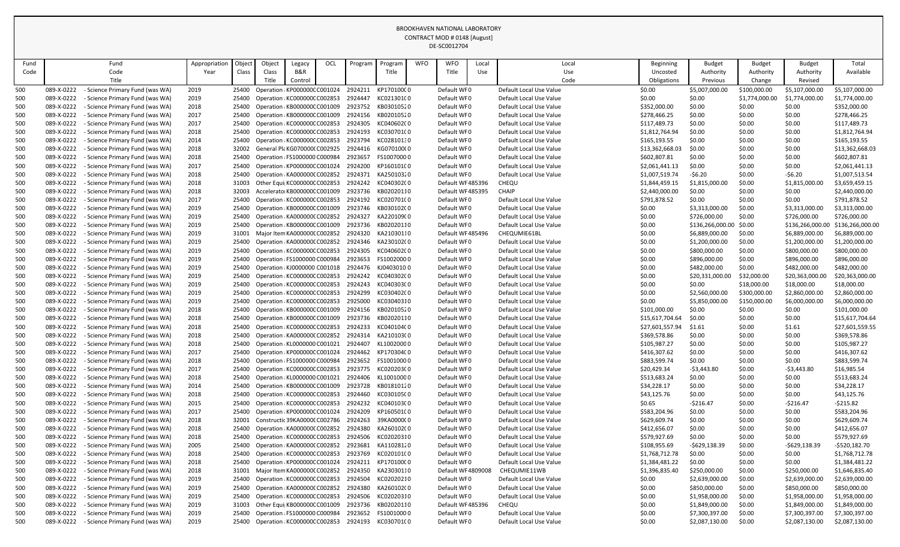BROOKHAVEN NATIONAL LABORATORY
CONTRACT MOD # 0148 [August]
DE-SC0012704

| Fund Code | Fund Code Title | Appropriation Year | Object Class | Object Class Title | Legacy B&R Control | OCL | Program | Program Title | WFO | WFO Title | Local Use | Local Use Code | Beginning Uncosted Obligations | Budget Authority Previous | Budget Authority Change | Budget Authority Revised | Total Available |
|---|---|---|---|---|---|---|---|---|---|---|---|---|---|---|---|---|---|
| 500 | 089-X-0222 - Science Primary Fund (was WA) | 2019 | 25400 | Operation | KP000000C | C001024 | 2924211 | KP170100C | 0 | Default WF | 0 | Default Local Use Value | $0.00 | $5,007,000.00 | $100,000.00 | $5,107,000.00 | $5,107,000.00 |
| 500 | 089-X-0222 - Science Primary Fund (was WA) | 2019 | 25400 | Operation | KC000000C | C002853 | 2924447 | KC021301C | 0 | Default WF | 0 | Default Local Use Value | $0.00 | $0.00 | $1,774,000.00 | $1,774,000.00 | $1,774,000.00 |
| 500 | 089-X-0222 - Science Primary Fund (was WA) | 2018 | 25400 | Operation | KB000000C | C001009 | 2923752 | KB030105 | 20 | Default WF | 0 | Default Local Use Value | $352,000.00 | $0.00 | $0.00 | $0.00 | $352,000.00 |
| 500 | 089-X-0222 - Science Primary Fund (was WA) | 2017 | 25400 | Operation | KB000000C | C001009 | 2924156 | KB020105 | 20 | Default WF | 0 | Default Local Use Value | $278,466.25 | $0.00 | $0.00 | $0.00 | $278,466.25 |
| 500 | 089-X-0222 - Science Primary Fund (was WA) | 2017 | 25400 | Operation | KC000000C | C002853 | 2924305 | KC040602C | 0 | Default WF | 0 | Default Local Use Value | $117,489.73 | $0.00 | $0.00 | $0.00 | $117,489.73 |
| 500 | 089-X-0222 - Science Primary Fund (was WA) | 2018 | 25400 | Operation | KC000000C | C002853 | 2924193 | KC030701C | 0 | Default WF | 0 | Default Local Use Value | $1,812,764.94 | $0.00 | $0.00 | $0.00 | $1,812,764.94 |
| 500 | 089-X-0222 - Science Primary Fund (was WA) | 2014 | 25400 | Operation | KC000000C | C002853 | 2923794 | KC028101 | 30 | Default WF | 0 | Default Local Use Value | $165,193.55 | $0.00 | $0.00 | $0.00 | $165,193.55 |
| 500 | 089-X-0222 - Science Primary Fund (was WA) | 2018 | 32002 | General Pla | KG070000C | C002925 | 2924416 | KG070100C | 0 | Default WF | 0 | Default Local Use Value | $13,362,668.03 | $0.00 | $0.00 | $0.00 | $13,362,668.03 |
| 500 | 089-X-0222 - Science Primary Fund (was WA) | 2018 | 25400 | Operation | FS1000000 | C000984 | 2923657 | FS1007000 | 0 | Default WF | 0 | Default Local Use Value | $602,807.81 | $0.00 | $0.00 | $0.00 | $602,807.81 |
| 500 | 089-X-0222 - Science Primary Fund (was WA) | 2017 | 25400 | Operation | KP000000C | C001024 | 2924200 | KP160101C | 0 | Default WF | 0 | Default Local Use Value | $2,061,441.13 | $0.00 | $0.00 | $0.00 | $2,061,441.13 |
| 500 | 089-X-0222 - Science Primary Fund (was WA) | 2018 | 25400 | Operation | KA000000C | C002852 | 2924371 | KA250103 | 20 | Default WF | 0 | Default Local Use Value | $1,007,519.74 | -$6.20 | $0.00 | -$6.20 | $1,007,513.54 |
| 500 | 089-X-0222 - Science Primary Fund (was WA) | 2018 | 31003 | Other Equi | KC000000C | C002853 | 2924242 | KC040302C | 0 | Default WF | 485396 | CHEQU | $1,844,459.15 | $1,815,000.00 | $0.00 | $1,815,000.00 | $3,659,459.15 |
| 500 | 089-X-0222 - Science Primary Fund (was WA) | 2018 | 32003 | Accelerato | KB000000C | C001009 | 2923736 | KB020201 | 10 | Default WF | 485395 | CHAIP | $2,440,000.00 | $0.00 | $0.00 | $0.00 | $2,440,000.00 |
| 500 | 089-X-0222 - Science Primary Fund (was WA) | 2017 | 25400 | Operation | KC000000C | C002853 | 2924192 | KC020701C | 0 | Default WF | 0 | Default Local Use Value | $791,878.52 | $0.00 | $0.00 | $0.00 | $791,878.52 |
| 500 | 089-X-0222 - Science Primary Fund (was WA) | 2019 | 25400 | Operation | KB000000C | C001009 | 2923746 | KB030102C | 0 | Default WF | 0 | Default Local Use Value | $0.00 | $3,313,000.00 | $0.00 | $3,313,000.00 | $3,313,000.00 |
| 500 | 089-X-0222 - Science Primary Fund (was WA) | 2019 | 25400 | Operation | KA000000C | C002852 | 2924327 | KA220109C | 0 | Default WF | 0 | Default Local Use Value | $0.00 | $726,000.00 | $0.00 | $726,000.00 | $726,000.00 |
| 500 | 089-X-0222 - Science Primary Fund (was WA) | 2019 | 25400 | Operation | KB000000C | C001009 | 2923736 | KB020201 | 10 | Default WF | 0 | Default Local Use Value | $0.00 | $136,266,000.00 | $0.00 | $136,266,000.00 | $136,266,000.00 |
| 500 | 089-X-0222 - Science Primary Fund (was WA) | 2019 | 31001 | Major Item | KA000000C | C002852 | 2924320 | KA210301 | 10 | Default WF | 485496 | CHEQUMIE61BL | $0.00 | $6,889,000.00 | $0.00 | $6,889,000.00 | $6,889,000.00 |
| 500 | 089-X-0222 - Science Primary Fund (was WA) | 2019 | 25400 | Operation | KA000000C | C002852 | 2924346 | KA230102C | 0 | Default WF | 0 | Default Local Use Value | $0.00 | $1,200,000.00 | $0.00 | $1,200,000.00 | $1,200,000.00 |
| 500 | 089-X-0222 - Science Primary Fund (was WA) | 2019 | 25400 | Operation | KC000000C | C002853 | 2924305 | KC040602C | 0 | Default WF | 0 | Default Local Use Value | $0.00 | $800,000.00 | $0.00 | $800,000.00 | $800,000.00 |
| 500 | 089-X-0222 - Science Primary Fund (was WA) | 2019 | 25400 | Operation | FS1000000 | C000984 | 2923653 | FS1002000 | 0 | Default WF | 0 | Default Local Use Value | $0.00 | $896,000.00 | $0.00 | $896,000.00 | $896,000.00 |
| 500 | 089-X-0222 - Science Primary Fund (was WA) | 2019 | 25400 | Operation | KJ0000000 | C001018 | 2924476 | KJ0403010 | 0 | Default WF | 0 | Default Local Use Value | $0.00 | $482,000.00 | $0.00 | $482,000.00 | $482,000.00 |
| 500 | 089-X-0222 - Science Primary Fund (was WA) | 2019 | 25400 | Operation | KC000000C | C002853 | 2924242 | KC040302C | 0 | Default WF | 0 | Default Local Use Value | $0.00 | $20,331,000.00 | $32,000.00 | $20,363,000.00 | $20,363,000.00 |
| 500 | 089-X-0222 - Science Primary Fund (was WA) | 2019 | 25400 | Operation | KC000000C | C002853 | 2924243 | KC040303C | 0 | Default WF | 0 | Default Local Use Value | $0.00 | $0.00 | $18,000.00 | $18,000.00 | $18,000.00 |
| 500 | 089-X-0222 - Science Primary Fund (was WA) | 2019 | 25400 | Operation | KC000000C | C002853 | 2924299 | KC030402C | 0 | Default WF | 0 | Default Local Use Value | $0.00 | $2,560,000.00 | $300,000.00 | $2,860,000.00 | $2,860,000.00 |
| 500 | 089-X-0222 - Science Primary Fund (was WA) | 2019 | 25400 | Operation | KC000000C | C002853 | 2925000 | KC0304031 | 0 | Default WF | 0 | Default Local Use Value | $0.00 | $5,850,000.00 | $150,000.00 | $6,000,000.00 | $6,000,000.00 |
| 500 | 089-X-0222 - Science Primary Fund (was WA) | 2018 | 25400 | Operation | KB000000C | C001009 | 2924156 | KB020105 | 20 | Default WF | 0 | Default Local Use Value | $101,000.00 | $0.00 | $0.00 | $0.00 | $101,000.00 |
| 500 | 089-X-0222 - Science Primary Fund (was WA) | 2018 | 25400 | Operation | KB000000C | C001009 | 2923736 | KB020201 | 10 | Default WF | 0 | Default Local Use Value | $15,617,704.64 | $0.00 | $0.00 | $0.00 | $15,617,704.64 |
| 500 | 089-X-0222 - Science Primary Fund (was WA) | 2018 | 25400 | Operation | KC000000C | C002853 | 2924233 | KC040104C | 0 | Default WF | 0 | Default Local Use Value | $27,601,557.94 | $1.61 | $0.00 | $1.61 | $27,601,559.55 |
| 500 | 089-X-0222 - Science Primary Fund (was WA) | 2018 | 25400 | Operation | KA000000C | C002852 | 2924314 | KA210103C | 0 | Default WF | 0 | Default Local Use Value | $369,578.86 | $0.00 | $0.00 | $0.00 | $369,578.86 |
| 500 | 089-X-0222 - Science Primary Fund (was WA) | 2018 | 25400 | Operation | KL0000000 | C001021 | 2924407 | KL1002000 | 0 | Default WF | 0 | Default Local Use Value | $105,987.27 | $0.00 | $0.00 | $0.00 | $105,987.27 |
| 500 | 089-X-0222 - Science Primary Fund (was WA) | 2017 | 25400 | Operation | KP000000C | C001024 | 2924462 | KP170304C | 0 | Default WF | 0 | Default Local Use Value | $416,307.62 | $0.00 | $0.00 | $0.00 | $416,307.62 |
| 500 | 089-X-0222 - Science Primary Fund (was WA) | 2018 | 25400 | Operation | FS1000000 | C000984 | 2923652 | FS1001000 | 0 | Default WF | 0 | Default Local Use Value | $883,599.74 | $0.00 | $0.00 | $0.00 | $883,599.74 |
| 500 | 089-X-0222 - Science Primary Fund (was WA) | 2017 | 25400 | Operation | KC000000C | C002853 | 2923775 | KC020203C | 0 | Default WF | 0 | Default Local Use Value | $20,429.34 | -$3,443.80 | $0.00 | -$3,443.80 | $16,985.54 |
| 500 | 089-X-0222 - Science Primary Fund (was WA) | 2018 | 25400 | Operation | KL0000000 | C001021 | 2924406 | KL1001000 | 0 | Default WF | 0 | Default Local Use Value | $513,683.24 | $0.00 | $0.00 | $0.00 | $513,683.24 |
| 500 | 089-X-0222 - Science Primary Fund (was WA) | 2014 | 25400 | Operation | KB000000C | C001009 | 2923728 | KB018101 | 20 | Default WF | 0 | Default Local Use Value | $34,228.17 | $0.00 | $0.00 | $0.00 | $34,228.17 |
| 500 | 089-X-0222 - Science Primary Fund (was WA) | 2018 | 25400 | Operation | KC000000C | C002853 | 2924460 | KC030105C | 0 | Default WF | 0 | Default Local Use Value | $43,125.76 | $0.00 | $0.00 | $0.00 | $43,125.76 |
| 500 | 089-X-0222 - Science Primary Fund (was WA) | 2015 | 25400 | Operation | KC000000C | C002853 | 2924232 | KC040103C | 0 | Default WF | 0 | Default Local Use Value | $0.65 | -$216.47 | $0.00 | -$216.47 | -$215.82 |
| 500 | 089-X-0222 - Science Primary Fund (was WA) | 2017 | 25400 | Operation | KP000000C | C001024 | 2924209 | KP160501C | 0 | Default WF | 0 | Default Local Use Value | $583,204.96 | $0.00 | $0.00 | $0.00 | $583,204.96 |
| 500 | 089-X-0222 - Science Primary Fund (was WA) | 2018 | 32001 | Constructic | 39KA0000C | C002786 | 2924263 | 39KA0000C | 0 | Default WF | 0 | Default Local Use Value | $629,609.74 | $0.00 | $0.00 | $0.00 | $629,609.74 |
| 500 | 089-X-0222 - Science Primary Fund (was WA) | 2018 | 25400 | Operation | KA000000C | C002852 | 2924380 | KA260102C | 0 | Default WF | 0 | Default Local Use Value | $412,656.07 | $0.00 | $0.00 | $0.00 | $412,656.07 |
| 500 | 089-X-0222 - Science Primary Fund (was WA) | 2018 | 25400 | Operation | KC000000C | C002853 | 2924506 | KC020203 | 10 | Default WF | 0 | Default Local Use Value | $579,927.69 | $0.00 | $0.00 | $0.00 | $579,927.69 |
| 500 | 089-X-0222 - Science Primary Fund (was WA) | 2005 | 25400 | Operation | KA000000C | C002852 | 2923681 | KA110281 | 20 | Default WF | 0 | Default Local Use Value | $108,955.69 | -$629,138.39 | $0.00 | -$629,138.39 | -$520,182.70 |
| 500 | 089-X-0222 - Science Primary Fund (was WA) | 2018 | 25400 | Operation | KC000000C | C002853 | 2923769 | KC020101C | 0 | Default WF | 0 | Default Local Use Value | $1,768,712.78 | $0.00 | $0.00 | $0.00 | $1,768,712.78 |
| 500 | 089-X-0222 - Science Primary Fund (was WA) | 2018 | 25400 | Operation | KP000000C | C001024 | 2924211 | KP170100C | 0 | Default WF | 0 | Default Local Use Value | $1,384,481.22 | $0.00 | $0.00 | $0.00 | $1,384,481.22 |
| 500 | 089-X-0222 - Science Primary Fund (was WA) | 2018 | 31001 | Major Item | KA000000C | C002852 | 2924350 | KA230301 | 10 | Default WF | 4809008 | CHEQUMIE11WB | $1,396,835.40 | $250,000.00 | $0.00 | $250,000.00 | $1,646,835.40 |
| 500 | 089-X-0222 - Science Primary Fund (was WA) | 2019 | 25400 | Operation | KC000000C | C002853 | 2924504 | KC020202 | 10 | Default WF | 0 | Default Local Use Value | $0.00 | $2,639,000.00 | $0.00 | $2,639,000.00 | $2,639,000.00 |
| 500 | 089-X-0222 - Science Primary Fund (was WA) | 2019 | 25400 | Operation | KA000000C | C002852 | 2924380 | KA260102C | 0 | Default WF | 0 | Default Local Use Value | $0.00 | $850,000.00 | $0.00 | $850,000.00 | $850,000.00 |
| 500 | 089-X-0222 - Science Primary Fund (was WA) | 2019 | 25400 | Operation | KC000000C | C002853 | 2924506 | KC020203 | 10 | Default WF | 0 | Default Local Use Value | $0.00 | $1,958,000.00 | $0.00 | $1,958,000.00 | $1,958,000.00 |
| 500 | 089-X-0222 - Science Primary Fund (was WA) | 2019 | 31003 | Other Equi | KB000000C | C001009 | 2923736 | KB020201 | 10 | Default WF | 485396 | CHEQU | $0.00 | $1,849,000.00 | $0.00 | $1,849,000.00 | $1,849,000.00 |
| 500 | 089-X-0222 - Science Primary Fund (was WA) | 2019 | 25400 | Operation | FS1000000 | C000984 | 2923652 | FS1001000 | 0 | Default WF | 0 | Default Local Use Value | $0.00 | $7,300,397.00 | $0.00 | $7,300,397.00 | $7,300,397.00 |
| 500 | 089-X-0222 - Science Primary Fund (was WA) | 2019 | 25400 | Operation | KC000000C | C002853 | 2924193 | KC030701C | 0 | Default WF | 0 | Default Local Use Value | $0.00 | $2,087,130.00 | $0.00 | $2,087,130.00 | $2,087,130.00 |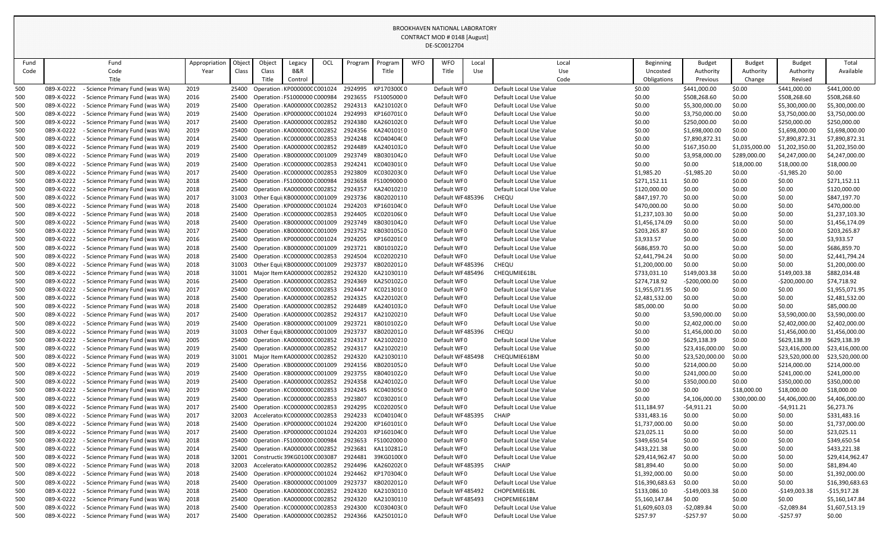BROOKHAVEN NATIONAL LABORATORY
CONTRACT MOD # 0148 [August]
DE-SC0012704

| Fund Code | Fund Code Title | Appropriation Year | Object Class | Object Class Title | Legacy B&R Control | OCL | Program | Program Title | WFO | WFO Title | Local Use | Local Use Code | Beginning Uncosted Obligations | Budget Authority Previous | Budget Authority Change | Budget Authority Revised | Total Available |
|---|---|---|---|---|---|---|---|---|---|---|---|---|---|---|---|---|---|
| 500 | 089-X-0222 - Science Primary Fund (was WA) | 2019 | 25400 | Operation | KP000000C | C001024 | 2924995 | KP170300C | 0 | Default WF | 0 | Default Local Use Value | $0.00 | $441,000.00 | $0.00 | $441,000.00 | $441,000.00 |
| 500 | 089-X-0222 - Science Primary Fund (was WA) | 2016 | 25400 | Operation | FS1000000 | C000984 | 2923655 | FS1005000 | 0 | Default WF | 0 | Default Local Use Value | $0.00 | $508,268.60 | $0.00 | $508,268.60 | $508,268.60 |
| 500 | 089-X-0222 - Science Primary Fund (was WA) | 2019 | 25400 | Operation | KA000000C | C002852 | 2924313 | KA210102C | 0 | Default WF | 0 | Default Local Use Value | $0.00 | $5,300,000.00 | $0.00 | $5,300,000.00 | $5,300,000.00 |
| 500 | 089-X-0222 - Science Primary Fund (was WA) | 2019 | 25400 | Operation | KP000000C | C001024 | 2924993 | KP160701C | 0 | Default WF | 0 | Default Local Use Value | $0.00 | $3,750,000.00 | $0.00 | $3,750,000.00 | $3,750,000.00 |
| 500 | 089-X-0222 - Science Primary Fund (was WA) | 2017 | 25400 | Operation | KA000000C | C002852 | 2924380 | KA260102C | 0 | Default WF | 0 | Default Local Use Value | $0.00 | $250,000.00 | $0.00 | $250,000.00 | $250,000.00 |
| 500 | 089-X-0222 - Science Primary Fund (was WA) | 2019 | 25400 | Operation | KA000000C | C002852 | 2924356 | KA240101S | 0 | Default WF | 0 | Default Local Use Value | $0.00 | $1,698,000.00 | $0.00 | $1,698,000.00 | $1,698,000.00 |
| 500 | 089-X-0222 - Science Primary Fund (was WA) | 2014 | 25400 | Operation | KC000000C | C002853 | 2924248 | KC040404C | 0 | Default WF | 0 | Default Local Use Value | $0.00 | $7,890,872.31 | $0.00 | $7,890,872.31 | $7,890,872.31 |
| 500 | 089-X-0222 - Science Primary Fund (was WA) | 2019 | 25400 | Operation | KA000000C | C002852 | 2924489 | KA240103Z | 0 | Default WF | 0 | Default Local Use Value | $0.00 | $167,350.00 | $1,035,000.00 | $1,202,350.00 | $1,202,350.00 |
| 500 | 089-X-0222 - Science Primary Fund (was WA) | 2019 | 25400 | Operation | KB000000C | C001009 | 2923749 | KB030104Z | 0 | Default WF | 0 | Default Local Use Value | $0.00 | $3,958,000.00 | $289,000.00 | $4,247,000.00 | $4,247,000.00 |
| 500 | 089-X-0222 - Science Primary Fund (was WA) | 2019 | 25400 | Operation | KC000000C | C002853 | 2924241 | KC040301C | 0 | Default WF | 0 | Default Local Use Value | $0.00 | $0.00 | $18,000.00 | $18,000.00 | $18,000.00 |
| 500 | 089-X-0222 - Science Primary Fund (was WA) | 2017 | 25400 | Operation | KC000000C | C002853 | 2923809 | KC030203C | 0 | Default WF | 0 | Default Local Use Value | $1,985.20 | -$1,985.20 | $0.00 | -$1,985.20 | $0.00 |
| 500 | 089-X-0222 - Science Primary Fund (was WA) | 2018 | 25400 | Operation | FS1000000 | C000984 | 2923658 | FS1009000 | 0 | Default WF | 0 | Default Local Use Value | $271,152.11 | $0.00 | $0.00 | $0.00 | $271,152.11 |
| 500 | 089-X-0222 - Science Primary Fund (was WA) | 2018 | 25400 | Operation | KA000000C | C002852 | 2924357 | KA240102I | 0 | Default WF | 0 | Default Local Use Value | $120,000.00 | $0.00 | $0.00 | $0.00 | $120,000.00 |
| 500 | 089-X-0222 - Science Primary Fund (was WA) | 2017 | 31003 | Other Equi | KB000000C | C001009 | 2923736 | KB020201I | 0 | Default WF | 485396 | CHEQU | $847,197.70 | $0.00 | $0.00 | $0.00 | $847,197.70 |
| 500 | 089-X-0222 - Science Primary Fund (was WA) | 2018 | 25400 | Operation | KP000000C | C001024 | 2924203 | KP160104C | 0 | Default WF | 0 | Default Local Use Value | $470,000.00 | $0.00 | $0.00 | $0.00 | $470,000.00 |
| 500 | 089-X-0222 - Science Primary Fund (was WA) | 2018 | 25400 | Operation | KC000000C | C002853 | 2924405 | KC020106C | 0 | Default WF | 0 | Default Local Use Value | $1,237,103.30 | $0.00 | $0.00 | $0.00 | $1,237,103.30 |
| 500 | 089-X-0222 - Science Primary Fund (was WA) | 2018 | 25400 | Operation | KB000000C | C001009 | 2923749 | KB030104Z | 0 | Default WF | 0 | Default Local Use Value | $1,456,174.09 | $0.00 | $0.00 | $0.00 | $1,456,174.09 |
| 500 | 089-X-0222 - Science Primary Fund (was WA) | 2017 | 25400 | Operation | KB000000C | C001009 | 2923752 | KB030105Z | 0 | Default WF | 0 | Default Local Use Value | $203,265.87 | $0.00 | $0.00 | $0.00 | $203,265.87 |
| 500 | 089-X-0222 - Science Primary Fund (was WA) | 2016 | 25400 | Operation | KP000000C | C001024 | 2924205 | KP160201C | 0 | Default WF | 0 | Default Local Use Value | $3,933.57 | $0.00 | $0.00 | $0.00 | $3,933.57 |
| 500 | 089-X-0222 - Science Primary Fund (was WA) | 2018 | 25400 | Operation | KB000000C | C001009 | 2923721 | KB010102Z | 0 | Default WF | 0 | Default Local Use Value | $686,859.70 | $0.00 | $0.00 | $0.00 | $686,859.70 |
| 500 | 089-X-0222 - Science Primary Fund (was WA) | 2018 | 25400 | Operation | KC000000C | C002853 | 2924504 | KC020202I | 0 | Default WF | 0 | Default Local Use Value | $2,441,794.24 | $0.00 | $0.00 | $0.00 | $2,441,794.24 |
| 500 | 089-X-0222 - Science Primary Fund (was WA) | 2018 | 31003 | Other Equi | KB000000C | C001009 | 2923737 | KB020201Z | 0 | Default WF | 485396 | CHEQU | $1,200,000.00 | $0.00 | $0.00 | $0.00 | $1,200,000.00 |
| 500 | 089-X-0222 - Science Primary Fund (was WA) | 2018 | 31001 | Major Item | KA000000C | C002852 | 2924320 | KA210301I | 0 | Default WF | 485496 | CHEQUMIE61BL | $733,031.10 | $149,003.38 | $0.00 | $149,003.38 | $882,034.48 |
| 500 | 089-X-0222 - Science Primary Fund (was WA) | 2016 | 25400 | Operation | KA000000C | C002852 | 2924369 | KA250102Z | 0 | Default WF | 0 | Default Local Use Value | $274,718.92 | -$200,000.00 | $0.00 | -$200,000.00 | $74,718.92 |
| 500 | 089-X-0222 - Science Primary Fund (was WA) | 2017 | 25400 | Operation | KC000000C | C002853 | 2924447 | KC021301C | 0 | Default WF | 0 | Default Local Use Value | $1,955,071.95 | $0.00 | $0.00 | $0.00 | $1,955,071.95 |
| 500 | 089-X-0222 - Science Primary Fund (was WA) | 2018 | 25400 | Operation | KA000000C | C002852 | 2924325 | KA220102C | 0 | Default WF | 0 | Default Local Use Value | $2,481,532.00 | $0.00 | $0.00 | $0.00 | $2,481,532.00 |
| 500 | 089-X-0222 - Science Primary Fund (was WA) | 2018 | 25400 | Operation | KA000000C | C002852 | 2924489 | KA240103Z | 0 | Default WF | 0 | Default Local Use Value | $85,000.00 | $0.00 | $0.00 | $0.00 | $85,000.00 |
| 500 | 089-X-0222 - Science Primary Fund (was WA) | 2017 | 25400 | Operation | KA000000C | C002852 | 2924317 | KA210202I | 0 | Default WF | 0 | Default Local Use Value | $0.00 | $3,590,000.00 | $0.00 | $3,590,000.00 | $3,590,000.00 |
| 500 | 089-X-0222 - Science Primary Fund (was WA) | 2019 | 25400 | Operation | KB000000C | C001009 | 2923721 | KB010102Z | 0 | Default WF | 0 | Default Local Use Value | $0.00 | $2,402,000.00 | $0.00 | $2,402,000.00 | $2,402,000.00 |
| 500 | 089-X-0222 - Science Primary Fund (was WA) | 2019 | 31003 | Other Equi | KB000000C | C001009 | 2923737 | KB020201Z | 0 | Default WF | 485396 | CHEQU | $0.00 | $1,456,000.00 | $0.00 | $1,456,000.00 | $1,456,000.00 |
| 500 | 089-X-0222 - Science Primary Fund (was WA) | 2005 | 25400 | Operation | KA000000C | C002852 | 2924317 | KA210202I | 0 | Default WF | 0 | Default Local Use Value | $0.00 | $629,138.39 | $0.00 | $629,138.39 | $629,138.39 |
| 500 | 089-X-0222 - Science Primary Fund (was WA) | 2019 | 25400 | Operation | KA000000C | C002852 | 2924317 | KA210202I | 0 | Default WF | 0 | Default Local Use Value | $0.00 | $23,416,000.00 | $0.00 | $23,416,000.00 | $23,416,000.00 |
| 500 | 089-X-0222 - Science Primary Fund (was WA) | 2019 | 31001 | Major Item | KA000000C | C002852 | 2924320 | KA210301I | 0 | Default WF | 485498 | CHEQUMIE61BM | $0.00 | $23,520,000.00 | $0.00 | $23,520,000.00 | $23,520,000.00 |
| 500 | 089-X-0222 - Science Primary Fund (was WA) | 2019 | 25400 | Operation | KB000000C | C001009 | 2924156 | KB020105Z | 0 | Default WF | 0 | Default Local Use Value | $0.00 | $214,000.00 | $0.00 | $214,000.00 | $214,000.00 |
| 500 | 089-X-0222 - Science Primary Fund (was WA) | 2019 | 25400 | Operation | KB000000C | C001009 | 2923755 | KB040102Z | 0 | Default WF | 0 | Default Local Use Value | $0.00 | $241,000.00 | $0.00 | $241,000.00 | $241,000.00 |
| 500 | 089-X-0222 - Science Primary Fund (was WA) | 2019 | 25400 | Operation | KA000000C | C002852 | 2924358 | KA240102Z | 0 | Default WF | 0 | Default Local Use Value | $0.00 | $350,000.00 | $0.00 | $350,000.00 | $350,000.00 |
| 500 | 089-X-0222 - Science Primary Fund (was WA) | 2019 | 25400 | Operation | KC000000C | C002853 | 2924245 | KC040305C | 0 | Default WF | 0 | Default Local Use Value | $0.00 | $0.00 | $18,000.00 | $18,000.00 | $18,000.00 |
| 500 | 089-X-0222 - Science Primary Fund (was WA) | 2019 | 25400 | Operation | KC000000C | C002853 | 2923807 | KC030201C | 0 | Default WF | 0 | Default Local Use Value | $0.00 | $4,106,000.00 | $300,000.00 | $4,406,000.00 | $4,406,000.00 |
| 500 | 089-X-0222 - Science Primary Fund (was WA) | 2017 | 25400 | Operation | KC000000C | C002853 | 2924295 | KC020205C | 0 | Default WF | 0 | Default Local Use Value | $11,184.97 | -$4,911.21 | $0.00 | -$4,911.21 | $6,273.76 |
| 500 | 089-X-0222 - Science Primary Fund (was WA) | 2017 | 32003 | Accelerato | KC000000C | C002853 | 2924233 | KC040104C | 0 | Default WF | 485395 | CHAIP | $331,483.16 | $0.00 | $0.00 | $0.00 | $331,483.16 |
| 500 | 089-X-0222 - Science Primary Fund (was WA) | 2018 | 25400 | Operation | KP000000C | C001024 | 2924200 | KP160101C | 0 | Default WF | 0 | Default Local Use Value | $1,737,000.00 | $0.00 | $0.00 | $0.00 | $1,737,000.00 |
| 500 | 089-X-0222 - Science Primary Fund (was WA) | 2017 | 25400 | Operation | KP000000C | C001024 | 2924203 | KP160104C | 0 | Default WF | 0 | Default Local Use Value | $23,025.11 | $0.00 | $0.00 | $0.00 | $23,025.11 |
| 500 | 089-X-0222 - Science Primary Fund (was WA) | 2018 | 25400 | Operation | FS1000000 | C000984 | 2923653 | FS1002000 | 0 | Default WF | 0 | Default Local Use Value | $349,650.54 | $0.00 | $0.00 | $0.00 | $349,650.54 |
| 500 | 089-X-0222 - Science Primary Fund (was WA) | 2014 | 25400 | Operation | KA000000C | C002852 | 2923681 | KA110281Z | 0 | Default WF | 0 | Default Local Use Value | $433,221.38 | $0.00 | $0.00 | $0.00 | $433,221.38 |
| 500 | 089-X-0222 - Science Primary Fund (was WA) | 2018 | 32001 | Constructi | 39KG0100C | C003087 | 2924481 | 39KG0100C | 0 | Default WF | 0 | Default Local Use Value | $29,414,962.47 | $0.00 | $0.00 | $0.00 | $29,414,962.47 |
| 500 | 089-X-0222 - Science Primary Fund (was WA) | 2018 | 32003 | Accelerato | KA000000C | C002852 | 2924496 | KA260202C | 0 | Default WF | 485395 | CHAIP | $81,894.40 | $0.00 | $0.00 | $0.00 | $81,894.40 |
| 500 | 089-X-0222 - Science Primary Fund (was WA) | 2018 | 25400 | Operation | KP000000C | C001024 | 2924462 | KP170304C | 0 | Default WF | 0 | Default Local Use Value | $1,392,000.00 | $0.00 | $0.00 | $0.00 | $1,392,000.00 |
| 500 | 089-X-0222 - Science Primary Fund (was WA) | 2018 | 25400 | Operation | KB000000C | C001009 | 2923737 | KB020201Z | 0 | Default WF | 0 | Default Local Use Value | $16,390,683.63 | $0.00 | $0.00 | $0.00 | $16,390,683.63 |
| 500 | 089-X-0222 - Science Primary Fund (was WA) | 2018 | 25400 | Operation | KA000000C | C002852 | 2924320 | KA210301I | 0 | Default WF | 485492 | CHOPEMIE61BL | $133,086.10 | -$149,003.38 | $0.00 | -$149,003.38 | -$15,917.28 |
| 500 | 089-X-0222 - Science Primary Fund (was WA) | 2018 | 25400 | Operation | KA000000C | C002852 | 2924320 | KA210301I | 0 | Default WF | 485493 | CHOPEMIE61BM | $5,160,147.84 | $0.00 | $0.00 | $0.00 | $5,160,147.84 |
| 500 | 089-X-0222 - Science Primary Fund (was WA) | 2018 | 25400 | Operation | KC000000C | C002853 | 2924300 | KC030403C | 0 | Default WF | 0 | Default Local Use Value | $1,609,603.03 | -$2,089.84 | $0.00 | -$2,089.84 | $1,607,513.19 |
| 500 | 089-X-0222 - Science Primary Fund (was WA) | 2017 | 25400 | Operation | KA000000C | C002852 | 2924366 | KA250101Z | 0 | Default WF | 0 | Default Local Use Value | $257.97 | -$257.97 | $0.00 | -$257.97 | $0.00 |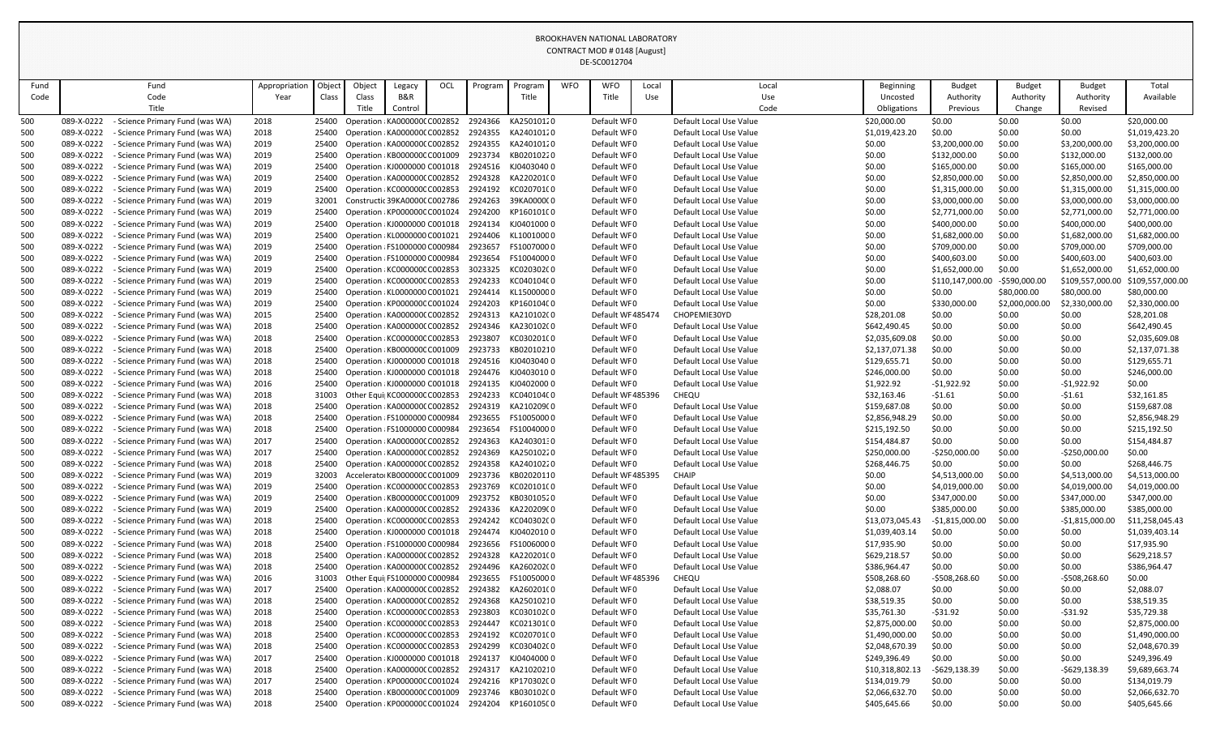BROOKHAVEN NATIONAL LABORATORY
CONTRACT MOD # 0148 [August]
DE-SC0012704

| Fund Code | Fund Code | Fund Title | Appropriation Year | Object Class | Object Class Title | Legacy B&R Control | OCL | Program | Program Title | WFO | WFO Title | Local Use | Local Use Code | Beginning Uncosted Obligations | Budget Authority Previous | Budget Authority Change | Budget Authority Revised | Total Available |
|---|---|---|---|---|---|---|---|---|---|---|---|---|---|---|---|---|---|---|
| 500 | 089-X-0222 | - Science Primary Fund (was WA) | 2018 | 25400 | Operation | KA000000C | C002852 | 2924366 | KA25010120 | | Default WF0 | | Default Local Use Value | $20,000.00 | $0.00 | $0.00 | $0.00 | $20,000.00 |
| 500 | 089-X-0222 | - Science Primary Fund (was WA) | 2018 | 25400 | Operation | KA000000C | C002852 | 2924355 | KA24010120 | | Default WF0 | | Default Local Use Value | $1,019,423.20 | $0.00 | $0.00 | $0.00 | $1,019,423.20 |
| 500 | 089-X-0222 | - Science Primary Fund (was WA) | 2019 | 25400 | Operation | KA000000C | C002852 | 2924355 | KA24010120 | | Default WF0 | | Default Local Use Value | $0.00 | $3,200,000.00 | $0.00 | $3,200,000.00 | $3,200,000.00 |
| 500 | 089-X-0222 | - Science Primary Fund (was WA) | 2019 | 25400 | Operation | KB000000C | C001009 | 2923734 | KB02010220 | | Default WF0 | | Default Local Use Value | $0.00 | $132,000.00 | $0.00 | $132,000.00 | $132,000.00 |
| 500 | 089-X-0222 | - Science Primary Fund (was WA) | 2019 | 25400 | Operation | KJ0000000 | C001018 | 2924516 | KJ04030400 | | Default WF0 | | Default Local Use Value | $0.00 | $165,000.00 | $0.00 | $165,000.00 | $165,000.00 |
| 500 | 089-X-0222 | - Science Primary Fund (was WA) | 2019 | 25400 | Operation | KA000000C | C002852 | 2924328 | KA22020100 | | Default WF0 | | Default Local Use Value | $0.00 | $2,850,000.00 | $0.00 | $2,850,000.00 | $2,850,000.00 |
| 500 | 089-X-0222 | - Science Primary Fund (was WA) | 2019 | 25400 | Operation | KC000000C | C002853 | 2924192 | KC02070100 | | Default WF0 | | Default Local Use Value | $0.00 | $1,315,000.00 | $0.00 | $1,315,000.00 | $1,315,000.00 |
| 500 | 089-X-0222 | - Science Primary Fund (was WA) | 2019 | 32001 | Constructio | 39KA0000C | C002786 | 2924263 | 39KA00000 | | Default WF0 | | Default Local Use Value | $0.00 | $3,000,000.00 | $0.00 | $3,000,000.00 | $3,000,000.00 |
| 500 | 089-X-0222 | - Science Primary Fund (was WA) | 2019 | 25400 | Operation | KP000000C | C001024 | 2924200 | KP16010100 | | Default WF0 | | Default Local Use Value | $0.00 | $2,771,000.00 | $0.00 | $2,771,000.00 | $2,771,000.00 |
| 500 | 089-X-0222 | - Science Primary Fund (was WA) | 2019 | 25400 | Operation | KJ0000000 | C001018 | 2924134 | KJ04010000 | | Default WF0 | | Default Local Use Value | $0.00 | $400,000.00 | $0.00 | $400,000.00 | $400,000.00 |
| 500 | 089-X-0222 | - Science Primary Fund (was WA) | 2019 | 25400 | Operation | KL0000000 | C001021 | 2924406 | KL10010000 | | Default WF0 | | Default Local Use Value | $0.00 | $1,682,000.00 | $0.00 | $1,682,000.00 | $1,682,000.00 |
| 500 | 089-X-0222 | - Science Primary Fund (was WA) | 2019 | 25400 | Operation | FS1000000 | C000984 | 2923657 | FS10070000 | | Default WF0 | | Default Local Use Value | $0.00 | $709,000.00 | $0.00 | $709,000.00 | $709,000.00 |
| 500 | 089-X-0222 | - Science Primary Fund (was WA) | 2019 | 25400 | Operation | FS1000000 | C000984 | 2923654 | FS10040000 | | Default WF0 | | Default Local Use Value | $0.00 | $400,603.00 | $0.00 | $400,603.00 | $400,603.00 |
| 500 | 089-X-0222 | - Science Primary Fund (was WA) | 2019 | 25400 | Operation | KC000000C | C002853 | 3023325 | KC02030200 | | Default WF0 | | Default Local Use Value | $0.00 | $1,652,000.00 | $0.00 | $1,652,000.00 | $1,652,000.00 |
| 500 | 089-X-0222 | - Science Primary Fund (was WA) | 2019 | 25400 | Operation | KC000000C | C002853 | 2924233 | KC04010400 | | Default WF0 | | Default Local Use Value | $0.00 | $110,147,000.00 | -$590,000.00 | $109,557,000.00 | $109,557,000.00 |
| 500 | 089-X-0222 | - Science Primary Fund (was WA) | 2019 | 25400 | Operation | KL0000000 | C001021 | 2924414 | KL15000000 | | Default WF0 | | Default Local Use Value | $0.00 | $0.00 | $80,000.00 | $80,000.00 | $80,000.00 |
| 500 | 089-X-0222 | - Science Primary Fund (was WA) | 2019 | 25400 | Operation | KP000000C | C001024 | 2924203 | KP16010400 | | Default WF0 | | Default Local Use Value | $0.00 | $330,000.00 | $2,000,000.00 | $2,330,000.00 | $2,330,000.00 |
| 500 | 089-X-0222 | - Science Primary Fund (was WA) | 2015 | 25400 | Operation | KA000000C | C002852 | 2924313 | KA21010200 | | Default WF | 485474 | CHOPEMIE30YD | $28,201.08 | $0.00 | $0.00 | $0.00 | $28,201.08 |
| 500 | 089-X-0222 | - Science Primary Fund (was WA) | 2018 | 25400 | Operation | KA000000C | C002852 | 2924346 | KA23010200 | | Default WF0 | | Default Local Use Value | $642,490.45 | $0.00 | $0.00 | $0.00 | $642,490.45 |
| 500 | 089-X-0222 | - Science Primary Fund (was WA) | 2018 | 25400 | Operation | KC000000C | C002853 | 2923807 | KC03020100 | | Default WF0 | | Default Local Use Value | $2,035,609.08 | $0.00 | $0.00 | $0.00 | $2,035,609.08 |
| 500 | 089-X-0222 | - Science Primary Fund (was WA) | 2018 | 25400 | Operation | KB000000C | C001009 | 2923733 | KB02010210 | | Default WF0 | | Default Local Use Value | $2,137,071.38 | $0.00 | $0.00 | $0.00 | $2,137,071.38 |
| 500 | 089-X-0222 | - Science Primary Fund (was WA) | 2018 | 25400 | Operation | KJ0000000 | C001018 | 2924516 | KJ04030400 | | Default WF0 | | Default Local Use Value | $129,655.71 | $0.00 | $0.00 | $0.00 | $129,655.71 |
| 500 | 089-X-0222 | - Science Primary Fund (was WA) | 2018 | 25400 | Operation | KJ0000000 | C001018 | 2924476 | KJ04030100 | | Default WF0 | | Default Local Use Value | $246,000.00 | $0.00 | $0.00 | $0.00 | $246,000.00 |
| 500 | 089-X-0222 | - Science Primary Fund (was WA) | 2016 | 25400 | Operation | KJ0000000 | C001018 | 2924135 | KJ04020000 | | Default WF0 | | Default Local Use Value | $1,922.92 | -$1,922.92 | $0.00 | -$1,922.92 | $0.00 |
| 500 | 089-X-0222 | - Science Primary Fund (was WA) | 2018 | 31003 | Other Equi | KC000000C | C002853 | 2924233 | KC04010400 | | Default WF | 485396 | CHEQU | $32,163.46 | -$1.61 | $0.00 | -$1.61 | $32,161.85 |
| 500 | 089-X-0222 | - Science Primary Fund (was WA) | 2018 | 25400 | Operation | KA000000C | C002852 | 2924319 | KA21020900 | | Default WF0 | | Default Local Use Value | $159,687.08 | $0.00 | $0.00 | $0.00 | $159,687.08 |
| 500 | 089-X-0222 | - Science Primary Fund (was WA) | 2018 | 25400 | Operation | FS1000000 | C000984 | 2923655 | FS10050000 | | Default WF0 | | Default Local Use Value | $2,856,948.29 | $0.00 | $0.00 | $0.00 | $2,856,948.29 |
| 500 | 089-X-0222 | - Science Primary Fund (was WA) | 2018 | 25400 | Operation | FS1000000 | C000984 | 2923654 | FS10040000 | | Default WF0 | | Default Local Use Value | $215,192.50 | $0.00 | $0.00 | $0.00 | $215,192.50 |
| 500 | 089-X-0222 | - Science Primary Fund (was WA) | 2017 | 25400 | Operation | KA000000C | C002852 | 2924363 | KA24030130 | | Default WF0 | | Default Local Use Value | $154,484.87 | $0.00 | $0.00 | $0.00 | $154,484.87 |
| 500 | 089-X-0222 | - Science Primary Fund (was WA) | 2017 | 25400 | Operation | KA000000C | C002852 | 2924369 | KA25010220 | | Default WF0 | | Default Local Use Value | $250,000.00 | -$250,000.00 | $0.00 | -$250,000.00 | $0.00 |
| 500 | 089-X-0222 | - Science Primary Fund (was WA) | 2018 | 25400 | Operation | KA000000C | C002852 | 2924358 | KA24010220 | | Default WF0 | | Default Local Use Value | $268,446.75 | $0.00 | $0.00 | $0.00 | $268,446.75 |
| 500 | 089-X-0222 | - Science Primary Fund (was WA) | 2019 | 32003 | Accelerato | KB000000C | C001009 | 2923736 | KB02020110 | | Default WF | 485395 | CHAIP | $0.00 | $4,513,000.00 | $0.00 | $4,513,000.00 | $4,513,000.00 |
| 500 | 089-X-0222 | - Science Primary Fund (was WA) | 2019 | 25400 | Operation | KC000000C | C002853 | 2923769 | KC02010100 | | Default WF0 | | Default Local Use Value | $0.00 | $4,019,000.00 | $0.00 | $4,019,000.00 | $4,019,000.00 |
| 500 | 089-X-0222 | - Science Primary Fund (was WA) | 2019 | 25400 | Operation | KB000000C | C001009 | 2923752 | KB03010520 | | Default WF0 | | Default Local Use Value | $0.00 | $347,000.00 | $0.00 | $347,000.00 | $347,000.00 |
| 500 | 089-X-0222 | - Science Primary Fund (was WA) | 2019 | 25400 | Operation | KA000000C | C002852 | 2924336 | KA22020900 | | Default WF0 | | Default Local Use Value | $0.00 | $385,000.00 | $0.00 | $385,000.00 | $385,000.00 |
| 500 | 089-X-0222 | - Science Primary Fund (was WA) | 2018 | 25400 | Operation | KC000000C | C002853 | 2924242 | KC04030200 | | Default WF0 | | Default Local Use Value | $13,073,045.43 | -$1,815,000.00 | $0.00 | -$1,815,000.00 | $11,258,045.43 |
| 500 | 089-X-0222 | - Science Primary Fund (was WA) | 2018 | 25400 | Operation | KJ0000000 | C001018 | 2924474 | KJ04020100 | | Default WF0 | | Default Local Use Value | $1,039,403.14 | $0.00 | $0.00 | $0.00 | $1,039,403.14 |
| 500 | 089-X-0222 | - Science Primary Fund (was WA) | 2018 | 25400 | Operation | FS1000000 | C000984 | 2923656 | FS10060000 | | Default WF0 | | Default Local Use Value | $17,935.90 | $0.00 | $0.00 | $0.00 | $17,935.90 |
| 500 | 089-X-0222 | - Science Primary Fund (was WA) | 2018 | 25400 | Operation | KA000000C | C002852 | 2924328 | KA22020100 | | Default WF0 | | Default Local Use Value | $629,218.57 | $0.00 | $0.00 | $0.00 | $629,218.57 |
| 500 | 089-X-0222 | - Science Primary Fund (was WA) | 2018 | 25400 | Operation | KA000000C | C002852 | 2924496 | KA26020200 | | Default WF0 | | Default Local Use Value | $386,964.47 | $0.00 | $0.00 | $0.00 | $386,964.47 |
| 500 | 089-X-0222 | - Science Primary Fund (was WA) | 2016 | 31003 | Other Equi | FS1000000 | C000984 | 2923655 | FS10050000 | | Default WF | 485396 | CHEQU | $508,268.60 | -$508,268.60 | $0.00 | -$508,268.60 | $0.00 |
| 500 | 089-X-0222 | - Science Primary Fund (was WA) | 2017 | 25400 | Operation | KA000000C | C002852 | 2924382 | KA26020100 | | Default WF0 | | Default Local Use Value | $2,088.07 | $0.00 | $0.00 | $0.00 | $2,088.07 |
| 500 | 089-X-0222 | - Science Primary Fund (was WA) | 2018 | 25400 | Operation | KA000000C | C002852 | 2924368 | KA25010210 | | Default WF0 | | Default Local Use Value | $38,519.35 | $0.00 | $0.00 | $0.00 | $38,519.35 |
| 500 | 089-X-0222 | - Science Primary Fund (was WA) | 2018 | 25400 | Operation | KC000000C | C002853 | 2923803 | KC03010200 | | Default WF0 | | Default Local Use Value | $35,761.30 | -$31.92 | $0.00 | -$31.92 | $35,729.38 |
| 500 | 089-X-0222 | - Science Primary Fund (was WA) | 2018 | 25400 | Operation | KC000000C | C002853 | 2924447 | KC02130100 | | Default WF0 | | Default Local Use Value | $2,875,000.00 | $0.00 | $0.00 | $0.00 | $2,875,000.00 |
| 500 | 089-X-0222 | - Science Primary Fund (was WA) | 2018 | 25400 | Operation | KC000000C | C002853 | 2924192 | KC02070100 | | Default WF0 | | Default Local Use Value | $1,490,000.00 | $0.00 | $0.00 | $0.00 | $1,490,000.00 |
| 500 | 089-X-0222 | - Science Primary Fund (was WA) | 2018 | 25400 | Operation | KC000000C | C002853 | 2924299 | KC03040200 | | Default WF0 | | Default Local Use Value | $2,048,670.39 | $0.00 | $0.00 | $0.00 | $2,048,670.39 |
| 500 | 089-X-0222 | - Science Primary Fund (was WA) | 2017 | 25400 | Operation | KJ0000000 | C001018 | 2924137 | KJ04040000 | | Default WF0 | | Default Local Use Value | $249,396.49 | $0.00 | $0.00 | $0.00 | $249,396.49 |
| 500 | 089-X-0222 | - Science Primary Fund (was WA) | 2018 | 25400 | Operation | KA000000C | C002852 | 2924317 | KA21020210 | | Default WF0 | | Default Local Use Value | $10,318,802.13 | -$629,138.39 | $0.00 | -$629,138.39 | $9,689,663.74 |
| 500 | 089-X-0222 | - Science Primary Fund (was WA) | 2017 | 25400 | Operation | KP000000C | C001024 | 2924216 | KP17030200 | | Default WF0 | | Default Local Use Value | $134,019.79 | $0.00 | $0.00 | $0.00 | $134,019.79 |
| 500 | 089-X-0222 | - Science Primary Fund (was WA) | 2018 | 25400 | Operation | KB000000C | C001009 | 2923746 | KB03010200 | | Default WF0 | | Default Local Use Value | $2,066,632.70 | $0.00 | $0.00 | $0.00 | $2,066,632.70 |
| 500 | 089-X-0222 | - Science Primary Fund (was WA) | 2018 | 25400 | Operation | KP000000C | C001024 | 2924204 | KP16010500 | | Default WF0 | | Default Local Use Value | $405,645.66 | $0.00 | $0.00 | $0.00 | $405,645.66 |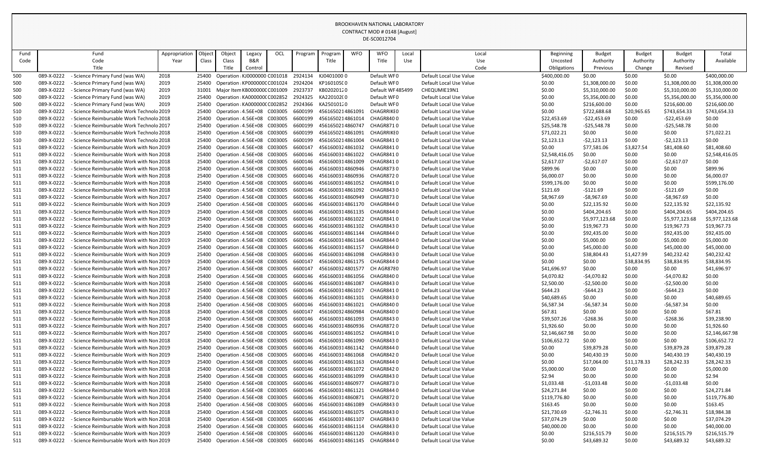BROOKHAVEN NATIONAL LABORATORY
CONTRACT MOD # 0148 [August]
DE-SC0012704

| Fund Code | Fund Code Title | Appropriation Year | Object Class | Object Class Title | Legacy B&R Control | OCL | Program | Program Title | WFO | WFO Title | Local Use | Local Use Code | Beginning Uncosted Obligations | Budget Authority Previous | Budget Authority Change | Budget Authority Revised | Total Available |
|---|---|---|---|---|---|---|---|---|---|---|---|---|---|---|---|---|---|
| 500 | 089-X-0222 - Science Primary Fund (was WA) | 2018 | 25400 | Operation : KJ0000000 | | C001018 | 2924134 | KJ04010000 | | Default WF0 | | Default Local Use Value | $400,000.00 | $0.00 | $0.00 | $0.00 | $400,000.00 |
| 500 | 089-X-0222 - Science Primary Fund (was WA) | 2019 | 25400 | Operation : KP000000C | | C001024 | 2924204 | KP160105C0 | | Default WF0 | | Default Local Use Value | $0.00 | $1,308,000.00 | $0.00 | $1,308,000.00 | $1,308,000.00 |
| 500 | 089-X-0222 - Science Primary Fund (was WA) | 2019 | 31001 | Major Item KB000000C | | C001009 | 2923737 | KB02020120 | | Default WF | 485499 | CHEQUMIE19N1 | $0.00 | $5,310,000.00 | $0.00 | $5,310,000.00 | $5,310,000.00 |
| 500 | 089-X-0222 - Science Primary Fund (was WA) | 2019 | 25400 | Operation : KA000000C | | C002852 | 2924325 | KA220102C0 | | Default WF0 | | Default Local Use Value | $0.00 | $5,356,000.00 | $0.00 | $5,356,000.00 | $5,356,000.00 |
| 500 | 089-X-0222 - Science Primary Fund (was WA) | 2019 | 25400 | Operation : KA000000C | | C002852 | 2924366 | KA25010120 | | Default WF0 | | Default Local Use Value | $0.00 | $216,600.00 | $0.00 | $216,600.00 | $216,600.00 |
| 510 | 089-X-0222 - Science Reimbursable Work Technolo | 2019 | 25400 | Operation : 4.56E+08 | | C003005 | 6600199 | 456165021 | 4861091 | CHAGRRIKE0 | | Default Local Use Value | $0.00 | $722,688.68 | $20,965.65 | $743,654.33 | $743,654.33 |
| 510 | 089-X-0222 - Science Reimbursable Work Technolo | 2018 | 25400 | Operation : 4.56E+08 | | C003005 | 6600199 | 456165021 | 4861014 | CHAGR8400 | | Default Local Use Value | $22,453.69 | -$22,453.69 | $0.00 | -$22,453.69 | $0.00 |
| 510 | 089-X-0222 - Science Reimbursable Work Technolo | 2017 | 25400 | Operation : 4.56E+08 | | C003005 | 6600199 | 456165021 | 4860747 | CHAGR8710 | | Default Local Use Value | $25,548.78 | -$25,548.78 | $0.00 | -$25,548.78 | $0.00 |
| 510 | 089-X-0222 - Science Reimbursable Work Technolo | 2018 | 25400 | Operation : 4.56E+08 | | C003005 | 6600199 | 456165021 | 4861091 | CHAGRRIKE0 | | Default Local Use Value | $71,022.21 | $0.00 | $0.00 | $0.00 | $71,022.21 |
| 510 | 089-X-0222 - Science Reimbursable Work Technolo | 2018 | 25400 | Operation : 4.56E+08 | | C003005 | 6600199 | 456165021 | 4861004 | CHAGR8410 | | Default Local Use Value | $2,123.13 | -$2,123.13 | $0.00 | -$2,123.13 | $0.00 |
| 511 | 089-X-0222 - Science Reimbursable Work with Non | 2019 | 25400 | Operation : 4.56E+08 | | C003005 | 6600147 | 456160032 | 4861032 | CHAGR8410 | | Default Local Use Value | $0.00 | $77,581.06 | $3,827.54 | $81,408.60 | $81,408.60 |
| 511 | 089-X-0222 - Science Reimbursable Work with Non | 2018 | 25400 | Operation : 4.56E+08 | | C003005 | 6600146 | 456160031 | 4861022 | CHAGR8410 | | Default Local Use Value | $2,548,416.05 | $0.00 | $0.00 | $0.00 | $2,548,416.05 |
| 511 | 089-X-0222 - Science Reimbursable Work with Non | 2018 | 25400 | Operation : 4.56E+08 | | C003005 | 6600146 | 456160031 | 4861009 | CHAGR8410 | | Default Local Use Value | $2,617.07 | -$2,617.07 | $0.00 | -$2,617.07 | $0.00 |
| 511 | 089-X-0222 - Science Reimbursable Work with Non | 2018 | 25400 | Operation : 4.56E+08 | | C003005 | 6600146 | 456160031 | 4860946 | CHAGR8730 | | Default Local Use Value | $899.96 | $0.00 | $0.00 | $0.00 | $899.96 |
| 511 | 089-X-0222 - Science Reimbursable Work with Non | 2018 | 25400 | Operation : 4.56E+08 | | C003005 | 6600146 | 456160031 | 4860936 | CHAGR8720 | | Default Local Use Value | $6,000.07 | $0.00 | $0.00 | $0.00 | $6,000.07 |
| 511 | 089-X-0222 - Science Reimbursable Work with Non | 2018 | 25400 | Operation : 4.56E+08 | | C003005 | 6600146 | 456160031 | 4861052 | CHAGR8410 | | Default Local Use Value | $599,176.00 | $0.00 | $0.00 | $0.00 | $599,176.00 |
| 511 | 089-X-0222 - Science Reimbursable Work with Non | 2018 | 25400 | Operation : 4.56E+08 | | C003005 | 6600146 | 456160031 | 4861092 | CHAGR8430 | | Default Local Use Value | $121.69 | -$121.69 | $0.00 | -$121.69 | $0.00 |
| 511 | 089-X-0222 - Science Reimbursable Work with Non | 2017 | 25400 | Operation : 4.56E+08 | | C003005 | 6600146 | 456160031 | 4860949 | CHAGR8730 | | Default Local Use Value | $8,967.69 | -$8,967.69 | $0.00 | -$8,967.69 | $0.00 |
| 511 | 089-X-0222 - Science Reimbursable Work with Non | 2019 | 25400 | Operation : 4.56E+08 | | C003005 | 6600146 | 456160031 | 4861170 | CHAGR8440 | | Default Local Use Value | $0.00 | $22,135.92 | $0.00 | $22,135.92 | $22,135.92 |
| 511 | 089-X-0222 - Science Reimbursable Work with Non | 2019 | 25400 | Operation : 4.56E+08 | | C003005 | 6600146 | 456160031 | 4861135 | CHAGR8440 | | Default Local Use Value | $0.00 | $404,204.65 | $0.00 | $404,204.65 | $404,204.65 |
| 511 | 089-X-0222 - Science Reimbursable Work with Non | 2019 | 25400 | Operation : 4.56E+08 | | C003005 | 6600146 | 456160031 | 4861022 | CHAGR8410 | | Default Local Use Value | $0.00 | $5,977,123.68 | $0.00 | $5,977,123.68 | $5,977,123.68 |
| 511 | 089-X-0222 - Science Reimbursable Work with Non | 2019 | 25400 | Operation : 4.56E+08 | | C003005 | 6600146 | 456160031 | 4861102 | CHAGR8430 | | Default Local Use Value | $0.00 | $19,967.73 | $0.00 | $19,967.73 | $19,967.73 |
| 511 | 089-X-0222 - Science Reimbursable Work with Non | 2019 | 25400 | Operation : 4.56E+08 | | C003005 | 6600146 | 456160031 | 4861144 | CHAGR8440 | | Default Local Use Value | $0.00 | $92,435.00 | $0.00 | $92,435.00 | $92,435.00 |
| 511 | 089-X-0222 - Science Reimbursable Work with Non | 2019 | 25400 | Operation : 4.56E+08 | | C003005 | 6600146 | 456160031 | 4861164 | CHAGR8440 | | Default Local Use Value | $0.00 | $5,000.00 | $0.00 | $5,000.00 | $5,000.00 |
| 511 | 089-X-0222 - Science Reimbursable Work with Non | 2019 | 25400 | Operation : 4.56E+08 | | C003005 | 6600146 | 456160031 | 4861157 | CHAGR8440 | | Default Local Use Value | $0.00 | $45,000.00 | $0.00 | $45,000.00 | $45,000.00 |
| 511 | 089-X-0222 - Science Reimbursable Work with Non | 2019 | 25400 | Operation : 4.56E+08 | | C003005 | 6600146 | 456160031 | 4861098 | CHAGR8430 | | Default Local Use Value | $0.00 | $38,804.43 | $1,427.99 | $40,232.42 | $40,232.42 |
| 511 | 089-X-0222 - Science Reimbursable Work with Non | 2019 | 25400 | Operation : 4.56E+08 | | C003005 | 6600147 | 456160032 | 4861175 | CHAGR8440 | | Default Local Use Value | $0.00 | $0.00 | $38,834.95 | $38,834.95 | $38,834.95 |
| 511 | 089-X-0222 - Science Reimbursable Work with Non | 2017 | 25400 | Operation : 4.56E+08 | | C003005 | 6600147 | 456160032 | 4801577 | CH AGR8780 | | Default Local Use Value | $41,696.97 | $0.00 | $0.00 | $0.00 | $41,696.97 |
| 511 | 089-X-0222 - Science Reimbursable Work with Non | 2018 | 25400 | Operation : 4.56E+08 | | C003005 | 6600146 | 456160031 | 4861056 | CHAGR8400 | | Default Local Use Value | $4,070.82 | -$4,070.82 | $0.00 | -$4,070.82 | $0.00 |
| 511 | 089-X-0222 - Science Reimbursable Work with Non | 2018 | 25400 | Operation : 4.56E+08 | | C003005 | 6600146 | 456160031 | 4861087 | CHAGR8430 | | Default Local Use Value | $2,500.00 | -$2,500.00 | $0.00 | -$2,500.00 | $0.00 |
| 511 | 089-X-0222 - Science Reimbursable Work with Non | 2017 | 25400 | Operation : 4.56E+08 | | C003005 | 6600146 | 456160031 | 4861017 | CHAGR8410 | | Default Local Use Value | $644.23 | -$644.23 | $0.00 | -$644.23 | $0.00 |
| 511 | 089-X-0222 - Science Reimbursable Work with Non | 2018 | 25400 | Operation : 4.56E+08 | | C003005 | 6600146 | 456160031 | 4861101 | CHAGR8430 | | Default Local Use Value | $40,689.65 | $0.00 | $0.00 | $0.00 | $40,689.65 |
| 511 | 089-X-0222 - Science Reimbursable Work with Non | 2018 | 25400 | Operation : 4.56E+08 | | C003005 | 6600146 | 456160031 | 4861021 | CHAGR8400 | | Default Local Use Value | $6,587.34 | -$6,587.34 | $0.00 | -$6,587.34 | $0.00 |
| 511 | 089-X-0222 - Science Reimbursable Work with Non | 2018 | 25400 | Operation : 4.56E+08 | | C003005 | 6600147 | 456160032 | 4860984 | CHAGR8400 | | Default Local Use Value | $67.81 | $0.00 | $0.00 | $0.00 | $67.81 |
| 511 | 089-X-0222 - Science Reimbursable Work with Non | 2018 | 25400 | Operation : 4.56E+08 | | C003005 | 6600146 | 456160031 | 4861093 | CHAGR8430 | | Default Local Use Value | $39,507.26 | -$268.36 | $0.00 | -$268.36 | $39,238.90 |
| 511 | 089-X-0222 - Science Reimbursable Work with Non | 2017 | 25400 | Operation : 4.56E+08 | | C003005 | 6600146 | 456160031 | 4860936 | CHAGR8720 | | Default Local Use Value | $1,926.60 | $0.00 | $0.00 | $0.00 | $1,926.60 |
| 511 | 089-X-0222 - Science Reimbursable Work with Non | 2017 | 25400 | Operation : 4.56E+08 | | C003005 | 6600146 | 456160031 | 4861052 | CHAGR8410 | | Default Local Use Value | $2,146,667.98 | $0.00 | $0.00 | $0.00 | $2,146,667.98 |
| 511 | 089-X-0222 - Science Reimbursable Work with Non | 2018 | 25400 | Operation : 4.56E+08 | | C003005 | 6600146 | 456160031 | 4861090 | CHAGR8430 | | Default Local Use Value | $106,652.72 | $0.00 | $0.00 | $0.00 | $106,652.72 |
| 511 | 089-X-0222 - Science Reimbursable Work with Non | 2019 | 25400 | Operation : 4.56E+08 | | C003005 | 6600146 | 456160031 | 4861142 | CHAGR8440 | | Default Local Use Value | $0.00 | $39,879.28 | $0.00 | $39,879.28 | $39,879.28 |
| 511 | 089-X-0222 - Science Reimbursable Work with Non | 2019 | 25400 | Operation : 4.56E+08 | | C003005 | 6600146 | 456160031 | 4861068 | CHAGR8420 | | Default Local Use Value | $0.00 | $40,430.19 | $0.00 | $40,430.19 | $40,430.19 |
| 511 | 089-X-0222 - Science Reimbursable Work with Non | 2019 | 25400 | Operation : 4.56E+08 | | C003005 | 6600146 | 456160031 | 4861163 | CHAGR8440 | | Default Local Use Value | $0.00 | $17,064.00 | $11,178.33 | $28,242.33 | $28,242.33 |
| 511 | 089-X-0222 - Science Reimbursable Work with Non | 2018 | 25400 | Operation : 4.56E+08 | | C003005 | 6600146 | 456160031 | 4861072 | CHAGR8420 | | Default Local Use Value | $5,000.00 | $0.00 | $0.00 | $0.00 | $5,000.00 |
| 511 | 089-X-0222 - Science Reimbursable Work with Non | 2018 | 25400 | Operation : 4.56E+08 | | C003005 | 6600146 | 456160031 | 4861099 | CHAGR8430 | | Default Local Use Value | $2.94 | $0.00 | $0.00 | $0.00 | $2.94 |
| 511 | 089-X-0222 - Science Reimbursable Work with Non | 2018 | 25400 | Operation : 4.56E+08 | | C003005 | 6600146 | 456160031 | 4860977 | CHAGR8730 | | Default Local Use Value | $1,033.48 | -$1,033.48 | $0.00 | -$1,033.48 | $0.00 |
| 511 | 089-X-0222 - Science Reimbursable Work with Non | 2018 | 25400 | Operation : 4.56E+08 | | C003005 | 6600146 | 456160031 | 4861121 | CHAGR8440 | | Default Local Use Value | $24,271.84 | $0.00 | $0.00 | $0.00 | $24,271.84 |
| 511 | 089-X-0222 - Science Reimbursable Work with Non | 2014 | 25400 | Operation : 4.56E+08 | | C003005 | 6600146 | 456160031 | 4860871 | CHAGR8720 | | Default Local Use Value | $119,776.80 | $0.00 | $0.00 | $0.00 | $119,776.80 |
| 511 | 089-X-0222 - Science Reimbursable Work with Non | 2018 | 25400 | Operation : 4.56E+08 | | C003005 | 6600146 | 456160031 | 4861089 | CHAGR8430 | | Default Local Use Value | $163.45 | $0.00 | $0.00 | $0.00 | $163.45 |
| 511 | 089-X-0222 - Science Reimbursable Work with Non | 2018 | 25400 | Operation : 4.56E+08 | | C003005 | 6600146 | 456160031 | 4861075 | CHAGR8430 | | Default Local Use Value | $21,730.69 | -$2,746.31 | $0.00 | -$2,746.31 | $18,984.38 |
| 511 | 089-X-0222 - Science Reimbursable Work with Non | 2018 | 25400 | Operation : 4.56E+08 | | C003005 | 6600146 | 456160031 | 4861107 | CHAGR8430 | | Default Local Use Value | $37,074.29 | $0.00 | $0.00 | $0.00 | $37,074.29 |
| 511 | 089-X-0222 - Science Reimbursable Work with Non | 2018 | 25400 | Operation : 4.56E+08 | | C003005 | 6600146 | 456160031 | 4861114 | CHAGR8430 | | Default Local Use Value | $40,000.00 | $0.00 | $0.00 | $0.00 | $40,000.00 |
| 511 | 089-X-0222 - Science Reimbursable Work with Non | 2019 | 25400 | Operation : 4.56E+08 | | C003005 | 6600146 | 456160031 | 4861120 | CHAGR8430 | | Default Local Use Value | $0.00 | $216,515.79 | $0.00 | $216,515.79 | $216,515.79 |
| 511 | 089-X-0222 - Science Reimbursable Work with Non | 2019 | 25400 | Operation : 4.56E+08 | | C003005 | 6600146 | 456160031 | 4861145 | CHAGR8440 | | Default Local Use Value | $0.00 | $43,689.32 | $0.00 | $43,689.32 | $43,689.32 |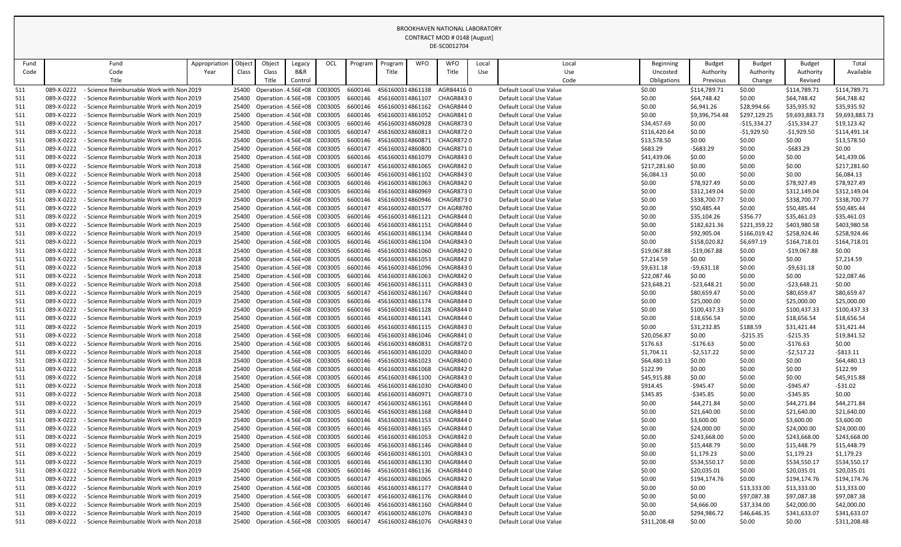BROOKHAVEN NATIONAL LABORATORY
CONTRACT MOD # 0148 [August]
DE-SC0012704

| Fund Code | Fund Code Title | Appropriation Year | Object Class | Object Class Title | Legacy B&R Control | OCL | Program | Program Title | WFO | WFO Title | Local Use | Local Use Code | Beginning Uncosted Obligations | Budget Authority Previous | Budget Authority Change | Budget Authority Revised | Total Available |
|---|---|---|---|---|---|---|---|---|---|---|---|---|---|---|---|---|---|
| 511 | 089-X-0222 - Science Reimbursable Work with Non | 2019 | 25400 | Operation : | 4.56E+08 | C003005 | 6600146 | 4561600314861138 | | AGR84416 | 0 | Default Local Use Value | $0.00 | $114,789.71 | $0.00 | $114,789.71 | $114,789.71 |
| 511 | 089-X-0222 - Science Reimbursable Work with Non | 2019 | 25400 | Operation : | 4.56E+08 | C003005 | 6600146 | 4561600314861107 | | CHAGR843 | 0 | Default Local Use Value | $0.00 | $64,748.42 | $0.00 | $64,748.42 | $64,748.42 |
| 511 | 089-X-0222 - Science Reimbursable Work with Non | 2019 | 25400 | Operation : | 4.56E+08 | C003005 | 6600146 | 4561600314861162 | | CHAGR844 | 0 | Default Local Use Value | $0.00 | $6,941.26 | $28,994.66 | $35,935.92 | $35,935.92 |
| 511 | 089-X-0222 - Science Reimbursable Work with Non | 2019 | 25400 | Operation : | 4.56E+08 | C003005 | 6600146 | 4561600314861052 | | CHAGR841 | 0 | Default Local Use Value | $0.00 | $9,396,754.48 | $297,129.25 | $9,693,883.73 | $9,693,883.73 |
| 511 | 089-X-0222 - Science Reimbursable Work with Non | 2017 | 25400 | Operation : | 4.56E+08 | C003005 | 6600146 | 4561600314860928 | | CHAGR873 | 0 | Default Local Use Value | $34,457.69 | $0.00 | -$15,334.27 | -$15,334.27 | $19,123.42 |
| 511 | 089-X-0222 - Science Reimbursable Work with Non | 2018 | 25400 | Operation : | 4.56E+08 | C003005 | 6600147 | 4561600324860813 | | CHAGR872 | 0 | Default Local Use Value | $116,420.64 | $0.00 | -$1,929.50 | -$1,929.50 | $114,491.14 |
| 511 | 089-X-0222 - Science Reimbursable Work with Non | 2016 | 25400 | Operation : | 4.56E+08 | C003005 | 6600146 | 4561600314860871 | | CHAGR872 | 0 | Default Local Use Value | $13,578.50 | $0.00 | $0.00 | $0.00 | $13,578.50 |
| 511 | 089-X-0222 - Science Reimbursable Work with Non | 2017 | 25400 | Operation : | 4.56E+08 | C003005 | 6600147 | 4561600324860800 | | CHAGR871 | 0 | Default Local Use Value | $683.29 | -$683.29 | $0.00 | -$683.29 | $0.00 |
| 511 | 089-X-0222 - Science Reimbursable Work with Non | 2018 | 25400 | Operation : | 4.56E+08 | C003005 | 6600146 | 4561600314861079 | | CHAGR843 | 0 | Default Local Use Value | $41,439.06 | $0.00 | $0.00 | $0.00 | $41,439.06 |
| 511 | 089-X-0222 - Science Reimbursable Work with Non | 2018 | 25400 | Operation : | 4.56E+08 | C003005 | 6600147 | 4561600324861065 | | CHAGR842 | 0 | Default Local Use Value | $217,281.60 | $0.00 | $0.00 | $0.00 | $217,281.60 |
| 511 | 089-X-0222 - Science Reimbursable Work with Non | 2018 | 25400 | Operation : | 4.56E+08 | C003005 | 6600146 | 4561600314861102 | | CHAGR843 | 0 | Default Local Use Value | $6,084.13 | $0.00 | $0.00 | $0.00 | $6,084.13 |
| 511 | 089-X-0222 - Science Reimbursable Work with Non | 2019 | 25400 | Operation : | 4.56E+08 | C003005 | 6600146 | 4561600314861063 | | CHAGR842 | 0 | Default Local Use Value | $0.00 | $78,927.49 | $0.00 | $78,927.49 | $78,927.49 |
| 511 | 089-X-0222 - Science Reimbursable Work with Non | 2019 | 25400 | Operation : | 4.56E+08 | C003005 | 6600146 | 4561600314860969 | | CHAGR873 | 0 | Default Local Use Value | $0.00 | $312,149.04 | $0.00 | $312,149.04 | $312,149.04 |
| 511 | 089-X-0222 - Science Reimbursable Work with Non | 2019 | 25400 | Operation : | 4.56E+08 | C003005 | 6600146 | 4561600314860946 | | CHAGR873 | 0 | Default Local Use Value | $0.00 | $338,700.77 | $0.00 | $338,700.77 | $338,700.77 |
| 511 | 089-X-0222 - Science Reimbursable Work with Non | 2019 | 25400 | Operation : | 4.56E+08 | C003005 | 6600147 | 4561600324801577 | | CH AGR878 | 0 | Default Local Use Value | $0.00 | $50,485.44 | $0.00 | $50,485.44 | $50,485.44 |
| 511 | 089-X-0222 - Science Reimbursable Work with Non | 2019 | 25400 | Operation : | 4.56E+08 | C003005 | 6600146 | 4561600314861121 | | CHAGR844 | 0 | Default Local Use Value | $0.00 | $35,104.26 | $356.77 | $35,461.03 | $35,461.03 |
| 511 | 089-X-0222 - Science Reimbursable Work with Non | 2019 | 25400 | Operation : | 4.56E+08 | C003005 | 6600146 | 4561600314861151 | | CHAGR844 | 0 | Default Local Use Value | $0.00 | $182,621.36 | $221,359.22 | $403,980.58 | $403,980.58 |
| 511 | 089-X-0222 - Science Reimbursable Work with Non | 2019 | 25400 | Operation : | 4.56E+08 | C003005 | 6600146 | 4561600314861134 | | CHAGR844 | 0 | Default Local Use Value | $0.00 | $92,905.04 | $166,019.42 | $258,924.46 | $258,924.46 |
| 511 | 089-X-0222 - Science Reimbursable Work with Non | 2019 | 25400 | Operation : | 4.56E+08 | C003005 | 6600146 | 4561600314861104 | | CHAGR843 | 0 | Default Local Use Value | $0.00 | $158,020.82 | $6,697.19 | $164,718.01 | $164,718.01 |
| 511 | 089-X-0222 - Science Reimbursable Work with Non | 2018 | 25400 | Operation : | 4.56E+08 | C003005 | 6600146 | 4561600314861060 | | CHAGR842 | 0 | Default Local Use Value | $19,067.88 | -$19,067.88 | $0.00 | -$19,067.88 | $0.00 |
| 511 | 089-X-0222 - Science Reimbursable Work with Non | 2018 | 25400 | Operation : | 4.56E+08 | C003005 | 6600146 | 4561600314861053 | | CHAGR842 | 0 | Default Local Use Value | $7,214.59 | $0.00 | $0.00 | $0.00 | $7,214.59 |
| 511 | 089-X-0222 - Science Reimbursable Work with Non | 2018 | 25400 | Operation : | 4.56E+08 | C003005 | 6600146 | 4561600314861096 | | CHAGR843 | 0 | Default Local Use Value | $9,631.18 | -$9,631.18 | $0.00 | -$9,631.18 | $0.00 |
| 511 | 089-X-0222 - Science Reimbursable Work with Non | 2018 | 25400 | Operation : | 4.56E+08 | C003005 | 6600146 | 4561600314861063 | | CHAGR842 | 0 | Default Local Use Value | $22,087.46 | $0.00 | $0.00 | $0.00 | $22,087.46 |
| 511 | 089-X-0222 - Science Reimbursable Work with Non | 2018 | 25400 | Operation : | 4.56E+08 | C003005 | 6600146 | 4561600314861111 | | CHAGR843 | 0 | Default Local Use Value | $23,648.21 | -$23,648.21 | $0.00 | -$23,648.21 | $0.00 |
| 511 | 089-X-0222 - Science Reimbursable Work with Non | 2019 | 25400 | Operation : | 4.56E+08 | C003005 | 6600147 | 4561600324861167 | | CHAGR844 | 0 | Default Local Use Value | $0.00 | $80,659.47 | $0.00 | $80,659.47 | $80,659.47 |
| 511 | 089-X-0222 - Science Reimbursable Work with Non | 2019 | 25400 | Operation : | 4.56E+08 | C003005 | 6600146 | 4561600314861174 | | CHAGR844 | 0 | Default Local Use Value | $0.00 | $25,000.00 | $0.00 | $25,000.00 | $25,000.00 |
| 511 | 089-X-0222 - Science Reimbursable Work with Non | 2019 | 25400 | Operation : | 4.56E+08 | C003005 | 6600146 | 4561600314861128 | | CHAGR844 | 0 | Default Local Use Value | $0.00 | $100,437.33 | $0.00 | $100,437.33 | $100,437.33 |
| 511 | 089-X-0222 - Science Reimbursable Work with Non | 2019 | 25400 | Operation : | 4.56E+08 | C003005 | 6600146 | 4561600314861141 | | CHAGR844 | 0 | Default Local Use Value | $0.00 | $18,656.54 | $0.00 | $18,656.54 | $18,656.54 |
| 511 | 089-X-0222 - Science Reimbursable Work with Non | 2019 | 25400 | Operation : | 4.56E+08 | C003005 | 6600146 | 4561600314861115 | | CHAGR843 | 0 | Default Local Use Value | $0.00 | $31,232.85 | $188.59 | $31,421.44 | $31,421.44 |
| 511 | 089-X-0222 - Science Reimbursable Work with Non | 2018 | 25400 | Operation : | 4.56E+08 | C003005 | 6600146 | 4561600314861046 | | CHAGR841 | 0 | Default Local Use Value | $20,056.87 | $0.00 | -$215.35 | -$215.35 | $19,841.52 |
| 511 | 089-X-0222 - Science Reimbursable Work with Non | 2016 | 25400 | Operation : | 4.56E+08 | C003005 | 6600146 | 4561600314860831 | | CHAGR872 | 0 | Default Local Use Value | $176.63 | -$176.63 | $0.00 | -$176.63 | $0.00 |
| 511 | 089-X-0222 - Science Reimbursable Work with Non | 2018 | 25400 | Operation : | 4.56E+08 | C003005 | 6600146 | 4561600314861020 | | CHAGR840 | 0 | Default Local Use Value | $1,704.11 | -$2,517.22 | $0.00 | -$2,517.22 | -$813.11 |
| 511 | 089-X-0222 - Science Reimbursable Work with Non | 2018 | 25400 | Operation : | 4.56E+08 | C003005 | 6600146 | 4561600314861023 | | CHAGR840 | 0 | Default Local Use Value | $64,480.13 | $0.00 | $0.00 | $0.00 | $64,480.13 |
| 511 | 089-X-0222 - Science Reimbursable Work with Non | 2018 | 25400 | Operation : | 4.56E+08 | C003005 | 6600146 | 4561600314861068 | | CHAGR842 | 0 | Default Local Use Value | $122.99 | $0.00 | $0.00 | $0.00 | $122.99 |
| 511 | 089-X-0222 - Science Reimbursable Work with Non | 2018 | 25400 | Operation : | 4.56E+08 | C003005 | 6600146 | 4561600314861100 | | CHAGR843 | 0 | Default Local Use Value | $45,915.88 | $0.00 | $0.00 | $0.00 | $45,915.88 |
| 511 | 089-X-0222 - Science Reimbursable Work with Non | 2018 | 25400 | Operation : | 4.56E+08 | C003005 | 6600146 | 4561600314861030 | | CHAGR840 | 0 | Default Local Use Value | $914.45 | -$945.47 | $0.00 | -$945.47 | -$31.02 |
| 511 | 089-X-0222 - Science Reimbursable Work with Non | 2018 | 25400 | Operation : | 4.56E+08 | C003005 | 6600146 | 4561600314860971 | | CHAGR873 | 0 | Default Local Use Value | $345.85 | -$345.85 | $0.00 | -$345.85 | $0.00 |
| 511 | 089-X-0222 - Science Reimbursable Work with Non | 2019 | 25400 | Operation : | 4.56E+08 | C003005 | 6600147 | 4561600324861161 | | CHAGR844 | 0 | Default Local Use Value | $0.00 | $44,271.84 | $0.00 | $44,271.84 | $44,271.84 |
| 511 | 089-X-0222 - Science Reimbursable Work with Non | 2019 | 25400 | Operation : | 4.56E+08 | C003005 | 6600146 | 4561600314861168 | | CHAGR844 | 0 | Default Local Use Value | $0.00 | $21,640.00 | $0.00 | $21,640.00 | $21,640.00 |
| 511 | 089-X-0222 - Science Reimbursable Work with Non | 2019 | 25400 | Operation : | 4.56E+08 | C003005 | 6600146 | 4561600314861153 | | CHAGR844 | 0 | Default Local Use Value | $0.00 | $3,600.00 | $0.00 | $3,600.00 | $3,600.00 |
| 511 | 089-X-0222 - Science Reimbursable Work with Non | 2019 | 25400 | Operation : | 4.56E+08 | C003005 | 6600146 | 4561600314861165 | | CHAGR844 | 0 | Default Local Use Value | $0.00 | $24,000.00 | $0.00 | $24,000.00 | $24,000.00 |
| 511 | 089-X-0222 - Science Reimbursable Work with Non | 2019 | 25400 | Operation : | 4.56E+08 | C003005 | 6600146 | 4561600314861053 | | CHAGR842 | 0 | Default Local Use Value | $0.00 | $243,668.00 | $0.00 | $243,668.00 | $243,668.00 |
| 511 | 089-X-0222 - Science Reimbursable Work with Non | 2019 | 25400 | Operation : | 4.56E+08 | C003005 | 6600146 | 4561600314861146 | | CHAGR844 | 0 | Default Local Use Value | $0.00 | $15,448.79 | $0.00 | $15,448.79 | $15,448.79 |
| 511 | 089-X-0222 - Science Reimbursable Work with Non | 2019 | 25400 | Operation : | 4.56E+08 | C003005 | 6600146 | 4561600314861101 | | CHAGR843 | 0 | Default Local Use Value | $0.00 | $1,179.23 | $0.00 | $1,179.23 | $1,179.23 |
| 511 | 089-X-0222 - Science Reimbursable Work with Non | 2019 | 25400 | Operation : | 4.56E+08 | C003005 | 6600146 | 4561600314861130 | | CHAGR844 | 0 | Default Local Use Value | $0.00 | $534,550.17 | $0.00 | $534,550.17 | $534,550.17 |
| 511 | 089-X-0222 - Science Reimbursable Work with Non | 2019 | 25400 | Operation : | 4.56E+08 | C003005 | 6600146 | 4561600314861136 | | CHAGR844 | 0 | Default Local Use Value | $0.00 | $20,035.01 | $0.00 | $20,035.01 | $20,035.01 |
| 511 | 089-X-0222 - Science Reimbursable Work with Non | 2019 | 25400 | Operation : | 4.56E+08 | C003005 | 6600147 | 4561600324861065 | | CHAGR842 | 0 | Default Local Use Value | $0.00 | $194,174.76 | $0.00 | $194,174.76 | $194,174.76 |
| 511 | 089-X-0222 - Science Reimbursable Work with Non | 2019 | 25400 | Operation : | 4.56E+08 | C003005 | 6600146 | 4561600314861177 | | CHAGR844 | 0 | Default Local Use Value | $0.00 | $0.00 | $13,333.00 | $13,333.00 | $13,333.00 |
| 511 | 089-X-0222 - Science Reimbursable Work with Non | 2019 | 25400 | Operation : | 4.56E+08 | C003005 | 6600147 | 4561600324861176 | | CHAGR844 | 0 | Default Local Use Value | $0.00 | $0.00 | $97,087.38 | $97,087.38 | $97,087.38 |
| 511 | 089-X-0222 - Science Reimbursable Work with Non | 2019 | 25400 | Operation : | 4.56E+08 | C003005 | 6600146 | 4561600314861160 | | CHAGR844 | 0 | Default Local Use Value | $0.00 | $4,666.00 | $37,334.00 | $42,000.00 | $42,000.00 |
| 511 | 089-X-0222 - Science Reimbursable Work with Non | 2019 | 25400 | Operation : | 4.56E+08 | C003005 | 6600147 | 4561600324861076 | | CHAGR843 | 0 | Default Local Use Value | $0.00 | $294,986.72 | $46,646.35 | $341,633.07 | $341,633.07 |
| 511 | 089-X-0222 - Science Reimbursable Work with Non | 2018 | 25400 | Operation : | 4.56E+08 | C003005 | 6600147 | 4561600324861076 | | CHAGR843 | 0 | Default Local Use Value | $311,208.48 | $0.00 | $0.00 | $0.00 | $311,208.48 |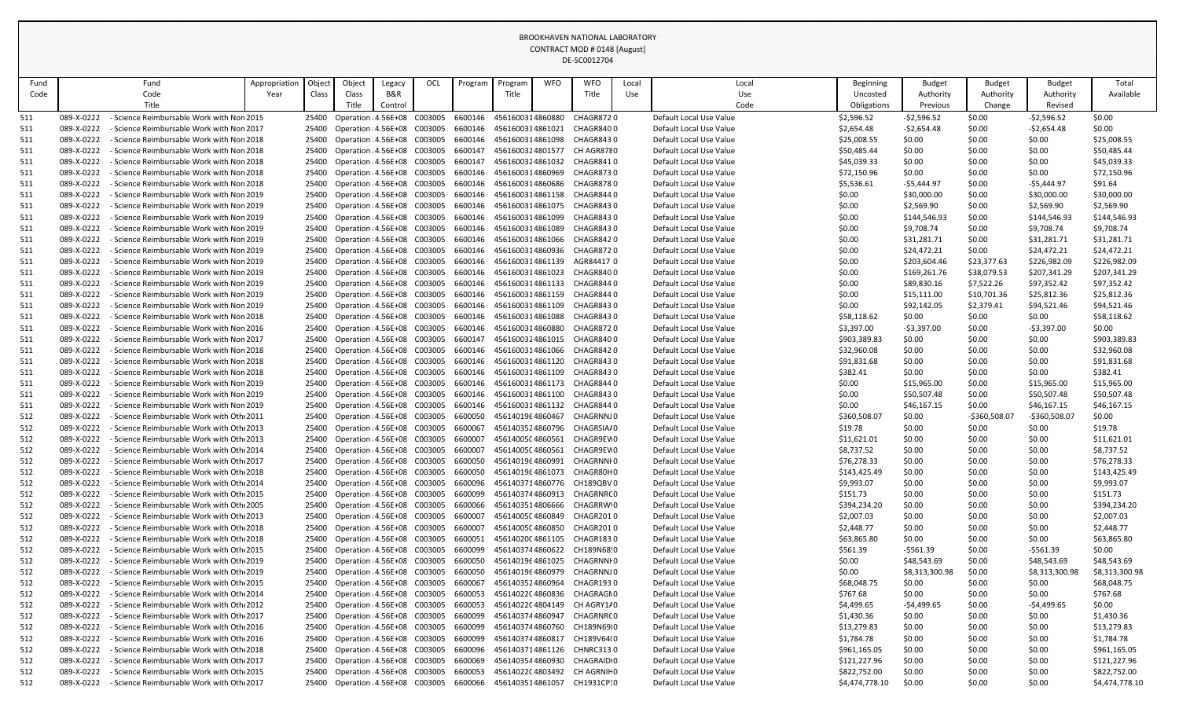BROOKHAVEN NATIONAL LABORATORY
CONTRACT MOD # 0148 [August]
DE-SC0012704

| Fund Code | Fund Code Title | Appropriation Year | Object Class | Object Class Title | Legacy B&R Control | OCL | Program | Program Title | WFO | WFO Title | Local Use | Local Use Code | Beginning Uncosted Obligations | Budget Authority Previous | Budget Authority Change | Budget Authority Revised | Total Available |
|---|---|---|---|---|---|---|---|---|---|---|---|---|---|---|---|---|---|
| 511 | 089-X-0222 - Science Reimbursable Work with Non | 2015 | 25400 | Operation : | 4.56E+08 | C003005 | 6600146 | 4561600314860880 | | CHAGR8720 | | Default Local Use Value | $2,596.52 | -$2,596.52 | $0.00 | -$2,596.52 | $0.00 |
| 511 | 089-X-0222 - Science Reimbursable Work with Non | 2017 | 25400 | Operation : | 4.56E+08 | C003005 | 6600146 | 4561600314861021 | | CHAGR8400 | | Default Local Use Value | $2,654.48 | -$2,654.48 | $0.00 | -$2,654.48 | $0.00 |
| 511 | 089-X-0222 - Science Reimbursable Work with Non | 2018 | 25400 | Operation : | 4.56E+08 | C003005 | 6600146 | 4561600314861098 | | CHAGR8430 | | Default Local Use Value | $25,008.55 | $0.00 | $0.00 | $0.00 | $25,008.55 |
| 511 | 089-X-0222 - Science Reimbursable Work with Non | 2018 | 25400 | Operation : | 4.56E+08 | C003005 | 6600147 | 4561600324801577 | | CH AGR8780 | | Default Local Use Value | $50,485.44 | $0.00 | $0.00 | $0.00 | $50,485.44 |
| 511 | 089-X-0222 - Science Reimbursable Work with Non | 2018 | 25400 | Operation : | 4.56E+08 | C003005 | 6600147 | 4561600324861032 | | CHAGR8410 | | Default Local Use Value | $45,039.33 | $0.00 | $0.00 | $0.00 | $45,039.33 |
| 511 | 089-X-0222 - Science Reimbursable Work with Non | 2018 | 25400 | Operation : | 4.56E+08 | C003005 | 6600146 | 4561600314860969 | | CHAGR8730 | | Default Local Use Value | $72,150.96 | $0.00 | $0.00 | $0.00 | $72,150.96 |
| 511 | 089-X-0222 - Science Reimbursable Work with Non | 2018 | 25400 | Operation : | 4.56E+08 | C003005 | 6600146 | 4561600314860686 | | CHAGR8780 | | Default Local Use Value | $5,536.61 | -$5,444.97 | $0.00 | -$5,444.97 | $91.64 |
| 511 | 089-X-0222 - Science Reimbursable Work with Non | 2019 | 25400 | Operation : | 4.56E+08 | C003005 | 6600146 | 4561600314861158 | | CHAGR8440 | | Default Local Use Value | $0.00 | $30,000.00 | $0.00 | $30,000.00 | $30,000.00 |
| 511 | 089-X-0222 - Science Reimbursable Work with Non | 2019 | 25400 | Operation : | 4.56E+08 | C003005 | 6600146 | 4561600314861075 | | CHAGR8430 | | Default Local Use Value | $0.00 | $2,569.90 | $0.00 | $2,569.90 | $2,569.90 |
| 511 | 089-X-0222 - Science Reimbursable Work with Non | 2019 | 25400 | Operation : | 4.56E+08 | C003005 | 6600146 | 4561600314861099 | | CHAGR8430 | | Default Local Use Value | $0.00 | $144,546.93 | $0.00 | $144,546.93 | $144,546.93 |
| 511 | 089-X-0222 - Science Reimbursable Work with Non | 2019 | 25400 | Operation : | 4.56E+08 | C003005 | 6600146 | 4561600314861089 | | CHAGR8430 | | Default Local Use Value | $0.00 | $9,708.74 | $0.00 | $9,708.74 | $9,708.74 |
| 511 | 089-X-0222 - Science Reimbursable Work with Non | 2019 | 25400 | Operation : | 4.56E+08 | C003005 | 6600146 | 4561600314861066 | | CHAGR8420 | | Default Local Use Value | $0.00 | $31,281.71 | $0.00 | $31,281.71 | $31,281.71 |
| 511 | 089-X-0222 - Science Reimbursable Work with Non | 2019 | 25400 | Operation : | 4.56E+08 | C003005 | 6600146 | 4561600314860936 | | CHAGR8720 | | Default Local Use Value | $0.00 | $24,472.21 | $0.00 | $24,472.21 | $24,472.21 |
| 511 | 089-X-0222 - Science Reimbursable Work with Non | 2019 | 25400 | Operation : | 4.56E+08 | C003005 | 6600146 | 4561600314861139 | | AGR84417 0 | | Default Local Use Value | $0.00 | $203,604.46 | $23,377.63 | $226,982.09 | $226,982.09 |
| 511 | 089-X-0222 - Science Reimbursable Work with Non | 2019 | 25400 | Operation : | 4.56E+08 | C003005 | 6600146 | 4561600314861023 | | CHAGR8400 | | Default Local Use Value | $0.00 | $169,261.76 | $38,079.53 | $207,341.29 | $207,341.29 |
| 511 | 089-X-0222 - Science Reimbursable Work with Non | 2019 | 25400 | Operation : | 4.56E+08 | C003005 | 6600146 | 4561600314861133 | | CHAGR8440 | | Default Local Use Value | $0.00 | $89,830.16 | $7,522.26 | $97,352.42 | $97,352.42 |
| 511 | 089-X-0222 - Science Reimbursable Work with Non | 2019 | 25400 | Operation : | 4.56E+08 | C003005 | 6600146 | 4561600314861159 | | CHAGR8440 | | Default Local Use Value | $0.00 | $15,111.00 | $10,701.36 | $25,812.36 | $25,812.36 |
| 511 | 089-X-0222 - Science Reimbursable Work with Non | 2019 | 25400 | Operation : | 4.56E+08 | C003005 | 6600146 | 4561600314861109 | | CHAGR8430 | | Default Local Use Value | $0.00 | $92,142.05 | $2,379.41 | $94,521.46 | $94,521.46 |
| 511 | 089-X-0222 - Science Reimbursable Work with Non | 2018 | 25400 | Operation : | 4.56E+08 | C003005 | 6600146 | 4561600314861088 | | CHAGR8430 | | Default Local Use Value | $58,118.62 | $0.00 | $0.00 | $0.00 | $58,118.62 |
| 511 | 089-X-0222 - Science Reimbursable Work with Non | 2016 | 25400 | Operation : | 4.56E+08 | C003005 | 6600146 | 4561600314860880 | | CHAGR8720 | | Default Local Use Value | $3,397.00 | -$3,397.00 | $0.00 | -$3,397.00 | $0.00 |
| 511 | 089-X-0222 - Science Reimbursable Work with Non | 2017 | 25400 | Operation : | 4.56E+08 | C003005 | 6600147 | 4561600324861015 | | CHAGR8400 | | Default Local Use Value | $903,389.83 | $0.00 | $0.00 | $0.00 | $903,389.83 |
| 511 | 089-X-0222 - Science Reimbursable Work with Non | 2018 | 25400 | Operation : | 4.56E+08 | C003005 | 6600146 | 4561600314861066 | | CHAGR8420 | | Default Local Use Value | $32,960.08 | $0.00 | $0.00 | $0.00 | $32,960.08 |
| 511 | 089-X-0222 - Science Reimbursable Work with Non | 2018 | 25400 | Operation : | 4.56E+08 | C003005 | 6600146 | 4561600314861120 | | CHAGR8430 | | Default Local Use Value | $91,831.68 | $0.00 | $0.00 | $0.00 | $91,831.68 |
| 511 | 089-X-0222 - Science Reimbursable Work with Non | 2018 | 25400 | Operation : | 4.56E+08 | C003005 | 6600146 | 4561600314861109 | | CHAGR8430 | | Default Local Use Value | $382.41 | $0.00 | $0.00 | $0.00 | $382.41 |
| 511 | 089-X-0222 - Science Reimbursable Work with Non | 2019 | 25400 | Operation : | 4.56E+08 | C003005 | 6600146 | 4561600314861173 | | CHAGR8440 | | Default Local Use Value | $0.00 | $15,965.00 | $0.00 | $15,965.00 | $15,965.00 |
| 511 | 089-X-0222 - Science Reimbursable Work with Non | 2019 | 25400 | Operation : | 4.56E+08 | C003005 | 6600146 | 4561600314861100 | | CHAGR8430 | | Default Local Use Value | $0.00 | $50,507.48 | $0.00 | $50,507.48 | $50,507.48 |
| 511 | 089-X-0222 - Science Reimbursable Work with Non | 2019 | 25400 | Operation : | 4.56E+08 | C003005 | 6600146 | 4561600314861132 | | CHAGR8440 | | Default Local Use Value | $0.00 | $46,167.15 | $0.00 | $46,167.15 | $46,167.15 |
| 512 | 089-X-0222 - Science Reimbursable Work with Oth | 2011 | 25400 | Operation : | 4.56E+08 | C003005 | 6600050 | 4561401964860467 | | CHAGRNNJ0 | | Default Local Use Value | $360,508.07 | $0.00 | -$360,508.07 | -$360,508.07 | $0.00 |
| 512 | 089-X-0222 - Science Reimbursable Work with Oth | 2013 | 25400 | Operation : | 4.56E+08 | C003005 | 6600067 | 4561403524860796 | | CHAGRSIA0 | | Default Local Use Value | $19.78 | $0.00 | $0.00 | $0.00 | $19.78 |
| 512 | 089-X-0222 - Science Reimbursable Work with Oth | 2013 | 25400 | Operation : | 4.56E+08 | C003005 | 6600007 | 456140050 4860561 | | CHAGR9EW0 | | Default Local Use Value | $11,621.01 | $0.00 | $0.00 | $0.00 | $11,621.01 |
| 512 | 089-X-0222 - Science Reimbursable Work with Oth | 2014 | 25400 | Operation : | 4.56E+08 | C003005 | 6600007 | 456140050 4860561 | | CHAGR9EW0 | | Default Local Use Value | $8,737.52 | $0.00 | $0.00 | $0.00 | $8,737.52 |
| 512 | 089-X-0222 - Science Reimbursable Work with Oth | 2017 | 25400 | Operation : | 4.56E+08 | C003005 | 6600050 | 4561401964860991 | | CHAGRNNH0 | | Default Local Use Value | $76,278.33 | $0.00 | $0.00 | $0.00 | $76,278.33 |
| 512 | 089-X-0222 - Science Reimbursable Work with Oth | 2018 | 25400 | Operation : | 4.56E+08 | C003005 | 6600050 | 4561401964861073 | | CHAGR80H0 | | Default Local Use Value | $143,425.49 | $0.00 | $0.00 | $0.00 | $143,425.49 |
| 512 | 089-X-0222 - Science Reimbursable Work with Oth | 2014 | 25400 | Operation : | 4.56E+08 | C003005 | 6600096 | 4561403714860776 | | CH189QBV0 | | Default Local Use Value | $9,993.07 | $0.00 | $0.00 | $0.00 | $9,993.07 |
| 512 | 089-X-0222 - Science Reimbursable Work with Oth | 2015 | 25400 | Operation : | 4.56E+08 | C003005 | 6600099 | 4561403744860913 | | CHAGRNRC0 | | Default Local Use Value | $151.73 | $0.00 | $0.00 | $0.00 | $151.73 |
| 512 | 089-X-0222 - Science Reimbursable Work with Oth | 2005 | 25400 | Operation : | 4.56E+08 | C003005 | 6600066 | 4561403514806666 | | CHAGRRW0 | | Default Local Use Value | $394,234.20 | $0.00 | $0.00 | $0.00 | $394,234.20 |
| 512 | 089-X-0222 - Science Reimbursable Work with Oth | 2013 | 25400 | Operation : | 4.56E+08 | C003005 | 6600007 | 456140050 4860849 | | CHAGR2010 | | Default Local Use Value | $2,007.03 | $0.00 | $0.00 | $0.00 | $2,007.03 |
| 512 | 089-X-0222 - Science Reimbursable Work with Oth | 2018 | 25400 | Operation : | 4.56E+08 | C003005 | 6600007 | 456140050 4860850 | | CHAGR2010 | | Default Local Use Value | $2,448.77 | $0.00 | $0.00 | $0.00 | $2,448.77 |
| 512 | 089-X-0222 - Science Reimbursable Work with Oth | 2018 | 25400 | Operation : | 4.56E+08 | C003005 | 6600051 | 456140200 4861105 | | CHAGR1830 | | Default Local Use Value | $63,865.80 | $0.00 | $0.00 | $0.00 | $63,865.80 |
| 512 | 089-X-0222 - Science Reimbursable Work with Oth | 2015 | 25400 | Operation : | 4.56E+08 | C003005 | 6600099 | 4561403744860622 | | CH189N680 | | Default Local Use Value | $561.39 | -$561.39 | $0.00 | -$561.39 | $0.00 |
| 512 | 089-X-0222 - Science Reimbursable Work with Oth | 2019 | 25400 | Operation : | 4.56E+08 | C003005 | 6600050 | 4561401964861025 | | CHAGRNNH0 | | Default Local Use Value | $0.00 | $48,543.69 | $0.00 | $48,543.69 | $48,543.69 |
| 512 | 089-X-0222 - Science Reimbursable Work with Oth | 2019 | 25400 | Operation : | 4.56E+08 | C003005 | 6600050 | 4561401964860979 | | CHAGRNNJ0 | | Default Local Use Value | $0.00 | $8,313,300.98 | $0.00 | $8,313,300.98 | $8,313,300.98 |
| 512 | 089-X-0222 - Science Reimbursable Work with Oth | 2015 | 25400 | Operation : | 4.56E+08 | C003005 | 6600067 | 4561403524860964 | | CHAGR1930 | | Default Local Use Value | $68,048.75 | $0.00 | $0.00 | $0.00 | $68,048.75 |
| 512 | 089-X-0222 - Science Reimbursable Work with Oth | 2014 | 25400 | Operation : | 4.56E+08 | C003005 | 6600053 | 456140220 4860836 | | CHAGRAGN0 | | Default Local Use Value | $767.68 | $0.00 | $0.00 | $0.00 | $767.68 |
| 512 | 089-X-0222 - Science Reimbursable Work with Oth | 2012 | 25400 | Operation : | 4.56E+08 | C003005 | 6600053 | 456140220 4804149 | | CH AGRY1A0 | | Default Local Use Value | $4,499.65 | -$4,499.65 | $0.00 | -$4,499.65 | $0.00 |
| 512 | 089-X-0222 - Science Reimbursable Work with Oth | 2017 | 25400 | Operation : | 4.56E+08 | C003005 | 6600099 | 4561403744860947 | | CHAGRNRC0 | | Default Local Use Value | $1,430.36 | $0.00 | $0.00 | $0.00 | $1,430.36 |
| 512 | 089-X-0222 - Science Reimbursable Work with Oth | 2016 | 25400 | Operation : | 4.56E+08 | C003005 | 6600099 | 4561403744860760 | | CH189N690 | | Default Local Use Value | $13,279.83 | $0.00 | $0.00 | $0.00 | $13,279.83 |
| 512 | 089-X-0222 - Science Reimbursable Work with Oth | 2016 | 25400 | Operation : | 4.56E+08 | C003005 | 6600099 | 4561403744860817 | | CH189V640 | | Default Local Use Value | $1,784.78 | $0.00 | $0.00 | $0.00 | $1,784.78 |
| 512 | 089-X-0222 - Science Reimbursable Work with Oth | 2018 | 25400 | Operation : | 4.56E+08 | C003005 | 6600096 | 4561403714861126 | | CHNRC3130 | | Default Local Use Value | $961,165.05 | $0.00 | $0.00 | $0.00 | $961,165.05 |
| 512 | 089-X-0222 - Science Reimbursable Work with Oth | 2017 | 25400 | Operation : | 4.56E+08 | C003005 | 6600069 | 4561403544860930 | | CHAGRAID0 | | Default Local Use Value | $121,227.96 | $0.00 | $0.00 | $0.00 | $121,227.96 |
| 512 | 089-X-0222 - Science Reimbursable Work with Oth | 2015 | 25400 | Operation : | 4.56E+08 | C003005 | 6600053 | 456140220 4803492 | | CH AGRNIH0 | | Default Local Use Value | $822,752.00 | $0.00 | $0.00 | $0.00 | $822,752.00 |
| 512 | 089-X-0222 - Science Reimbursable Work with Oth | 2017 | 25400 | Operation : | 4.56E+08 | C003005 | 6600066 | 4561403514861057 | | CH1931CP0 | | Default Local Use Value | $4,474,778.10 | $0.00 | $0.00 | $0.00 | $4,474,778.10 |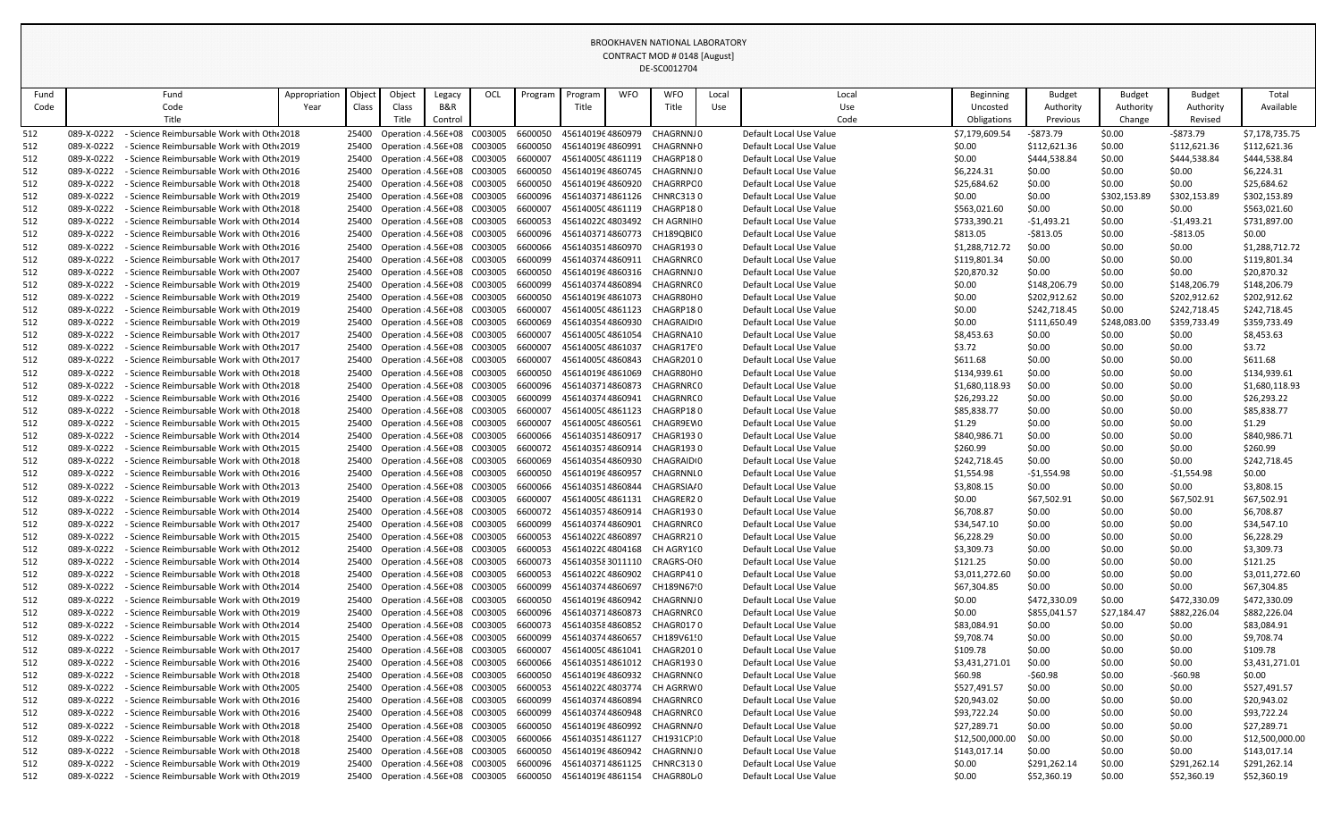BROOKHAVEN NATIONAL LABORATORY
CONTRACT MOD # 0148 [August]
DE-SC0012704

| Fund Code | Fund Code Title | Appropriation Year | Object Class | Object Class Title | Legacy B&R Control | OCL | Program | Program Title | WFO | WFO Title | Local Use | Local Use Code | Beginning Uncosted Obligations | Budget Authority Previous | Budget Authority Change | Budget Authority Revised | Total Available |
|---|---|---|---|---|---|---|---|---|---|---|---|---|---|---|---|---|---|
| 512 | 089-X-0222 - Science Reimbursable Work with Oth | 2018 | 25400 | Operation : | 4.56E+08 | C003005 | 6600050 | 45614019€ | 4860979 | CHAGRNNJ | 0 | Default Local Use Value | $7,179,609.54 | -$873.79 | $0.00 | -$873.79 | $7,178,735.75 |
| 512 | 089-X-0222 - Science Reimbursable Work with Oth | 2019 | 25400 | Operation : | 4.56E+08 | C003005 | 6600050 | 45614019€ | 4860991 | CHAGRNNH | 0 | Default Local Use Value | $0.00 | $112,621.36 | $0.00 | $112,621.36 | $112,621.36 |
| 512 | 089-X-0222 - Science Reimbursable Work with Oth | 2019 | 25400 | Operation : | 4.56E+08 | C003005 | 6600007 | 45614005C | 4861119 | CHAGRP18 | 0 | Default Local Use Value | $0.00 | $444,538.84 | $0.00 | $444,538.84 | $444,538.84 |
| 512 | 089-X-0222 - Science Reimbursable Work with Oth | 2016 | 25400 | Operation : | 4.56E+08 | C003005 | 6600050 | 45614019€ | 4860745 | CHAGRNNJ | 0 | Default Local Use Value | $6,224.31 | $0.00 | $0.00 | $0.00 | $6,224.31 |
| 512 | 089-X-0222 - Science Reimbursable Work with Oth | 2018 | 25400 | Operation : | 4.56E+08 | C003005 | 6600050 | 45614019€ | 4860920 | CHAGRRPC | 0 | Default Local Use Value | $25,684.62 | $0.00 | $0.00 | $0.00 | $25,684.62 |
| 512 | 089-X-0222 - Science Reimbursable Work with Oth | 2019 | 25400 | Operation : | 4.56E+08 | C003005 | 6600096 | 45614037 | 4861126 | CHNRC313 | 0 | Default Local Use Value | $0.00 | $0.00 | $302,153.89 | $302,153.89 | $302,153.89 |
| 512 | 089-X-0222 - Science Reimbursable Work with Oth | 2018 | 25400 | Operation : | 4.56E+08 | C003005 | 6600007 | 45614005C | 4861119 | CHAGRP18 | 0 | Default Local Use Value | $563,021.60 | $0.00 | $0.00 | $0.00 | $563,021.60 |
| 512 | 089-X-0222 - Science Reimbursable Work with Oth | 2014 | 25400 | Operation : | 4.56E+08 | C003005 | 6600053 | 45614022C | 4803492 | CH AGRNIH | 0 | Default Local Use Value | $733,390.21 | -$1,493.21 | $0.00 | -$1,493.21 | $731,897.00 |
| 512 | 089-X-0222 - Science Reimbursable Work with Oth | 2016 | 25400 | Operation : | 4.56E+08 | C003005 | 6600096 | 45614037 | 4860773 | CH189QBI | 0 | Default Local Use Value | $813.05 | -$813.05 | $0.00 | -$813.05 | $0.00 |
| 512 | 089-X-0222 - Science Reimbursable Work with Oth | 2016 | 25400 | Operation : | 4.56E+08 | C003005 | 6600066 | 45614035 | 4860970 | CHAGR193 | 0 | Default Local Use Value | $1,288,712.72 | $0.00 | $0.00 | $0.00 | $1,288,712.72 |
| 512 | 089-X-0222 - Science Reimbursable Work with Oth | 2017 | 25400 | Operation : | 4.56E+08 | C003005 | 6600099 | 45614037 | 4860911 | CHAGRNRC | 0 | Default Local Use Value | $119,801.34 | $0.00 | $0.00 | $0.00 | $119,801.34 |
| 512 | 089-X-0222 - Science Reimbursable Work with Oth | 2007 | 25400 | Operation : | 4.56E+08 | C003005 | 6600050 | 45614019€ | 4860316 | CHAGRNNJ | 0 | Default Local Use Value | $20,870.32 | $0.00 | $0.00 | $0.00 | $20,870.32 |
| 512 | 089-X-0222 - Science Reimbursable Work with Oth | 2019 | 25400 | Operation : | 4.56E+08 | C003005 | 6600099 | 45614037 | 4860894 | CHAGRNRC | 0 | Default Local Use Value | $0.00 | $148,206.79 | $0.00 | $148,206.79 | $148,206.79 |
| 512 | 089-X-0222 - Science Reimbursable Work with Oth | 2019 | 25400 | Operation : | 4.56E+08 | C003005 | 6600050 | 45614019€ | 4861073 | CHAGR80H | 0 | Default Local Use Value | $0.00 | $202,912.62 | $0.00 | $202,912.62 | $202,912.62 |
| 512 | 089-X-0222 - Science Reimbursable Work with Oth | 2019 | 25400 | Operation : | 4.56E+08 | C003005 | 6600007 | 45614005C | 4861123 | CHAGRP18 | 0 | Default Local Use Value | $0.00 | $242,718.45 | $0.00 | $242,718.45 | $242,718.45 |
| 512 | 089-X-0222 - Science Reimbursable Work with Oth | 2019 | 25400 | Operation : | 4.56E+08 | C003005 | 6600069 | 45614035 | 4860930 | CHAGRAID | 0 | Default Local Use Value | $0.00 | $111,650.49 | $248,083.00 | $359,733.49 | $359,733.49 |
| 512 | 089-X-0222 - Science Reimbursable Work with Oth | 2017 | 25400 | Operation : | 4.56E+08 | C003005 | 6600007 | 45614005C | 4861054 | CHAGRNA1 | 0 | Default Local Use Value | $8,453.63 | $0.00 | $0.00 | $0.00 | $8,453.63 |
| 512 | 089-X-0222 - Science Reimbursable Work with Oth | 2017 | 25400 | Operation : | 4.56E+08 | C003005 | 6600007 | 45614005C | 4861037 | CHAGR17E | 0 | Default Local Use Value | $3.72 | $0.00 | $0.00 | $0.00 | $3.72 |
| 512 | 089-X-0222 - Science Reimbursable Work with Oth | 2017 | 25400 | Operation : | 4.56E+08 | C003005 | 6600007 | 45614005C | 4860843 | CHAGR201 | 0 | Default Local Use Value | $611.68 | $0.00 | $0.00 | $0.00 | $611.68 |
| 512 | 089-X-0222 - Science Reimbursable Work with Oth | 2018 | 25400 | Operation : | 4.56E+08 | C003005 | 6600050 | 45614019€ | 4861069 | CHAGR80H | 0 | Default Local Use Value | $134,939.61 | $0.00 | $0.00 | $0.00 | $134,939.61 |
| 512 | 089-X-0222 - Science Reimbursable Work with Oth | 2018 | 25400 | Operation : | 4.56E+08 | C003005 | 6600096 | 45614037 | 4860873 | CHAGRNRC | 0 | Default Local Use Value | $1,680,118.93 | $0.00 | $0.00 | $0.00 | $1,680,118.93 |
| 512 | 089-X-0222 - Science Reimbursable Work with Oth | 2016 | 25400 | Operation : | 4.56E+08 | C003005 | 6600099 | 45614037 | 4860941 | CHAGRNRC | 0 | Default Local Use Value | $26,293.22 | $0.00 | $0.00 | $0.00 | $26,293.22 |
| 512 | 089-X-0222 - Science Reimbursable Work with Oth | 2018 | 25400 | Operation : | 4.56E+08 | C003005 | 6600007 | 45614005C | 4861123 | CHAGRP18 | 0 | Default Local Use Value | $85,838.77 | $0.00 | $0.00 | $0.00 | $85,838.77 |
| 512 | 089-X-0222 - Science Reimbursable Work with Oth | 2015 | 25400 | Operation : | 4.56E+08 | C003005 | 6600007 | 45614005C | 4860561 | CHAGR9EW | 0 | Default Local Use Value | $1.29 | $0.00 | $0.00 | $0.00 | $1.29 |
| 512 | 089-X-0222 - Science Reimbursable Work with Oth | 2014 | 25400 | Operation : | 4.56E+08 | C003005 | 6600066 | 45614035 | 4860917 | CHAGR193 | 0 | Default Local Use Value | $840,986.71 | $0.00 | $0.00 | $0.00 | $840,986.71 |
| 512 | 089-X-0222 - Science Reimbursable Work with Oth | 2015 | 25400 | Operation : | 4.56E+08 | C003005 | 6600072 | 45614035 | 4860914 | CHAGR193 | 0 | Default Local Use Value | $260.99 | $0.00 | $0.00 | $0.00 | $260.99 |
| 512 | 089-X-0222 - Science Reimbursable Work with Oth | 2018 | 25400 | Operation : | 4.56E+08 | C003005 | 6600069 | 45614035 | 4860930 | CHAGRAID | 0 | Default Local Use Value | $242,718.45 | $0.00 | $0.00 | $0.00 | $242,718.45 |
| 512 | 089-X-0222 - Science Reimbursable Work with Oth | 2016 | 25400 | Operation : | 4.56E+08 | C003005 | 6600050 | 45614019€ | 4860957 | CHAGRNNL | 0 | Default Local Use Value | $1,554.98 | -$1,554.98 | $0.00 | -$1,554.98 | $0.00 |
| 512 | 089-X-0222 - Science Reimbursable Work with Oth | 2013 | 25400 | Operation : | 4.56E+08 | C003005 | 6600066 | 45614035 | 4860844 | CHAGRSIA | 0 | Default Local Use Value | $3,808.15 | $0.00 | $0.00 | $0.00 | $3,808.15 |
| 512 | 089-X-0222 - Science Reimbursable Work with Oth | 2019 | 25400 | Operation : | 4.56E+08 | C003005 | 6600007 | 45614005C | 4861131 | CHAGRER2 | 0 | Default Local Use Value | $0.00 | $67,502.91 | $0.00 | $67,502.91 | $67,502.91 |
| 512 | 089-X-0222 - Science Reimbursable Work with Oth | 2014 | 25400 | Operation : | 4.56E+08 | C003005 | 6600072 | 45614035 | 4860914 | CHAGR193 | 0 | Default Local Use Value | $6,708.87 | $0.00 | $0.00 | $0.00 | $6,708.87 |
| 512 | 089-X-0222 - Science Reimbursable Work with Oth | 2017 | 25400 | Operation : | 4.56E+08 | C003005 | 6600099 | 45614037 | 4860901 | CHAGRNRC | 0 | Default Local Use Value | $34,547.10 | $0.00 | $0.00 | $0.00 | $34,547.10 |
| 512 | 089-X-0222 - Science Reimbursable Work with Oth | 2015 | 25400 | Operation : | 4.56E+08 | C003005 | 6600053 | 45614022C | 4860897 | CHAGRR21 | 0 | Default Local Use Value | $6,228.29 | $0.00 | $0.00 | $0.00 | $6,228.29 |
| 512 | 089-X-0222 - Science Reimbursable Work with Oth | 2012 | 25400 | Operation : | 4.56E+08 | C003005 | 6600053 | 45614022C | 4804168 | CH AGRY1C | 0 | Default Local Use Value | $3,309.73 | $0.00 | $0.00 | $0.00 | $3,309.73 |
| 512 | 089-X-0222 - Science Reimbursable Work with Oth | 2014 | 25400 | Operation : | 4.56E+08 | C003005 | 6600073 | 45614035 | 3011110 | CRAGRS-OI | 0 | Default Local Use Value | $121.25 | $0.00 | $0.00 | $0.00 | $121.25 |
| 512 | 089-X-0222 - Science Reimbursable Work with Oth | 2018 | 25400 | Operation : | 4.56E+08 | C003005 | 6600053 | 45614022C | 4860902 | CHAGRP41 | 0 | Default Local Use Value | $3,011,272.60 | $0.00 | $0.00 | $0.00 | $3,011,272.60 |
| 512 | 089-X-0222 - Science Reimbursable Work with Oth | 2014 | 25400 | Operation : | 4.56E+08 | C003005 | 6600099 | 45614037 | 4860697 | CH189N67 | 0 | Default Local Use Value | $67,304.85 | $0.00 | $0.00 | $0.00 | $67,304.85 |
| 512 | 089-X-0222 - Science Reimbursable Work with Oth | 2019 | 25400 | Operation : | 4.56E+08 | C003005 | 6600050 | 45614019€ | 4860942 | CHAGRNNJ | 0 | Default Local Use Value | $0.00 | $472,330.09 | $0.00 | $472,330.09 | $472,330.09 |
| 512 | 089-X-0222 - Science Reimbursable Work with Oth | 2019 | 25400 | Operation : | 4.56E+08 | C003005 | 6600096 | 45614037 | 4860873 | CHAGRNRC | 0 | Default Local Use Value | $0.00 | $855,041.57 | $27,184.47 | $882,226.04 | $882,226.04 |
| 512 | 089-X-0222 - Science Reimbursable Work with Oth | 2014 | 25400 | Operation : | 4.56E+08 | C003005 | 6600073 | 45614035 | 4860852 | CHAGR017 | 0 | Default Local Use Value | $83,084.91 | $0.00 | $0.00 | $0.00 | $83,084.91 |
| 512 | 089-X-0222 - Science Reimbursable Work with Oth | 2015 | 25400 | Operation : | 4.56E+08 | C003005 | 6600099 | 45614037 | 4860657 | CH189V61 | 0 | Default Local Use Value | $9,708.74 | $0.00 | $0.00 | $0.00 | $9,708.74 |
| 512 | 089-X-0222 - Science Reimbursable Work with Oth | 2017 | 25400 | Operation : | 4.56E+08 | C003005 | 6600007 | 45614005C | 4861041 | CHAGR201 | 0 | Default Local Use Value | $109.78 | $0.00 | $0.00 | $0.00 | $109.78 |
| 512 | 089-X-0222 - Science Reimbursable Work with Oth | 2016 | 25400 | Operation : | 4.56E+08 | C003005 | 6600066 | 45614035 | 4861012 | CHAGR193 | 0 | Default Local Use Value | $3,431,271.01 | $0.00 | $0.00 | $0.00 | $3,431,271.01 |
| 512 | 089-X-0222 - Science Reimbursable Work with Oth | 2018 | 25400 | Operation : | 4.56E+08 | C003005 | 6600050 | 45614019€ | 4860932 | CHAGRNN | 0 | Default Local Use Value | $60.98 | -$60.98 | $0.00 | -$60.98 | $0.00 |
| 512 | 089-X-0222 - Science Reimbursable Work with Oth | 2005 | 25400 | Operation : | 4.56E+08 | C003005 | 6600053 | 45614022C | 4803774 | CH AGRRW | 0 | Default Local Use Value | $527,491.57 | $0.00 | $0.00 | $0.00 | $527,491.57 |
| 512 | 089-X-0222 - Science Reimbursable Work with Oth | 2016 | 25400 | Operation : | 4.56E+08 | C003005 | 6600099 | 45614037 | 4860894 | CHAGRNRC | 0 | Default Local Use Value | $20,943.02 | $0.00 | $0.00 | $0.00 | $20,943.02 |
| 512 | 089-X-0222 - Science Reimbursable Work with Oth | 2016 | 25400 | Operation : | 4.56E+08 | C003005 | 6600099 | 45614037 | 4860948 | CHAGRNRC | 0 | Default Local Use Value | $93,722.24 | $0.00 | $0.00 | $0.00 | $93,722.24 |
| 512 | 089-X-0222 - Science Reimbursable Work with Oth | 2018 | 25400 | Operation : | 4.56E+08 | C003005 | 6600050 | 45614019€ | 4860992 | CHAGRNN/ | 0 | Default Local Use Value | $27,289.71 | $0.00 | $0.00 | $0.00 | $27,289.71 |
| 512 | 089-X-0222 - Science Reimbursable Work with Oth | 2018 | 25400 | Operation : | 4.56E+08 | C003005 | 6600066 | 45614035 | 4861127 | CH1931CP | 0 | Default Local Use Value | $12,500,000.00 | $0.00 | $0.00 | $0.00 | $12,500,000.00 |
| 512 | 089-X-0222 - Science Reimbursable Work with Oth | 2018 | 25400 | Operation : | 4.56E+08 | C003005 | 6600050 | 45614019€ | 4860942 | CHAGRNNJ | 0 | Default Local Use Value | $143,017.14 | $0.00 | $0.00 | $0.00 | $143,017.14 |
| 512 | 089-X-0222 - Science Reimbursable Work with Oth | 2019 | 25400 | Operation : | 4.56E+08 | C003005 | 6600096 | 45614037 | 4861125 | CHNRC313 | 0 | Default Local Use Value | $0.00 | $291,262.14 | $0.00 | $291,262.14 | $291,262.14 |
| 512 | 089-X-0222 - Science Reimbursable Work with Oth | 2019 | 25400 | Operation : | 4.56E+08 | C003005 | 6600050 | 45614019€ | 4861154 | CHAGR80L | 0 | Default Local Use Value | $0.00 | $52,360.19 | $0.00 | $52,360.19 | $52,360.19 |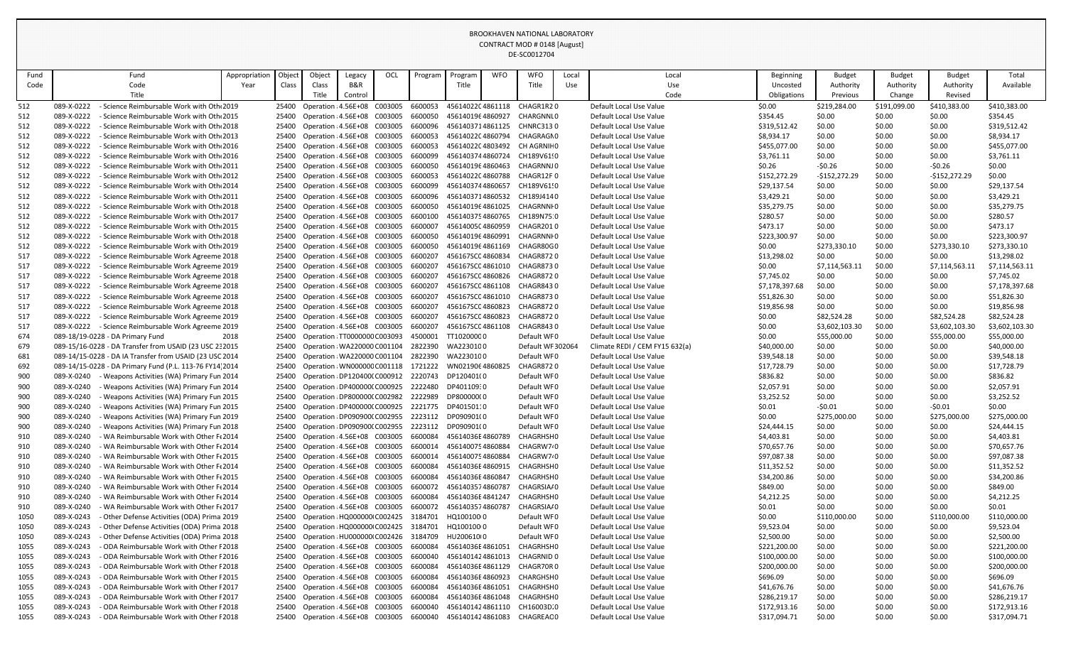BROOKHAVEN NATIONAL LABORATORY
CONTRACT MOD # 0148 [August]
DE-SC0012704

| Fund Code | Fund Code Title | Appropriation Year | Object Class | Object Class Title | Legacy B&R Control | OCL | Program | Program Title | WFO | WFO Title | Local Use | Local Use Code | Beginning Uncosted Obligations | Budget Authority Previous | Budget Authority Change | Budget Authority Revised | Total Available |
|---|---|---|---|---|---|---|---|---|---|---|---|---|---|---|---|---|---|
| 512 | 089-X-0222 - Science Reimbursable Work with Oth 2019 | | 25400 | Operation : 4.56E+08 | | C003005 | 6600053 | 45614022C 4861118 | | CHAGR1R2 0 | | Default Local Use Value | $0.00 | $219,284.00 | $191,099.00 | $410,383.00 | $410,383.00 |
| 512 | 089-X-0222 - Science Reimbursable Work with Oth 2015 | | 25400 | Operation : 4.56E+08 | | C003005 | 6600050 | 45614019E 4860927 | | CHARGNNL 0 | | Default Local Use Value | $354.45 | $0.00 | $0.00 | $0.00 | $354.45 |
| 512 | 089-X-0222 - Science Reimbursable Work with Oth 2018 | | 25400 | Operation : 4.56E+08 | | C003005 | 6600096 | 45614037 1 4861125 | | CHNRC313 0 | | Default Local Use Value | $319,512.42 | $0.00 | $0.00 | $0.00 | $319,512.42 |
| 512 | 089-X-0222 - Science Reimbursable Work with Oth 2013 | | 25400 | Operation : 4.56E+08 | | C003005 | 6600053 | 45614022C 4860794 | | CHAGRAGN 0 | | Default Local Use Value | $8,934.17 | $0.00 | $0.00 | $0.00 | $8,934.17 |
| 512 | 089-X-0222 - Science Reimbursable Work with Oth 2016 | | 25400 | Operation : 4.56E+08 | | C003005 | 6600053 | 45614022C 4803492 | | CH AGRNIH 0 | | Default Local Use Value | $455,077.00 | $0.00 | $0.00 | $0.00 | $455,077.00 |
| 512 | 089-X-0222 - Science Reimbursable Work with Oth 2016 | | 25400 | Operation : 4.56E+08 | | C003005 | 6600099 | 45614037 4 4860724 | | CH189V61! 0 | | Default Local Use Value | $3,761.11 | $0.00 | $0.00 | $0.00 | $3,761.11 |
| 512 | 089-X-0222 - Science Reimbursable Work with Oth 2011 | | 25400 | Operation : 4.56E+08 | | C003005 | 6600050 | 45614019E 4860463 | | CHAGRNNJ 0 | | Default Local Use Value | $0.26 | -$0.26 | $0.00 | -$0.26 | $0.00 |
| 512 | 089-X-0222 - Science Reimbursable Work with Oth 2012 | | 25400 | Operation : 4.56E+08 | | C003005 | 6600053 | 45614022C 4860788 | | CHAGR12F 0 | | Default Local Use Value | $152,272.29 | -$152,272.29 | $0.00 | -$152,272.29 | $0.00 |
| 512 | 089-X-0222 - Science Reimbursable Work with Oth 2014 | | 25400 | Operation : 4.56E+08 | | C003005 | 6600099 | 45614037 4 4860657 | | CH189V61! 0 | | Default Local Use Value | $29,137.54 | $0.00 | $0.00 | $0.00 | $29,137.54 |
| 512 | 089-X-0222 - Science Reimbursable Work with Oth 2011 | | 25400 | Operation : 4.56E+08 | | C003005 | 6600096 | 45614037 1 4860532 | | CH189J414 0 | | Default Local Use Value | $3,429.21 | $0.00 | $0.00 | $0.00 | $3,429.21 |
| 512 | 089-X-0222 - Science Reimbursable Work with Oth 2018 | | 25400 | Operation : 4.56E+08 | | C003005 | 6600050 | 45614019E 4861025 | | CHAGRNNH 0 | | Default Local Use Value | $35,279.75 | $0.00 | $0.00 | $0.00 | $35,279.75 |
| 512 | 089-X-0222 - Science Reimbursable Work with Oth 2017 | | 25400 | Operation : 4.56E+08 | | C003005 | 6600100 | 45614037 5 4860765 | | CH189N75 0 | | Default Local Use Value | $280.57 | $0.00 | $0.00 | $0.00 | $280.57 |
| 512 | 089-X-0222 - Science Reimbursable Work with Oth 2015 | | 25400 | Operation : 4.56E+08 | | C003005 | 6600007 | 45614005C 4860959 | | CHAGR201 0 | | Default Local Use Value | $473.17 | $0.00 | $0.00 | $0.00 | $473.17 |
| 512 | 089-X-0222 - Science Reimbursable Work with Oth 2018 | | 25400 | Operation : 4.56E+08 | | C003005 | 6600050 | 45614019E 4860991 | | CHAGRNNH 0 | | Default Local Use Value | $223,300.97 | $0.00 | $0.00 | $0.00 | $223,300.97 |
| 512 | 089-X-0222 - Science Reimbursable Work with Oth 2019 | | 25400 | Operation : 4.56E+08 | | C003005 | 6600050 | 45614019E 4861169 | | CHAGR80G 0 | | Default Local Use Value | $0.00 | $273,330.10 | $0.00 | $273,330.10 | $273,330.10 |
| 517 | 089-X-0222 - Science Reimbursable Work Agreeme 2018 | | 25400 | Operation : 4.56E+08 | | C003005 | 6600207 | 456167SCC 4860834 | | CHAGR872 0 | | Default Local Use Value | $13,298.02 | $0.00 | $0.00 | $0.00 | $13,298.02 |
| 517 | 089-X-0222 - Science Reimbursable Work Agreeme 2019 | | 25400 | Operation : 4.56E+08 | | C003005 | 6600207 | 456167SCC 4861010 | | CHAGR873 0 | | Default Local Use Value | $0.00 | $7,114,563.11 | $0.00 | $7,114,563.11 | $7,114,563.11 |
| 517 | 089-X-0222 - Science Reimbursable Work Agreeme 2018 | | 25400 | Operation : 4.56E+08 | | C003005 | 6600207 | 456167SCC 4860826 | | CHAGR872 0 | | Default Local Use Value | $7,745.02 | $0.00 | $0.00 | $0.00 | $7,745.02 |
| 517 | 089-X-0222 - Science Reimbursable Work Agreeme 2018 | | 25400 | Operation : 4.56E+08 | | C003005 | 6600207 | 456167SCC 4861108 | | CHAGR843 0 | | Default Local Use Value | $7,178,397.68 | $0.00 | $0.00 | $0.00 | $7,178,397.68 |
| 517 | 089-X-0222 - Science Reimbursable Work Agreeme 2018 | | 25400 | Operation : 4.56E+08 | | C003005 | 6600207 | 456167SCC 4861010 | | CHAGR873 0 | | Default Local Use Value | $51,826.30 | $0.00 | $0.00 | $0.00 | $51,826.30 |
| 517 | 089-X-0222 - Science Reimbursable Work Agreeme 2018 | | 25400 | Operation : 4.56E+08 | | C003005 | 6600207 | 456167SCC 4860823 | | CHAGR872 0 | | Default Local Use Value | $19,856.98 | $0.00 | $0.00 | $0.00 | $19,856.98 |
| 517 | 089-X-0222 - Science Reimbursable Work Agreeme 2019 | | 25400 | Operation : 4.56E+08 | | C003005 | 6600207 | 456167SCC 4860823 | | CHAGR872 0 | | Default Local Use Value | $0.00 | $82,524.28 | $0.00 | $82,524.28 | $82,524.28 |
| 517 | 089-X-0222 - Science Reimbursable Work Agreeme 2019 | | 25400 | Operation : 4.56E+08 | | C003005 | 6600207 | 456167SCC 4861108 | | CHAGR843 0 | | Default Local Use Value | $0.00 | $3,602,103.30 | $0.00 | $3,602,103.30 | $3,602,103.30 |
| 674 | 089-18/19-0228 - DA Primary Fund | 2018 | 25400 | Operation : TT0000000 | | C003093 | 4500001 | TT1020000 0 | | Default WF 0 | | Default Local Use Value | $0.00 | $55,000.00 | $0.00 | $55,000.00 | $55,000.00 |
| 679 | 089-15/16-0228 - DA Transfer from USAID (23 USC 2 2015 | | 25400 | Operation : WA220000 | | C001104 | 2822390 | WA2230100 | | Default WF 302064 | | Climate REDI / CEM FY15 632(a) | $40,000.00 | $0.00 | $0.00 | $0.00 | $40,000.00 |
| 681 | 089-14/15-0228 - DA IA Transfer from USAID (23 USC 2014 | | 25400 | Operation : WA220000 | | C001104 | 2822390 | WA2230100 | | Default WF 0 | | Default Local Use Value | $39,548.18 | $0.00 | $0.00 | $0.00 | $39,548.18 |
| 692 | 089-14/15-0228 - DA Primary Fund (P.L. 113-76 FY14) 2014 | | 25400 | Operation : WN000000 | | C001118 | 1721222 | WN0219060 4860825 | | CHAGR872 0 | | Default Local Use Value | $17,728.79 | $0.00 | $0.00 | $0.00 | $17,728.79 |
| 900 | 089-X-0240 - Weapons Activities (WA) Primary Fun 2014 | | 25400 | Operation : DP120400 | | C000912 | 2220743 | DP120401 0 | | Default WF 0 | | Default Local Use Value | $836.82 | $0.00 | $0.00 | $0.00 | $836.82 |
| 900 | 089-X-0240 - Weapons Activities (WA) Primary Fun 2014 | | 25400 | Operation : DP400000 | | C000925 | 2222480 | DP401109 0 | | Default WF 0 | | Default Local Use Value | $2,057.91 | $0.00 | $0.00 | $0.00 | $2,057.91 |
| 900 | 089-X-0240 - Weapons Activities (WA) Primary Fun 2015 | | 25400 | Operation : DP800000 | | C002982 | 2222989 | DP800000 0 | | Default WF 0 | | Default Local Use Value | $3,252.52 | $0.00 | $0.00 | $0.00 | $3,252.52 |
| 900 | 089-X-0240 - Weapons Activities (WA) Primary Fun 2015 | | 25400 | Operation : DP400000 | | C000925 | 2221775 | DP401501 0 | | Default WF 0 | | Default Local Use Value | $0.01 | -$0.01 | $0.00 | -$0.01 | $0.00 |
| 900 | 089-X-0240 - Weapons Activities (WA) Primary Fun 2019 | | 25400 | Operation : DP090900 | | C002955 | 2223112 | DP090901 0 | | Default WF 0 | | Default Local Use Value | $0.00 | $275,000.00 | $0.00 | $275,000.00 | $275,000.00 |
| 900 | 089-X-0240 - Weapons Activities (WA) Primary Fun 2018 | | 25400 | Operation : DP090900 | | C002955 | 2223112 | DP090901 0 | | Default WF 0 | | Default Local Use Value | $24,444.15 | $0.00 | $0.00 | $0.00 | $24,444.15 |
| 910 | 089-X-0240 - WA Reimbursable Work with Other F 2014 | | 25400 | Operation : 4.56E+08 | | C003005 | 6600084 | 45614036E 4860789 | | CHAGRHSH 0 | | Default Local Use Value | $4,403.81 | $0.00 | $0.00 | $0.00 | $4,403.81 |
| 910 | 089-X-0240 - WA Reimbursable Work with Other F 2014 | | 25400 | Operation : 4.56E+08 | | C003005 | 6600014 | 45614007 5 4860884 | | CHAGRW7 0 | | Default Local Use Value | $70,657.76 | $0.00 | $0.00 | $0.00 | $70,657.76 |
| 910 | 089-X-0240 - WA Reimbursable Work with Other F 2015 | | 25400 | Operation : 4.56E+08 | | C003005 | 6600014 | 45614007 5 4860884 | | CHAGRW7 0 | | Default Local Use Value | $97,087.38 | $0.00 | $0.00 | $0.00 | $97,087.38 |
| 910 | 089-X-0240 - WA Reimbursable Work with Other F 2014 | | 25400 | Operation : 4.56E+08 | | C003005 | 6600084 | 45614036E 4860915 | | CHAGRHSH 0 | | Default Local Use Value | $11,352.52 | $0.00 | $0.00 | $0.00 | $11,352.52 |
| 910 | 089-X-0240 - WA Reimbursable Work with Other F 2015 | | 25400 | Operation : 4.56E+08 | | C003005 | 6600084 | 45614036E 4860847 | | CHAGRHSH 0 | | Default Local Use Value | $34,200.86 | $0.00 | $0.00 | $0.00 | $34,200.86 |
| 910 | 089-X-0240 - WA Reimbursable Work with Other F 2014 | | 25400 | Operation : 4.56E+08 | | C003005 | 6600072 | 45614035 7 4860787 | | CHAGRSIA 0 | | Default Local Use Value | $849.00 | $0.00 | $0.00 | $0.00 | $849.00 |
| 910 | 089-X-0240 - WA Reimbursable Work with Other F 2014 | | 25400 | Operation : 4.56E+08 | | C003005 | 6600084 | 45614036E 4841247 | | CHAGRHSH 0 | | Default Local Use Value | $4,212.25 | $0.00 | $0.00 | $0.00 | $4,212.25 |
| 910 | 089-X-0240 - WA Reimbursable Work with Other F 2017 | | 25400 | Operation : 4.56E+08 | | C003005 | 6600072 | 45614035 7 4860787 | | CHAGRSIA 0 | | Default Local Use Value | $0.01 | $0.00 | $0.00 | $0.00 | $0.01 |
| 1050 | 089-X-0243 - Other Defense Activities (ODA) Prima 2019 | | 25400 | Operation : HQ000000 | | C002425 | 3184701 | HQ100100 0 | | Default WF 0 | | Default Local Use Value | $0.00 | $110,000.00 | $0.00 | $110,000.00 | $110,000.00 |
| 1050 | 089-X-0243 - Other Defense Activities (ODA) Prima 2018 | | 25400 | Operation : HQ000000 | | C002425 | 3184701 | HQ100100 0 | | Default WF 0 | | Default Local Use Value | $9,523.04 | $0.00 | $0.00 | $0.00 | $9,523.04 |
| 1050 | 089-X-0243 - Other Defense Activities (ODA) Prima 2018 | | 25400 | Operation : HU000000 | | C002426 | 3184709 | HU200610 0 | | Default WF 0 | | Default Local Use Value | $2,500.00 | $0.00 | $0.00 | $0.00 | $2,500.00 |
| 1055 | 089-X-0243 - ODA Reimbursable Work with Other F 2018 | | 25400 | Operation : 4.56E+08 | | C003005 | 6600084 | 45614036E 4861051 | | CHAGRHSH 0 | | Default Local Use Value | $221,200.00 | $0.00 | $0.00 | $0.00 | $221,200.00 |
| 1055 | 089-X-0243 - ODA Reimbursable Work with Other F 2016 | | 25400 | Operation : 4.56E+08 | | C003005 | 6600040 | 45614014 2 4861013 | | CHAGRNID 0 | | Default Local Use Value | $100,000.00 | $0.00 | $0.00 | $0.00 | $100,000.00 |
| 1055 | 089-X-0243 - ODA Reimbursable Work with Other F 2018 | | 25400 | Operation : 4.56E+08 | | C003005 | 6600084 | 45614036E 4861129 | | CHAGR70R 0 | | Default Local Use Value | $200,000.00 | $0.00 | $0.00 | $0.00 | $200,000.00 |
| 1055 | 089-X-0243 - ODA Reimbursable Work with Other F 2015 | | 25400 | Operation : 4.56E+08 | | C003005 | 6600084 | 45614036E 4860923 | | CHAGRHSH 0 | | Default Local Use Value | $696.09 | $0.00 | $0.00 | $0.00 | $696.09 |
| 1055 | 089-X-0243 - ODA Reimbursable Work with Other F 2017 | | 25400 | Operation : 4.56E+08 | | C003005 | 6600084 | 45614036E 4861051 | | CHAGRHSH 0 | | Default Local Use Value | $41,676.76 | $0.00 | $0.00 | $0.00 | $41,676.76 |
| 1055 | 089-X-0243 - ODA Reimbursable Work with Other F 2017 | | 25400 | Operation : 4.56E+08 | | C003005 | 6600084 | 45614036E 4861048 | | CHAGRHSH 0 | | Default Local Use Value | $286,219.17 | $0.00 | $0.00 | $0.00 | $286,219.17 |
| 1055 | 089-X-0243 - ODA Reimbursable Work with Other F 2018 | | 25400 | Operation : 4.56E+08 | | C003005 | 6600040 | 45614014 2 4861110 | | CH16003D 0 | | Default Local Use Value | $172,913.16 | $0.00 | $0.00 | $0.00 | $172,913.16 |
| 1055 | 089-X-0243 - ODA Reimbursable Work with Other F 2018 | | 25400 | Operation : 4.56E+08 | | C003005 | 6600040 | 45614014 2 4861083 | | CHAGREAC 0 | | Default Local Use Value | $317,094.71 | $0.00 | $0.00 | $0.00 | $317,094.71 |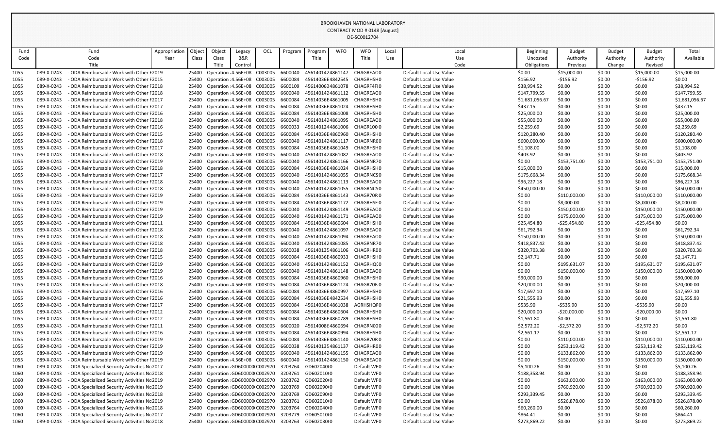BROOKHAVEN NATIONAL LABORATORY
CONTRACT MOD # 0148 [August]
DE-SC0012704

| Fund Code | Fund Code Title | Appropriation Year | Object Class | Object Class Title | Legacy B&R Control | OCL | Program | Program Title | WFO | WFO Title | Local Use | Local Use Code | Beginning Uncosted Obligations | Budget Authority Previous | Budget Authority Change | Budget Authority Revised | Total Available |
|---|---|---|---|---|---|---|---|---|---|---|---|---|---|---|---|---|---|
| 1055 | 089-X-0243 - ODA Reimbursable Work with Other F | 2019 | 25400 | Operation : | 4.56E+08 | C003005 | 6600040 | 456140142 | 4861147 | CHAGREAC | 0 | Default Local Use Value | $0.00 | $15,000.00 | $0.00 | $15,000.00 | $15,000.00 |
| 1055 | 089-X-0243 - ODA Reimbursable Work with Other F | 2015 | 25400 | Operation : | 4.56E+08 | C003005 | 6600084 | 45614036E | 4842545 | CHAGRHSH | 0 | Default Local Use Value | $156.92 | -$156.92 | $0.00 | -$156.92 | $0.00 |
| 1055 | 089-X-0243 - ODA Reimbursable Work with Other F | 2018 | 25400 | Operation : | 4.56E+08 | C003005 | 6600109 | 456140063 | 4861078 | CHAGRF4FI | 0 | Default Local Use Value | $38,994.52 | $0.00 | $0.00 | $0.00 | $38,994.52 |
| 1055 | 089-X-0243 - ODA Reimbursable Work with Other F | 2018 | 25400 | Operation : | 4.56E+08 | C003005 | 6600040 | 456140142 | 4861112 | CHAGREAC | 0 | Default Local Use Value | $147,799.55 | $0.00 | $0.00 | $0.00 | $147,799.55 |
| 1055 | 089-X-0243 - ODA Reimbursable Work with Other F | 2017 | 25400 | Operation : | 4.56E+08 | C003005 | 6600084 | 45614036E | 4861005 | CHAGRHSH | 0 | Default Local Use Value | $1,681,056.67 | $0.00 | $0.00 | $0.00 | $1,681,056.67 |
| 1055 | 089-X-0243 - ODA Reimbursable Work with Other F | 2017 | 25400 | Operation : | 4.56E+08 | C003005 | 6600084 | 45614036E | 4861024 | CHAGRHSH | 0 | Default Local Use Value | $437.15 | $0.00 | $0.00 | $0.00 | $437.15 |
| 1055 | 089-X-0243 - ODA Reimbursable Work with Other F | 2016 | 25400 | Operation : | 4.56E+08 | C003005 | 6600084 | 45614036E | 4861008 | CHAGRHSH | 0 | Default Local Use Value | $25,000.00 | $0.00 | $0.00 | $0.00 | $25,000.00 |
| 1055 | 089-X-0243 - ODA Reimbursable Work with Other F | 2018 | 25400 | Operation : | 4.56E+08 | C003005 | 6600040 | 456140142 | 4861095 | CHAGREAC | 0 | Default Local Use Value | $55,000.00 | $0.00 | $0.00 | $0.00 | $55,000.00 |
| 1055 | 089-X-0243 - ODA Reimbursable Work with Other F | 2016 | 25400 | Operation : | 4.56E+08 | C003005 | 6600033 | 456140124 | 4861006 | CHAGR100 | 0 | Default Local Use Value | $2,259.69 | $0.00 | $0.00 | $0.00 | $2,259.69 |
| 1055 | 089-X-0243 - ODA Reimbursable Work with Other F | 2015 | 25400 | Operation : | 4.56E+08 | C003005 | 6600084 | 45614036E | 4860960 | CHAGRHSH | 0 | Default Local Use Value | $120,280.40 | $0.00 | $0.00 | $0.00 | $120,280.40 |
| 1055 | 089-X-0243 - ODA Reimbursable Work with Other F | 2018 | 25400 | Operation : | 4.56E+08 | C003005 | 6600040 | 456140142 | 4861117 | CHAGRNR0 | 0 | Default Local Use Value | $600,000.00 | $0.00 | $0.00 | $0.00 | $600,000.00 |
| 1055 | 089-X-0243 - ODA Reimbursable Work with Other F | 2017 | 25400 | Operation : | 4.56E+08 | C003005 | 6600084 | 45614036E | 4861049 | CHAGRHSH | 0 | Default Local Use Value | $1,108.00 | $0.00 | $0.00 | $0.00 | $1,108.00 |
| 1055 | 089-X-0243 - ODA Reimbursable Work with Other F | 2018 | 25400 | Operation : | 4.56E+08 | C003005 | 6600040 | 456140142 | 4861082 | CHAGREAC | 0 | Default Local Use Value | $403.92 | $0.00 | $0.00 | $0.00 | $403.92 |
| 1055 | 089-X-0243 - ODA Reimbursable Work with Other F | 2019 | 25400 | Operation : | 4.56E+08 | C003005 | 6600040 | 456140142 | 4861166 | CHAGRNR7 | 0 | Default Local Use Value | $0.00 | $153,751.00 | $0.00 | $153,751.00 | $153,751.00 |
| 1055 | 089-X-0243 - ODA Reimbursable Work with Other F | 2018 | 25400 | Operation : | 4.56E+08 | C003005 | 6600084 | 45614036E | 4861024 | CHAGRHSH | 0 | Default Local Use Value | $15,000.00 | $0.00 | $0.00 | $0.00 | $15,000.00 |
| 1055 | 089-X-0243 - ODA Reimbursable Work with Other F | 2017 | 25400 | Operation : | 4.56E+08 | C003005 | 6600040 | 456140142 | 4861055 | CHAGRNCS | 0 | Default Local Use Value | $175,668.34 | $0.00 | $0.00 | $0.00 | $175,668.34 |
| 1055 | 089-X-0243 - ODA Reimbursable Work with Other F | 2018 | 25400 | Operation : | 4.56E+08 | C003005 | 6600040 | 456140142 | 4861113 | CHAGREAC | 0 | Default Local Use Value | $96,227.18 | $0.00 | $0.00 | $0.00 | $96,227.18 |
| 1055 | 089-X-0243 - ODA Reimbursable Work with Other F | 2018 | 25400 | Operation : | 4.56E+08 | C003005 | 6600040 | 456140142 | 4861055 | CHAGRNCS | 0 | Default Local Use Value | $450,000.00 | $0.00 | $0.00 | $0.00 | $450,000.00 |
| 1055 | 089-X-0243 - ODA Reimbursable Work with Other F | 2019 | 25400 | Operation : | 4.56E+08 | C003005 | 6600084 | 45614036E | 4861143 | CHAGR70R | 0 | Default Local Use Value | $0.00 | $110,000.00 | $0.00 | $110,000.00 | $110,000.00 |
| 1055 | 089-X-0243 - ODA Reimbursable Work with Other F | 2019 | 25400 | Operation : | 4.56E+08 | C003005 | 6600084 | 45614036E | 4861172 | CHAGRHSF | 0 | Default Local Use Value | $0.00 | $8,000.00 | $0.00 | $8,000.00 | $8,000.00 |
| 1055 | 089-X-0243 - ODA Reimbursable Work with Other F | 2019 | 25400 | Operation : | 4.56E+08 | C003005 | 6600040 | 456140142 | 4861149 | CHAGREAC | 0 | Default Local Use Value | $0.00 | $150,000.00 | $0.00 | $150,000.00 | $150,000.00 |
| 1055 | 089-X-0243 - ODA Reimbursable Work with Other F | 2019 | 25400 | Operation : | 4.56E+08 | C003005 | 6600040 | 456140142 | 4861171 | CHAGREAC | 0 | Default Local Use Value | $0.00 | $175,000.00 | $0.00 | $175,000.00 | $175,000.00 |
| 1055 | 089-X-0243 - ODA Reimbursable Work with Other F | 2011 | 25400 | Operation : | 4.56E+08 | C003005 | 6600084 | 45614036E | 4860604 | CHAGRHSH | 0 | Default Local Use Value | $25,454.80 | -$25,454.80 | $0.00 | -$25,454.80 | $0.00 |
| 1055 | 089-X-0243 - ODA Reimbursable Work with Other F | 2018 | 25400 | Operation : | 4.56E+08 | C003005 | 6600040 | 456140142 | 4861097 | CHAGREAC | 0 | Default Local Use Value | $61,792.34 | $0.00 | $0.00 | $0.00 | $61,792.34 |
| 1055 | 089-X-0243 - ODA Reimbursable Work with Other F | 2018 | 25400 | Operation : | 4.56E+08 | C003005 | 6600040 | 456140142 | 4861094 | CHAGREAC | 0 | Default Local Use Value | $150,000.00 | $0.00 | $0.00 | $0.00 | $150,000.00 |
| 1055 | 089-X-0243 - ODA Reimbursable Work with Other F | 2018 | 25400 | Operation : | 4.56E+08 | C003005 | 6600040 | 456140142 | 4861085 | CHAGRNR7 | 0 | Default Local Use Value | $418,837.42 | $0.00 | $0.00 | $0.00 | $418,837.42 |
| 1055 | 089-X-0243 - ODA Reimbursable Work with Other F | 2018 | 25400 | Operation : | 4.56E+08 | C003005 | 6600038 | 456140135 | 4861106 | CHAGRHR0 | 0 | Default Local Use Value | $320,703.38 | $0.00 | $0.00 | $0.00 | $320,703.38 |
| 1055 | 089-X-0243 - ODA Reimbursable Work with Other F | 2015 | 25400 | Operation : | 4.56E+08 | C003005 | 6600084 | 45614036E | 4860933 | CHAGRHSH | 0 | Default Local Use Value | $2,147.71 | $0.00 | $0.00 | $0.00 | $2,147.71 |
| 1055 | 089-X-0243 - ODA Reimbursable Work with Other F | 2019 | 25400 | Operation : | 4.56E+08 | C003005 | 6600040 | 456140142 | 4861152 | CHAGRHQ( | 0 | Default Local Use Value | $0.00 | $195,631.07 | $0.00 | $195,631.07 | $195,631.07 |
| 1055 | 089-X-0243 - ODA Reimbursable Work with Other F | 2019 | 25400 | Operation : | 4.56E+08 | C003005 | 6600040 | 456140142 | 4861148 | CHAGREAC | 0 | Default Local Use Value | $0.00 | $150,000.00 | $0.00 | $150,000.00 | $150,000.00 |
| 1055 | 089-X-0243 - ODA Reimbursable Work with Other F | 2016 | 25400 | Operation : | 4.56E+08 | C003005 | 6600084 | 45614036E | 4860960 | CHAGRHSH | 0 | Default Local Use Value | $90,000.00 | $0.00 | $0.00 | $0.00 | $90,000.00 |
| 1055 | 089-X-0243 - ODA Reimbursable Work with Other F | 2018 | 25400 | Operation : | 4.56E+08 | C003005 | 6600084 | 45614036E | 4861124 | CHAGR70F | 0 | Default Local Use Value | $20,000.00 | $0.00 | $0.00 | $0.00 | $20,000.00 |
| 1055 | 089-X-0243 - ODA Reimbursable Work with Other F | 2016 | 25400 | Operation : | 4.56E+08 | C003005 | 6600084 | 45614036E | 4860997 | CHAGRHSH | 0 | Default Local Use Value | $17,697.10 | $0.00 | $0.00 | $0.00 | $17,697.10 |
| 1055 | 089-X-0243 - ODA Reimbursable Work with Other F | 2016 | 25400 | Operation : | 4.56E+08 | C003005 | 6600084 | 45614036E | 4842534 | CHAGRHSH | 0 | Default Local Use Value | $21,555.93 | $0.00 | $0.00 | $0.00 | $21,555.93 |
| 1055 | 089-X-0243 - ODA Reimbursable Work with Other F | 2017 | 25400 | Operation : | 4.56E+08 | C003005 | 6600084 | 45614036E | 4861038 | AGRHSHQF | 0 | Default Local Use Value | $535.90 | -$535.90 | $0.00 | -$535.90 | $0.00 |
| 1055 | 089-X-0243 - ODA Reimbursable Work with Other F | 2012 | 25400 | Operation : | 4.56E+08 | C003005 | 6600084 | 45614036E | 4860604 | CHAGRHSH | 0 | Default Local Use Value | $20,000.00 | -$20,000.00 | $0.00 | -$20,000.00 | $0.00 |
| 1055 | 089-X-0243 - ODA Reimbursable Work with Other F | 2012 | 25400 | Operation : | 4.56E+08 | C003005 | 6600084 | 45614036E | 4860789 | CHAGRHSH | 0 | Default Local Use Value | $1,561.80 | $0.00 | $0.00 | $0.00 | $1,561.80 |
| 1055 | 089-X-0243 - ODA Reimbursable Work with Other F | 2011 | 25400 | Operation : | 4.56E+08 | C003005 | 6600020 | 456140086 | 4860694 | CHAGRN00 | 0 | Default Local Use Value | $2,572.20 | -$2,572.20 | $0.00 | -$2,572.20 | $0.00 |
| 1055 | 089-X-0243 - ODA Reimbursable Work with Other F | 2016 | 25400 | Operation : | 4.56E+08 | C003005 | 6600084 | 45614036E | 4860994 | CHAGRHSH | 0 | Default Local Use Value | $2,561.17 | $0.00 | $0.00 | $0.00 | $2,561.17 |
| 1055 | 089-X-0243 - ODA Reimbursable Work with Other F | 2019 | 25400 | Operation : | 4.56E+08 | C003005 | 6600084 | 45614036E | 4861140 | CHAGR70R | 0 | Default Local Use Value | $0.00 | $110,000.00 | $0.00 | $110,000.00 | $110,000.00 |
| 1055 | 089-X-0243 - ODA Reimbursable Work with Other F | 2019 | 25400 | Operation : | 4.56E+08 | C003005 | 6600038 | 456140135 | 4861137 | CHAGRHR0 | 0 | Default Local Use Value | $0.00 | $253,119.42 | $0.00 | $253,119.42 | $253,119.42 |
| 1055 | 089-X-0243 - ODA Reimbursable Work with Other F | 2019 | 25400 | Operation : | 4.56E+08 | C003005 | 6600040 | 456140142 | 4861155 | CHAGREAC | 0 | Default Local Use Value | $0.00 | $133,862.00 | $0.00 | $133,862.00 | $133,862.00 |
| 1055 | 089-X-0243 - ODA Reimbursable Work with Other F | 2019 | 25400 | Operation : | 4.56E+08 | C003005 | 6600040 | 456140142 | 4861150 | CHAGREAC | 0 | Default Local Use Value | $0.00 | $150,000.00 | $0.00 | $150,000.00 | $150,000.00 |
| 1060 | 089-X-0243 - ODA Specialized Security Activities No | 2017 | 25400 | Operation : | GD600000 | C002970 | 3203764 | GD602040 | 0 | Default WF | 0 | Default Local Use Value | $5,100.26 | $0.00 | $0.00 | $0.00 | $5,100.26 |
| 1060 | 089-X-0243 - ODA Specialized Security Activities No | 2018 | 25400 | Operation : | GD600000 | C002970 | 3203761 | GD602010 | 0 | Default WF | 0 | Default Local Use Value | $188,358.94 | $0.00 | $0.00 | $0.00 | $188,358.94 |
| 1060 | 089-X-0243 - ODA Specialized Security Activities No | 2019 | 25400 | Operation : | GD600000 | C002970 | 3203762 | GD602020 | 0 | Default WF | 0 | Default Local Use Value | $0.00 | $163,000.00 | $0.00 | $163,000.00 | $163,000.00 |
| 1060 | 089-X-0243 - ODA Specialized Security Activities No | 2019 | 25400 | Operation : | GD600000 | C002970 | 3203769 | GD602090 | 0 | Default WF | 0 | Default Local Use Value | $0.00 | $760,920.00 | $0.00 | $760,920.00 | $760,920.00 |
| 1060 | 089-X-0243 - ODA Specialized Security Activities No | 2018 | 25400 | Operation : | GD600000 | C002970 | 3203769 | GD602090 | 0 | Default WF | 0 | Default Local Use Value | $293,339.45 | $0.00 | $0.00 | $0.00 | $293,339.45 |
| 1060 | 089-X-0243 - ODA Specialized Security Activities No | 2019 | 25400 | Operation : | GD600000 | C002970 | 3203761 | GD602010 | 0 | Default WF | 0 | Default Local Use Value | $0.00 | $526,878.00 | $0.00 | $526,878.00 | $526,878.00 |
| 1060 | 089-X-0243 - ODA Specialized Security Activities No | 2018 | 25400 | Operation : | GD600000 | C002970 | 3203764 | GD602040 | 0 | Default WF | 0 | Default Local Use Value | $60,260.00 | $0.00 | $0.00 | $0.00 | $60,260.00 |
| 1060 | 089-X-0243 - ODA Specialized Security Activities No | 2017 | 25400 | Operation : | GD600000 | C002970 | 3203779 | GD605010 | 0 | Default WF | 0 | Default Local Use Value | $864.41 | $0.00 | $0.00 | $0.00 | $864.41 |
| 1060 | 089-X-0243 - ODA Specialized Security Activities No | 2018 | 25400 | Operation : | GD600000 | C002970 | 3203763 | GD602030 | 0 | Default WF | 0 | Default Local Use Value | $273,869.22 | $0.00 | $0.00 | $0.00 | $273,869.22 |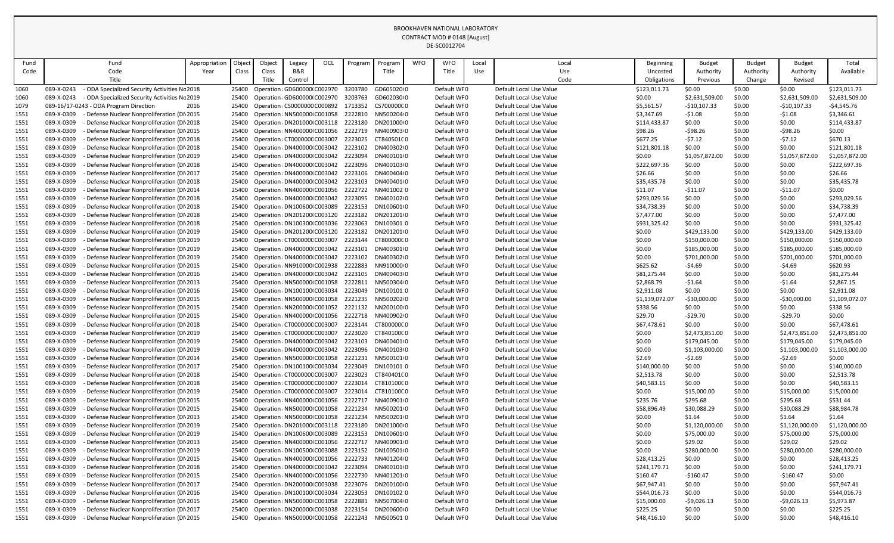BROOKHAVEN NATIONAL LABORATORY
CONTRACT MOD # 0148 [August]
DE-SC0012704

| Fund Code | Fund Code Title | Appropriation Year | Object Class | Object Class Title | Legacy B&R Control | OCL | Program | Program Title | WFO | WFO Title | Local Use | Local Use Code | Beginning Uncosted Obligations | Budget Authority Previous | Budget Authority Change | Budget Authority Revised | Total Available |
|---|---|---|---|---|---|---|---|---|---|---|---|---|---|---|---|---|---|
| 1060 | 089-X-0243 - ODA Specialized Security Activities No | 2018 | 25400 | Operation | GD600000 | C002970 | 3203780 | GD605020 | 0 | Default WF | 0 | Default Local Use Value | $123,011.73 | $0.00 | $0.00 | $0.00 | $123,011.73 |
| 1060 | 089-X-0243 - ODA Specialized Security Activities No | 2019 | 25400 | Operation | GD600000 | C002970 | 3203763 | GD602030 | 0 | Default WF | 0 | Default Local Use Value | $0.00 | $2,631,509.00 | $0.00 | $2,631,509.00 | $2,631,509.00 |
| 1079 | 089-16/17-0243 - ODA Program Direction | 2016 | 25400 | Operation | CS000000 | C000892 | 1713352 | CS700000 | 0 | Default WF | 0 | Default Local Use Value | $5,561.57 | -$10,107.33 | $0.00 | -$10,107.33 | -$4,545.76 |
| 1551 | 089-X-0309 - Defense Nuclear Nonproliferation (D | 2015 | 25400 | Operation | NN500000 | C001058 | 2222810 | NN500204 | 0 | Default WF | 0 | Default Local Use Value | $3,347.69 | -$1.08 | $0.00 | -$1.08 | $3,346.61 |
| 1551 | 089-X-0309 - Defense Nuclear Nonproliferation (D | 2018 | 25400 | Operation | DN201000 | C003118 | 2223180 | DN201000 | 0 | Default WF | 0 | Default Local Use Value | $114,433.87 | $0.00 | $0.00 | $0.00 | $114,433.87 |
| 1551 | 089-X-0309 - Defense Nuclear Nonproliferation (D | 2015 | 25400 | Operation | NN400000 | C001056 | 2222719 | NN400903 | 0 | Default WF | 0 | Default Local Use Value | $98.26 | -$98.26 | $0.00 | -$98.26 | $0.00 |
| 1551 | 089-X-0309 - Defense Nuclear Nonproliferation (D | 2018 | 25400 | Operation | CT000000 | C003007 | 2223025 | CT840501 | 0 | Default WF | 0 | Default Local Use Value | $677.25 | -$7.12 | $0.00 | -$7.12 | $670.13 |
| 1551 | 089-X-0309 - Defense Nuclear Nonproliferation (D | 2018 | 25400 | Operation | DN400000 | C003042 | 2223102 | DN400302 | 0 | Default WF | 0 | Default Local Use Value | $121,801.18 | $0.00 | $0.00 | $0.00 | $121,801.18 |
| 1551 | 089-X-0309 - Defense Nuclear Nonproliferation (D | 2019 | 25400 | Operation | DN400000 | C003042 | 2223094 | DN400101 | 0 | Default WF | 0 | Default Local Use Value | $0.00 | $1,057,872.00 | $0.00 | $1,057,872.00 | $1,057,872.00 |
| 1551 | 089-X-0309 - Defense Nuclear Nonproliferation (D | 2018 | 25400 | Operation | DN400000 | C003042 | 2223096 | DN400103 | 0 | Default WF | 0 | Default Local Use Value | $222,697.36 | $0.00 | $0.00 | $0.00 | $222,697.36 |
| 1551 | 089-X-0309 - Defense Nuclear Nonproliferation (D | 2017 | 25400 | Operation | DN400000 | C003042 | 2223106 | DN400404 | 0 | Default WF | 0 | Default Local Use Value | $26.66 | $0.00 | $0.00 | $0.00 | $26.66 |
| 1551 | 089-X-0309 - Defense Nuclear Nonproliferation (D | 2018 | 25400 | Operation | DN400000 | C003042 | 2223103 | DN400401 | 0 | Default WF | 0 | Default Local Use Value | $35,435.78 | $0.00 | $0.00 | $0.00 | $35,435.78 |
| 1551 | 089-X-0309 - Defense Nuclear Nonproliferation (D | 2014 | 25400 | Operation | NN400000 | C001056 | 2222722 | NN401002 | 0 | Default WF | 0 | Default Local Use Value | $11.07 | -$11.07 | $0.00 | -$11.07 | $0.00 |
| 1551 | 089-X-0309 - Defense Nuclear Nonproliferation (D | 2018 | 25400 | Operation | DN400000 | C003042 | 2223095 | DN400102 | 0 | Default WF | 0 | Default Local Use Value | $293,029.56 | $0.00 | $0.00 | $0.00 | $293,029.56 |
| 1551 | 089-X-0309 - Defense Nuclear Nonproliferation (D | 2018 | 25400 | Operation | DN100600 | C003089 | 2223153 | DN100601 | 0 | Default WF | 0 | Default Local Use Value | $34,738.39 | $0.00 | $0.00 | $0.00 | $34,738.39 |
| 1551 | 089-X-0309 - Defense Nuclear Nonproliferation (D | 2018 | 25400 | Operation | DN201200 | C003120 | 2223182 | DN201201 | 0 | Default WF | 0 | Default Local Use Value | $7,477.00 | $0.00 | $0.00 | $0.00 | $7,477.00 |
| 1551 | 089-X-0309 - Defense Nuclear Nonproliferation (D | 2018 | 25400 | Operation | DN100300 | C003036 | 2223063 | DN100301 | 0 | Default WF | 0 | Default Local Use Value | $931,325.42 | $0.00 | $0.00 | $0.00 | $931,325.42 |
| 1551 | 089-X-0309 - Defense Nuclear Nonproliferation (D | 2019 | 25400 | Operation | DN201200 | C003120 | 2223182 | DN201201 | 0 | Default WF | 0 | Default Local Use Value | $0.00 | $429,133.00 | $0.00 | $429,133.00 | $429,133.00 |
| 1551 | 089-X-0309 - Defense Nuclear Nonproliferation (D | 2019 | 25400 | Operation | CT000000 | C003007 | 2223144 | CT800000 | 0 | Default WF | 0 | Default Local Use Value | $0.00 | $150,000.00 | $0.00 | $150,000.00 | $150,000.00 |
| 1551 | 089-X-0309 - Defense Nuclear Nonproliferation (D | 2019 | 25400 | Operation | DN400000 | C003042 | 2223101 | DN400301 | 0 | Default WF | 0 | Default Local Use Value | $0.00 | $185,000.00 | $0.00 | $185,000.00 | $185,000.00 |
| 1551 | 089-X-0309 - Defense Nuclear Nonproliferation (D | 2019 | 25400 | Operation | DN400000 | C003042 | 2223102 | DN400302 | 0 | Default WF | 0 | Default Local Use Value | $0.00 | $701,000.00 | $0.00 | $701,000.00 | $701,000.00 |
| 1551 | 089-X-0309 - Defense Nuclear Nonproliferation (D | 2015 | 25400 | Operation | NN910000 | C002938 | 2222883 | NN910000 | 0 | Default WF | 0 | Default Local Use Value | $625.62 | -$4.69 | $0.00 | -$4.69 | $620.93 |
| 1551 | 089-X-0309 - Defense Nuclear Nonproliferation (D | 2016 | 25400 | Operation | DN400000 | C003042 | 2223105 | DN400403 | 0 | Default WF | 0 | Default Local Use Value | $81,275.44 | $0.00 | $0.00 | $0.00 | $81,275.44 |
| 1551 | 089-X-0309 - Defense Nuclear Nonproliferation (D | 2013 | 25400 | Operation | NN500000 | C001058 | 2222811 | NN500304 | 0 | Default WF | 0 | Default Local Use Value | $2,868.79 | -$1.64 | $0.00 | -$1.64 | $2,867.15 |
| 1551 | 089-X-0309 - Defense Nuclear Nonproliferation (D | 2016 | 25400 | Operation | DN100100 | C003034 | 2223049 | DN100101 | 0 | Default WF | 0 | Default Local Use Value | $2,911.08 | $0.00 | $0.00 | $0.00 | $2,911.08 |
| 1551 | 089-X-0309 - Defense Nuclear Nonproliferation (D | 2015 | 25400 | Operation | NN500000 | C001058 | 2221235 | NN500202 | 0 | Default WF | 0 | Default Local Use Value | $1,139,072.07 | -$30,000.00 | $0.00 | -$30,000.00 | $1,109,072.07 |
| 1551 | 089-X-0309 - Defense Nuclear Nonproliferation (D | 2015 | 25400 | Operation | NN200000 | C001052 | 2221132 | NN200100 | 0 | Default WF | 0 | Default Local Use Value | $338.56 | $0.00 | $0.00 | $0.00 | $338.56 |
| 1551 | 089-X-0309 - Defense Nuclear Nonproliferation (D | 2015 | 25400 | Operation | NN400000 | C001056 | 2222718 | NN400902 | 0 | Default WF | 0 | Default Local Use Value | $29.70 | -$29.70 | $0.00 | -$29.70 | $0.00 |
| 1551 | 089-X-0309 - Defense Nuclear Nonproliferation (D | 2018 | 25400 | Operation | CT000000 | C003007 | 2223144 | CT800000 | 0 | Default WF | 0 | Default Local Use Value | $67,478.61 | $0.00 | $0.00 | $0.00 | $67,478.61 |
| 1551 | 089-X-0309 - Defense Nuclear Nonproliferation (D | 2019 | 25400 | Operation | CT000000 | C003007 | 2223020 | CT840100 | 0 | Default WF | 0 | Default Local Use Value | $0.00 | $2,473,851.00 | $0.00 | $2,473,851.00 | $2,473,851.00 |
| 1551 | 089-X-0309 - Defense Nuclear Nonproliferation (D | 2019 | 25400 | Operation | DN400000 | C003042 | 2223103 | DN400401 | 0 | Default WF | 0 | Default Local Use Value | $0.00 | $179,045.00 | $0.00 | $179,045.00 | $179,045.00 |
| 1551 | 089-X-0309 - Defense Nuclear Nonproliferation (D | 2019 | 25400 | Operation | DN400000 | C003042 | 2223096 | DN400103 | 0 | Default WF | 0 | Default Local Use Value | $0.00 | $1,103,000.00 | $0.00 | $1,103,000.00 | $1,103,000.00 |
| 1551 | 089-X-0309 - Defense Nuclear Nonproliferation (D | 2014 | 25400 | Operation | NN500000 | C001058 | 2221231 | NN500101 | 0 | Default WF | 0 | Default Local Use Value | $2.69 | -$2.69 | $0.00 | -$2.69 | $0.00 |
| 1551 | 089-X-0309 - Defense Nuclear Nonproliferation (D | 2017 | 25400 | Operation | DN100100 | C003034 | 2223049 | DN100101 | 0 | Default WF | 0 | Default Local Use Value | $140,000.00 | $0.00 | $0.00 | $0.00 | $140,000.00 |
| 1551 | 089-X-0309 - Defense Nuclear Nonproliferation (D | 2018 | 25400 | Operation | CT000000 | C003007 | 2223023 | CT840401 | 0 | Default WF | 0 | Default Local Use Value | $2,513.78 | $0.00 | $0.00 | $0.00 | $2,513.78 |
| 1551 | 089-X-0309 - Defense Nuclear Nonproliferation (D | 2018 | 25400 | Operation | CT000000 | C003007 | 2223014 | CT810100 | 0 | Default WF | 0 | Default Local Use Value | $40,583.15 | $0.00 | $0.00 | $0.00 | $40,583.15 |
| 1551 | 089-X-0309 - Defense Nuclear Nonproliferation (D | 2019 | 25400 | Operation | CT000000 | C003007 | 2223014 | CT810100 | 0 | Default WF | 0 | Default Local Use Value | $0.00 | $15,000.00 | $0.00 | $15,000.00 | $15,000.00 |
| 1551 | 089-X-0309 - Defense Nuclear Nonproliferation (D | 2015 | 25400 | Operation | NN400000 | C001056 | 2222717 | NN400901 | 0 | Default WF | 0 | Default Local Use Value | $235.76 | $295.68 | $0.00 | $295.68 | $531.44 |
| 1551 | 089-X-0309 - Defense Nuclear Nonproliferation (D | 2015 | 25400 | Operation | NN500000 | C001058 | 2221234 | NN500201 | 0 | Default WF | 0 | Default Local Use Value | $58,896.49 | $30,088.29 | $0.00 | $30,088.29 | $88,984.78 |
| 1551 | 089-X-0309 - Defense Nuclear Nonproliferation (D | 2013 | 25400 | Operation | NN500000 | C001058 | 2221234 | NN500201 | 0 | Default WF | 0 | Default Local Use Value | $0.00 | $1.64 | $0.00 | $1.64 | $1.64 |
| 1551 | 089-X-0309 - Defense Nuclear Nonproliferation (D | 2019 | 25400 | Operation | DN201000 | C003118 | 2223180 | DN201000 | 0 | Default WF | 0 | Default Local Use Value | $0.00 | $1,120,000.00 | $0.00 | $1,120,000.00 | $1,120,000.00 |
| 1551 | 089-X-0309 - Defense Nuclear Nonproliferation (D | 2019 | 25400 | Operation | DN100600 | C003089 | 2223153 | DN100601 | 0 | Default WF | 0 | Default Local Use Value | $0.00 | $75,000.00 | $0.00 | $75,000.00 | $75,000.00 |
| 1551 | 089-X-0309 - Defense Nuclear Nonproliferation (D | 2013 | 25400 | Operation | NN400000 | C001056 | 2222717 | NN400901 | 0 | Default WF | 0 | Default Local Use Value | $0.00 | $29.02 | $0.00 | $29.02 | $29.02 |
| 1551 | 089-X-0309 - Defense Nuclear Nonproliferation (D | 2019 | 25400 | Operation | DN100500 | C003088 | 2223152 | DN100501 | 0 | Default WF | 0 | Default Local Use Value | $0.00 | $280,000.00 | $0.00 | $280,000.00 | $280,000.00 |
| 1551 | 089-X-0309 - Defense Nuclear Nonproliferation (D | 2015 | 25400 | Operation | NN400000 | C001056 | 2222733 | NN401204 | 0 | Default WF | 0 | Default Local Use Value | $28,413.25 | $0.00 | $0.00 | $0.00 | $28,413.25 |
| 1551 | 089-X-0309 - Defense Nuclear Nonproliferation (D | 2018 | 25400 | Operation | DN400000 | C003042 | 2223094 | DN400101 | 0 | Default WF | 0 | Default Local Use Value | $241,179.71 | $0.00 | $0.00 | $0.00 | $241,179.71 |
| 1551 | 089-X-0309 - Defense Nuclear Nonproliferation (D | 2015 | 25400 | Operation | NN400000 | C001056 | 2222730 | NN401201 | 0 | Default WF | 0 | Default Local Use Value | $160.47 | -$160.47 | $0.00 | -$160.47 | $0.00 |
| 1551 | 089-X-0309 - Defense Nuclear Nonproliferation (D | 2017 | 25400 | Operation | DN200000 | C003038 | 2223076 | DN200100 | 0 | Default WF | 0 | Default Local Use Value | $67,947.41 | $0.00 | $0.00 | $0.00 | $67,947.41 |
| 1551 | 089-X-0309 - Defense Nuclear Nonproliferation (D | 2016 | 25400 | Operation | DN100100 | C003034 | 2223053 | DN100102 | 0 | Default WF | 0 | Default Local Use Value | $544,016.73 | $0.00 | $0.00 | $0.00 | $544,016.73 |
| 1551 | 089-X-0309 - Defense Nuclear Nonproliferation (D | 2015 | 25400 | Operation | NN500000 | C001058 | 2222881 | NN507004 | 0 | Default WF | 0 | Default Local Use Value | $15,000.00 | -$9,026.13 | $0.00 | -$9,026.13 | $5,973.87 |
| 1551 | 089-X-0309 - Defense Nuclear Nonproliferation (D | 2017 | 25400 | Operation | DN200000 | C003038 | 2223154 | DN200600 | 0 | Default WF | 0 | Default Local Use Value | $225.25 | $0.00 | $0.00 | $0.00 | $225.25 |
| 1551 | 089-X-0309 - Defense Nuclear Nonproliferation (D | 2015 | 25400 | Operation | NN500000 | C001058 | 2221243 | NN500501 | 0 | Default WF | 0 | Default Local Use Value | $48,416.10 | $0.00 | $0.00 | $0.00 | $48,416.10 |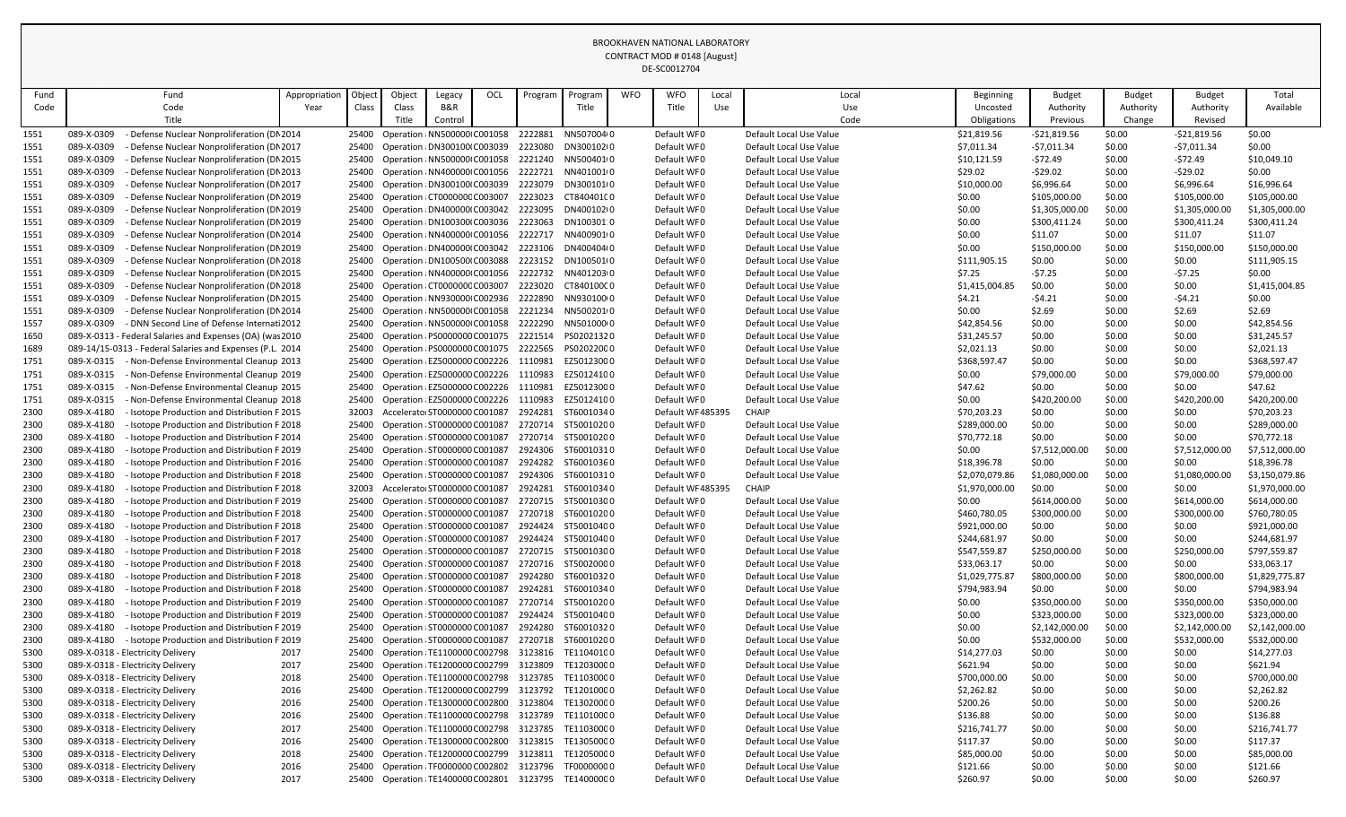BROOKHAVEN NATIONAL LABORATORY
CONTRACT MOD # 0148 [August]
DE-SC0012704

| Fund Code | Fund Code Title | Appropriation Year | Object Class | Object Class Title | Legacy B&R Control | OCL | Program | Program Title | WFO | WFO Title | Local Use | Local Use Code | Beginning Uncosted Obligations | Budget Authority Previous | Budget Authority Change | Budget Authority Revised | Total Available |
|---|---|---|---|---|---|---|---|---|---|---|---|---|---|---|---|---|---|
| 1551 | 089-X-0309 - Defense Nuclear Nonproliferation (DN2014 | | 25400 | Operation | NN500000 | C001058 | 2222881 | NN5070040 | | Default WF0 | | Default Local Use Value | $21,819.56 | -$21,819.56 | $0.00 | -$21,819.56 | $0.00 |
| 1551 | 089-X-0309 - Defense Nuclear Nonproliferation (DN2017 | | 25400 | Operation | DN300100 | C003039 | 2223080 | DN3001020 | | Default WF0 | | Default Local Use Value | $7,011.34 | -$7,011.34 | $0.00 | -$7,011.34 | $0.00 |
| 1551 | 089-X-0309 - Defense Nuclear Nonproliferation (DN2015 | | 25400 | Operation | NN500000 | C001058 | 2221240 | NN5004010 | | Default WF0 | | Default Local Use Value | $10,121.59 | -$72.49 | $0.00 | -$72.49 | $10,049.10 |
| 1551 | 089-X-0309 - Defense Nuclear Nonproliferation (DN2013 | | 25400 | Operation | NN400000 | C001056 | 2222721 | NN4010010 | | Default WF0 | | Default Local Use Value | $29.02 | -$29.02 | $0.00 | -$29.02 | $0.00 |
| 1551 | 089-X-0309 - Defense Nuclear Nonproliferation (DN2017 | | 25400 | Operation | DN300100 | C003039 | 2223079 | DN3001010 | | Default WF0 | | Default Local Use Value | $10,000.00 | $6,996.64 | $0.00 | $6,996.64 | $16,996.64 |
| 1551 | 089-X-0309 - Defense Nuclear Nonproliferation (DN2019 | | 25400 | Operation | CT000000 | C003007 | 2223023 | CT8404010 | | Default WF0 | | Default Local Use Value | $0.00 | $105,000.00 | $0.00 | $105,000.00 | $105,000.00 |
| 1551 | 089-X-0309 - Defense Nuclear Nonproliferation (DN2019 | | 25400 | Operation | DN400000 | C003042 | 2223095 | DN4001020 | | Default WF0 | | Default Local Use Value | $0.00 | $1,305,000.00 | $0.00 | $1,305,000.00 | $1,305,000.00 |
| 1551 | 089-X-0309 - Defense Nuclear Nonproliferation (DN2019 | | 25400 | Operation | DN100300 | C003036 | 2223063 | DN1003010 | | Default WF0 | | Default Local Use Value | $0.00 | $300,411.24 | $0.00 | $300,411.24 | $300,411.24 |
| 1551 | 089-X-0309 - Defense Nuclear Nonproliferation (DN2014 | | 25400 | Operation | NN400000 | C001056 | 2222717 | NN4009010 | | Default WF0 | | Default Local Use Value | $0.00 | $11.07 | $0.00 | $11.07 | $11.07 |
| 1551 | 089-X-0309 - Defense Nuclear Nonproliferation (DN2019 | | 25400 | Operation | DN400000 | C003042 | 2223106 | DN4004040 | | Default WF0 | | Default Local Use Value | $0.00 | $150,000.00 | $0.00 | $150,000.00 | $150,000.00 |
| 1551 | 089-X-0309 - Defense Nuclear Nonproliferation (DN2018 | | 25400 | Operation | DN100500 | C003088 | 2223152 | DN1005010 | | Default WF0 | | Default Local Use Value | $111,905.15 | $0.00 | $0.00 | $0.00 | $111,905.15 |
| 1551 | 089-X-0309 - Defense Nuclear Nonproliferation (DN2015 | | 25400 | Operation | NN400000 | C001056 | 2222732 | NN4012030 | | Default WF0 | | Default Local Use Value | $7.25 | -$7.25 | $0.00 | -$7.25 | $0.00 |
| 1551 | 089-X-0309 - Defense Nuclear Nonproliferation (DN2018 | | 25400 | Operation | CT000000 | C003007 | 2223020 | CT8401000 | | Default WF0 | | Default Local Use Value | $1,415,004.85 | $0.00 | $0.00 | $0.00 | $1,415,004.85 |
| 1551 | 089-X-0309 - Defense Nuclear Nonproliferation (DN2015 | | 25400 | Operation | NN930000 | C002936 | 2222890 | NN9301000 | | Default WF0 | | Default Local Use Value | $4.21 | -$4.21 | $0.00 | -$4.21 | $0.00 |
| 1551 | 089-X-0309 - Defense Nuclear Nonproliferation (DN2014 | | 25400 | Operation | NN500000 | C001058 | 2221234 | NN5002010 | | Default WF0 | | Default Local Use Value | $0.00 | $2.69 | $0.00 | $2.69 | $2.69 |
| 1557 | 089-X-0309 - DNN Second Line of Defense Internati2012 | | 25400 | Operation | NN500000 | C001058 | 2222290 | NN5010000 | | Default WF0 | | Default Local Use Value | $42,854.56 | $0.00 | $0.00 | $0.00 | $42,854.56 |
| 1650 | 089-X-0313 - Federal Salaries and Expenses (OA) (was2010 | | 25400 | Operation | PS000000 | C001075 | 2221514 | PS0202132 0 | | Default WF0 | | Default Local Use Value | $31,245.57 | $0.00 | $0.00 | $0.00 | $31,245.57 |
| 1689 | 089-14/15-0313 - Federal Salaries and Expenses (P.L. 2014 | | 25400 | Operation | PS000000 | C001075 | 2222565 | PS0202200 0 | | Default WF0 | | Default Local Use Value | $2,021.13 | $0.00 | $0.00 | $0.00 | $2,021.13 |
| 1751 | 089-X-0315 - Non-Defense Environmental Cleanup 2013 | | 25400 | Operation | EZ500000 | C002226 | 1110981 | EZ5012300 0 | | Default WF0 | | Default Local Use Value | $368,597.47 | $0.00 | $0.00 | $0.00 | $368,597.47 |
| 1751 | 089-X-0315 - Non-Defense Environmental Cleanup 2019 | | 25400 | Operation | EZ500000 | C002226 | 1110983 | EZ5012410 0 | | Default WF0 | | Default Local Use Value | $0.00 | $79,000.00 | $0.00 | $79,000.00 | $79,000.00 |
| 1751 | 089-X-0315 - Non-Defense Environmental Cleanup 2015 | | 25400 | Operation | EZ500000 | C002226 | 1110981 | EZ5012300 0 | | Default WF0 | | Default Local Use Value | $47.62 | $0.00 | $0.00 | $0.00 | $47.62 |
| 1751 | 089-X-0315 - Non-Defense Environmental Cleanup 2018 | | 25400 | Operation | EZ500000 | C002226 | 1110983 | EZ5012410 0 | | Default WF0 | | Default Local Use Value | $0.00 | $420,200.00 | $0.00 | $420,200.00 | $420,200.00 |
| 2300 | 089-X-4180 - Isotope Production and Distribution F2015 | | 32003 | Accelerato | ST000000 | C001087 | 2924281 | ST6001034 0 | | Default WF485395 | | CHAIP | $70,203.23 | $0.00 | $0.00 | $0.00 | $70,203.23 |
| 2300 | 089-X-4180 - Isotope Production and Distribution F2018 | | 25400 | Operation | ST000000 | C001087 | 2720714 | ST5001020 0 | | Default WF0 | | Default Local Use Value | $289,000.00 | $0.00 | $0.00 | $0.00 | $289,000.00 |
| 2300 | 089-X-4180 - Isotope Production and Distribution F2014 | | 25400 | Operation | ST000000 | C001087 | 2720718 | ST6001020 0 | | Default WF0 | | Default Local Use Value | $70,772.18 | $0.00 | $0.00 | $0.00 | $70,772.18 |
| 2300 | 089-X-4180 - Isotope Production and Distribution F2019 | | 25400 | Operation | ST000000 | C001087 | 2924306 | ST6001031 0 | | Default WF0 | | Default Local Use Value | $0.00 | $7,512,000.00 | $0.00 | $7,512,000.00 | $7,512,000.00 |
| 2300 | 089-X-4180 - Isotope Production and Distribution F2016 | | 25400 | Operation | ST000000 | C001087 | 2924282 | ST6001036 0 | | Default WF0 | | Default Local Use Value | $18,396.78 | $0.00 | $0.00 | $0.00 | $18,396.78 |
| 2300 | 089-X-4180 - Isotope Production and Distribution F2018 | | 25400 | Operation | ST000000 | C001087 | 2924306 | ST6001031 0 | | Default WF0 | | Default Local Use Value | $2,070,079.86 | $1,080,000.00 | $0.00 | $1,080,000.00 | $3,150,079.86 |
| 2300 | 089-X-4180 - Isotope Production and Distribution F2018 | | 32003 | Accelerato | ST000000 | C001087 | 2924281 | ST6001034 0 | | Default WF485395 | | CHAIP | $1,970,000.00 | $0.00 | $0.00 | $0.00 | $1,970,000.00 |
| 2300 | 089-X-4180 - Isotope Production and Distribution F2019 | | 25400 | Operation | ST000000 | C001087 | 2720715 | ST5001030 0 | | Default WF0 | | Default Local Use Value | $0.00 | $614,000.00 | $0.00 | $614,000.00 | $614,000.00 |
| 2300 | 089-X-4180 - Isotope Production and Distribution F2018 | | 25400 | Operation | ST000000 | C001087 | 2720718 | ST6001020 0 | | Default WF0 | | Default Local Use Value | $460,780.05 | $300,000.00 | $0.00 | $300,000.00 | $760,780.05 |
| 2300 | 089-X-4180 - Isotope Production and Distribution F2018 | | 25400 | Operation | ST000000 | C001087 | 2924424 | ST5001040 0 | | Default WF0 | | Default Local Use Value | $921,000.00 | $0.00 | $0.00 | $0.00 | $921,000.00 |
| 2300 | 089-X-4180 - Isotope Production and Distribution F2017 | | 25400 | Operation | ST000000 | C001087 | 2924424 | ST5001040 0 | | Default WF0 | | Default Local Use Value | $244,681.97 | $0.00 | $0.00 | $0.00 | $244,681.97 |
| 2300 | 089-X-4180 - Isotope Production and Distribution F2018 | | 25400 | Operation | ST000000 | C001087 | 2720715 | ST5001030 0 | | Default WF0 | | Default Local Use Value | $547,559.87 | $250,000.00 | $0.00 | $250,000.00 | $797,559.87 |
| 2300 | 089-X-4180 - Isotope Production and Distribution F2018 | | 25400 | Operation | ST000000 | C001087 | 2720716 | ST5002000 0 | | Default WF0 | | Default Local Use Value | $33,063.17 | $0.00 | $0.00 | $0.00 | $33,063.17 |
| 2300 | 089-X-4180 - Isotope Production and Distribution F2018 | | 25400 | Operation | ST000000 | C001087 | 2924280 | ST6001032 0 | | Default WF0 | | Default Local Use Value | $1,029,775.87 | $800,000.00 | $0.00 | $800,000.00 | $1,829,775.87 |
| 2300 | 089-X-4180 - Isotope Production and Distribution F2018 | | 25400 | Operation | ST000000 | C001087 | 2924281 | ST6001034 0 | | Default WF0 | | Default Local Use Value | $794,983.94 | $0.00 | $0.00 | $0.00 | $794,983.94 |
| 2300 | 089-X-4180 - Isotope Production and Distribution F2019 | | 25400 | Operation | ST000000 | C001087 | 2720714 | ST5001020 0 | | Default WF0 | | Default Local Use Value | $0.00 | $350,000.00 | $0.00 | $350,000.00 | $350,000.00 |
| 2300 | 089-X-4180 - Isotope Production and Distribution F2019 | | 25400 | Operation | ST000000 | C001087 | 2924424 | ST5001040 0 | | Default WF0 | | Default Local Use Value | $0.00 | $323,000.00 | $0.00 | $323,000.00 | $323,000.00 |
| 2300 | 089-X-4180 - Isotope Production and Distribution F2019 | | 25400 | Operation | ST000000 | C001087 | 2924280 | ST6001032 0 | | Default WF0 | | Default Local Use Value | $0.00 | $2,142,000.00 | $0.00 | $2,142,000.00 | $2,142,000.00 |
| 2300 | 089-X-4180 - Isotope Production and Distribution F2019 | | 25400 | Operation | ST000000 | C001087 | 2720718 | ST6001020 0 | | Default WF0 | | Default Local Use Value | $0.00 | $532,000.00 | $0.00 | $532,000.00 | $532,000.00 |
| 5300 | 089-X-0318 - Electricity Delivery | 2017 | 25400 | Operation | TE110000 | C002798 | 3123816 | TE1104010 0 | | Default WF0 | | Default Local Use Value | $14,277.03 | $0.00 | $0.00 | $0.00 | $14,277.03 |
| 5300 | 089-X-0318 - Electricity Delivery | 2017 | 25400 | Operation | TE120000 | C002799 | 3123809 | TE1203000 0 | | Default WF0 | | Default Local Use Value | $621.94 | $0.00 | $0.00 | $0.00 | $621.94 |
| 5300 | 089-X-0318 - Electricity Delivery | 2018 | 25400 | Operation | TE110000 | C002798 | 3123785 | TE1103000 0 | | Default WF0 | | Default Local Use Value | $700,000.00 | $0.00 | $0.00 | $0.00 | $700,000.00 |
| 5300 | 089-X-0318 - Electricity Delivery | 2016 | 25400 | Operation | TE120000 | C002799 | 3123792 | TE1201000 0 | | Default WF0 | | Default Local Use Value | $2,262.82 | $0.00 | $0.00 | $0.00 | $2,262.82 |
| 5300 | 089-X-0318 - Electricity Delivery | 2016 | 25400 | Operation | TE130000 | C002800 | 3123804 | TE1302000 0 | | Default WF0 | | Default Local Use Value | $200.26 | $0.00 | $0.00 | $0.00 | $200.26 |
| 5300 | 089-X-0318 - Electricity Delivery | 2016 | 25400 | Operation | TE110000 | C002798 | 3123789 | TE1101000 0 | | Default WF0 | | Default Local Use Value | $136.88 | $0.00 | $0.00 | $0.00 | $136.88 |
| 5300 | 089-X-0318 - Electricity Delivery | 2017 | 25400 | Operation | TE110000 | C002798 | 3123785 | TE1103000 0 | | Default WF0 | | Default Local Use Value | $216,741.77 | $0.00 | $0.00 | $0.00 | $216,741.77 |
| 5300 | 089-X-0318 - Electricity Delivery | 2016 | 25400 | Operation | TE130000 | C002800 | 3123815 | TE1305000 0 | | Default WF0 | | Default Local Use Value | $117.37 | $0.00 | $0.00 | $0.00 | $117.37 |
| 5300 | 089-X-0318 - Electricity Delivery | 2018 | 25400 | Operation | TE120000 | C002799 | 3123811 | TE1205000 0 | | Default WF0 | | Default Local Use Value | $85,000.00 | $0.00 | $0.00 | $0.00 | $85,000.00 |
| 5300 | 089-X-0318 - Electricity Delivery | 2016 | 25400 | Operation | TF000000 | C002802 | 3123796 | TF0000000 0 | | Default WF0 | | Default Local Use Value | $121.66 | $0.00 | $0.00 | $0.00 | $121.66 |
| 5300 | 089-X-0318 - Electricity Delivery | 2017 | 25400 | Operation | TE140000 | C002801 | 3123795 | TE1400000 0 | | Default WF0 | | Default Local Use Value | $260.97 | $0.00 | $0.00 | $0.00 | $260.97 |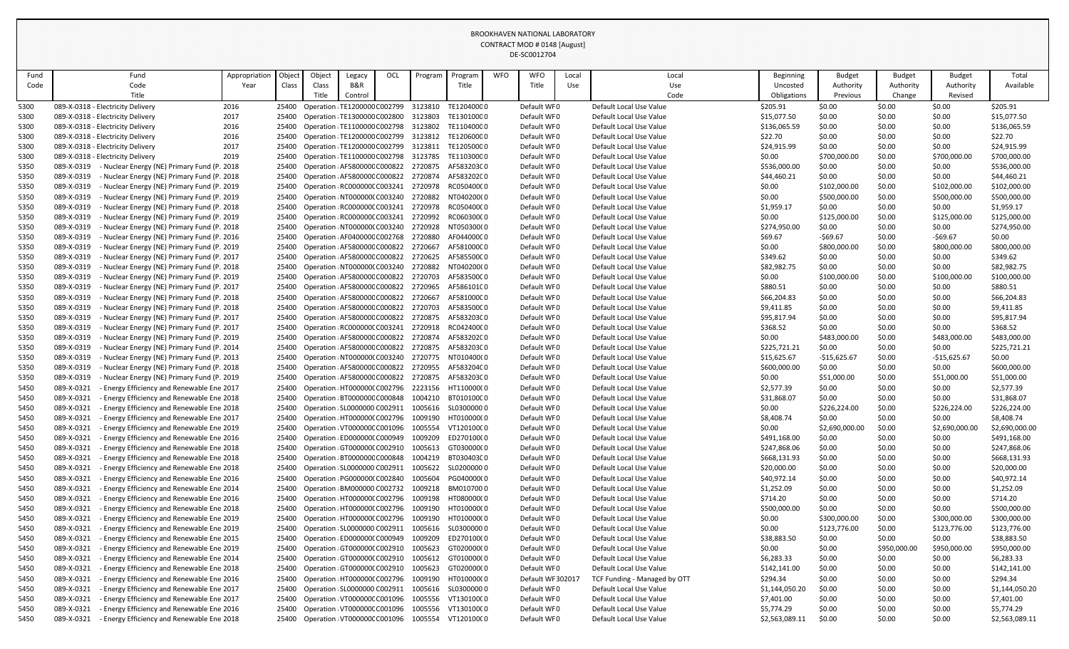BROOKHAVEN NATIONAL LABORATORY
CONTRACT MOD # 0148 [August]
DE-SC0012704

| Fund Code | Fund Code Title | Appropriation Year | Object Class | Object Class Title | Legacy B&R Control | OCL | Program | Program Title | WFO | WFO Title | Local Use | Local Use Code | Beginning Uncosted Obligations | Budget Authority Previous | Budget Authority Change | Budget Authority Revised | Total Available |
|---|---|---|---|---|---|---|---|---|---|---|---|---|---|---|---|---|---|
| 5300 | 089-X-0318 - Electricity Delivery | 2016 | 25400 | Operation : | TE1200000 | C002799 | 3123810 | TE1204000 | 0 | Default WF | 0 | Default Local Use Value | $205.91 | $0.00 | $0.00 | $0.00 | $205.91 |
| 5300 | 089-X-0318 - Electricity Delivery | 2017 | 25400 | Operation : | TE1300000 | C002800 | 3123803 | TE1301000 | 0 | Default WF | 0 | Default Local Use Value | $15,077.50 | $0.00 | $0.00 | $0.00 | $15,077.50 |
| 5300 | 089-X-0318 - Electricity Delivery | 2016 | 25400 | Operation : | TE1100000 | C002798 | 3123802 | TE1104000 | 0 | Default WF | 0 | Default Local Use Value | $136,065.59 | $0.00 | $0.00 | $0.00 | $136,065.59 |
| 5300 | 089-X-0318 - Electricity Delivery | 2016 | 25400 | Operation : | TE1200000 | C002799 | 3123812 | TE1206000 | 0 | Default WF | 0 | Default Local Use Value | $22.70 | $0.00 | $0.00 | $0.00 | $22.70 |
| 5300 | 089-X-0318 - Electricity Delivery | 2017 | 25400 | Operation : | TE1200000 | C002799 | 3123811 | TE1205000 | 0 | Default WF | 0 | Default Local Use Value | $24,915.99 | $0.00 | $0.00 | $0.00 | $24,915.99 |
| 5300 | 089-X-0318 - Electricity Delivery | 2019 | 25400 | Operation : | TE1100000 | C002798 | 3123785 | TE1103000 | 0 | Default WF | 0 | Default Local Use Value | $0.00 | $700,000.00 | $0.00 | $700,000.00 | $700,000.00 |
| 5350 | 089-X-0319 - Nuclear Energy (NE) Primary Fund (P. | 2018 | 25400 | Operation : | AF5800000 | C000822 | 2720875 | AF583203C | 0 | Default WF | 0 | Default Local Use Value | $536,000.00 | $0.00 | $0.00 | $0.00 | $536,000.00 |
| 5350 | 089-X-0319 - Nuclear Energy (NE) Primary Fund (P. | 2018 | 25400 | Operation : | AF5800000 | C000822 | 2720874 | AF583202C | 0 | Default WF | 0 | Default Local Use Value | $44,460.21 | $0.00 | $0.00 | $0.00 | $44,460.21 |
| 5350 | 089-X-0319 - Nuclear Energy (NE) Primary Fund (P. | 2019 | 25400 | Operation : | RC000000C | C003241 | 2720978 | RC050400C | 0 | Default WF | 0 | Default Local Use Value | $0.00 | $102,000.00 | $0.00 | $102,000.00 | $102,000.00 |
| 5350 | 089-X-0319 - Nuclear Energy (NE) Primary Fund (P. | 2019 | 25400 | Operation : | NT000000C | C003240 | 2720882 | NT040200C | 0 | Default WF | 0 | Default Local Use Value | $0.00 | $500,000.00 | $0.00 | $500,000.00 | $500,000.00 |
| 5350 | 089-X-0319 - Nuclear Energy (NE) Primary Fund (P. | 2018 | 25400 | Operation : | RC000000C | C003241 | 2720978 | RC050400C | 0 | Default WF | 0 | Default Local Use Value | $1,959.17 | $0.00 | $0.00 | $0.00 | $1,959.17 |
| 5350 | 089-X-0319 - Nuclear Energy (NE) Primary Fund (P. | 2019 | 25400 | Operation : | RC000000C | C003241 | 2720992 | RC060300C | 0 | Default WF | 0 | Default Local Use Value | $0.00 | $125,000.00 | $0.00 | $125,000.00 | $125,000.00 |
| 5350 | 089-X-0319 - Nuclear Energy (NE) Primary Fund (P. | 2018 | 25400 | Operation : | NT000000C | C003240 | 2720928 | NT050300C | 0 | Default WF | 0 | Default Local Use Value | $274,950.00 | $0.00 | $0.00 | $0.00 | $274,950.00 |
| 5350 | 089-X-0319 - Nuclear Energy (NE) Primary Fund (P. | 2016 | 25400 | Operation : | AF0400000 | C002768 | 2720880 | AF044000C | 0 | Default WF | 0 | Default Local Use Value | $69.67 | -$69.67 | $0.00 | -$69.67 | $0.00 |
| 5350 | 089-X-0319 - Nuclear Energy (NE) Primary Fund (P. | 2019 | 25400 | Operation : | AF5800000 | C000822 | 2720667 | AF581000C | 0 | Default WF | 0 | Default Local Use Value | $0.00 | $800,000.00 | $0.00 | $800,000.00 | $800,000.00 |
| 5350 | 089-X-0319 - Nuclear Energy (NE) Primary Fund (P. | 2017 | 25400 | Operation : | AF5800000 | C000822 | 2720625 | AF585500C | 0 | Default WF | 0 | Default Local Use Value | $349.62 | $0.00 | $0.00 | $0.00 | $349.62 |
| 5350 | 089-X-0319 - Nuclear Energy (NE) Primary Fund (P. | 2018 | 25400 | Operation : | NT000000C | C003240 | 2720882 | NT040200C | 0 | Default WF | 0 | Default Local Use Value | $82,982.75 | $0.00 | $0.00 | $0.00 | $82,982.75 |
| 5350 | 089-X-0319 - Nuclear Energy (NE) Primary Fund (P. | 2019 | 25400 | Operation : | AF5800000 | C000822 | 2720703 | AF583500C | 0 | Default WF | 0 | Default Local Use Value | $0.00 | $100,000.00 | $0.00 | $100,000.00 | $100,000.00 |
| 5350 | 089-X-0319 - Nuclear Energy (NE) Primary Fund (P. | 2017 | 25400 | Operation : | AF5800000 | C000822 | 2720965 | AF586101C | 0 | Default WF | 0 | Default Local Use Value | $880.51 | $0.00 | $0.00 | $0.00 | $880.51 |
| 5350 | 089-X-0319 - Nuclear Energy (NE) Primary Fund (P. | 2018 | 25400 | Operation : | AF5800000 | C000822 | 2720667 | AF581000C | 0 | Default WF | 0 | Default Local Use Value | $66,204.83 | $0.00 | $0.00 | $0.00 | $66,204.83 |
| 5350 | 089-X-0319 - Nuclear Energy (NE) Primary Fund (P. | 2018 | 25400 | Operation : | AF5800000 | C000822 | 2720703 | AF583500C | 0 | Default WF | 0 | Default Local Use Value | $9,411.85 | $0.00 | $0.00 | $0.00 | $9,411.85 |
| 5350 | 089-X-0319 - Nuclear Energy (NE) Primary Fund (P. | 2017 | 25400 | Operation : | AF5800000 | C000822 | 2720875 | AF583203C | 0 | Default WF | 0 | Default Local Use Value | $95,817.94 | $0.00 | $0.00 | $0.00 | $95,817.94 |
| 5350 | 089-X-0319 - Nuclear Energy (NE) Primary Fund (P. | 2017 | 25400 | Operation : | RC000000C | C003241 | 2720918 | RC042400C | 0 | Default WF | 0 | Default Local Use Value | $368.52 | $0.00 | $0.00 | $0.00 | $368.52 |
| 5350 | 089-X-0319 - Nuclear Energy (NE) Primary Fund (P. | 2019 | 25400 | Operation : | AF5800000 | C000822 | 2720874 | AF583202C | 0 | Default WF | 0 | Default Local Use Value | $0.00 | $483,000.00 | $0.00 | $483,000.00 | $483,000.00 |
| 5350 | 089-X-0319 - Nuclear Energy (NE) Primary Fund (P. | 2014 | 25400 | Operation : | AF5800000 | C000822 | 2720875 | AF583203C | 0 | Default WF | 0 | Default Local Use Value | $225,721.21 | $0.00 | $0.00 | $0.00 | $225,721.21 |
| 5350 | 089-X-0319 - Nuclear Energy (NE) Primary Fund (P. | 2013 | 25400 | Operation : | NT000000C | C003240 | 2720775 | NT010400C | 0 | Default WF | 0 | Default Local Use Value | $15,625.67 | -$15,625.67 | $0.00 | -$15,625.67 | $0.00 |
| 5350 | 089-X-0319 - Nuclear Energy (NE) Primary Fund (P. | 2018 | 25400 | Operation : | AF5800000 | C000822 | 2720955 | AF583204C | 0 | Default WF | 0 | Default Local Use Value | $600,000.00 | $0.00 | $0.00 | $0.00 | $600,000.00 |
| 5350 | 089-X-0319 - Nuclear Energy (NE) Primary Fund (P. | 2019 | 25400 | Operation : | AF5800000 | C000822 | 2720875 | AF583203C | 0 | Default WF | 0 | Default Local Use Value | $0.00 | $51,000.00 | $0.00 | $51,000.00 | $51,000.00 |
| 5450 | 089-X-0321 - Energy Efficiency and Renewable Ene | 2017 | 25400 | Operation : | HT000000C | C002796 | 2223156 | HT110000C | 0 | Default WF | 0 | Default Local Use Value | $2,577.39 | $0.00 | $0.00 | $0.00 | $2,577.39 |
| 5450 | 089-X-0321 - Energy Efficiency and Renewable Ene | 2018 | 25400 | Operation : | BT000000C | C000848 | 1004210 | BT010100C | 0 | Default WF | 0 | Default Local Use Value | $31,868.07 | $0.00 | $0.00 | $0.00 | $31,868.07 |
| 5450 | 089-X-0321 - Energy Efficiency and Renewable Ene | 2018 | 25400 | Operation : | SL000000C | C002911 | 1005616 | SL030000C | 0 | Default WF | 0 | Default Local Use Value | $0.00 | $226,224.00 | $0.00 | $226,224.00 | $226,224.00 |
| 5450 | 089-X-0321 - Energy Efficiency and Renewable Ene | 2017 | 25400 | Operation : | HT000000C | C002796 | 1009190 | HT010000C | 0 | Default WF | 0 | Default Local Use Value | $8,408.74 | $0.00 | $0.00 | $0.00 | $8,408.74 |
| 5450 | 089-X-0321 - Energy Efficiency and Renewable Ene | 2019 | 25400 | Operation : | VT000000C | C001096 | 1005554 | VT120100C | 0 | Default WF | 0 | Default Local Use Value | $0.00 | $2,690,000.00 | $0.00 | $2,690,000.00 | $2,690,000.00 |
| 5450 | 089-X-0321 - Energy Efficiency and Renewable Ene | 2016 | 25400 | Operation : | ED000000C | C000949 | 1009209 | ED270100C | 0 | Default WF | 0 | Default Local Use Value | $491,168.00 | $0.00 | $0.00 | $0.00 | $491,168.00 |
| 5450 | 089-X-0321 - Energy Efficiency and Renewable Ene | 2018 | 25400 | Operation : | GT000000C | C002910 | 1005613 | GT030000C | 0 | Default WF | 0 | Default Local Use Value | $247,868.06 | $0.00 | $0.00 | $0.00 | $247,868.06 |
| 5450 | 089-X-0321 - Energy Efficiency and Renewable Ene | 2018 | 25400 | Operation : | BT000000C | C000848 | 1004219 | BT030403C | 0 | Default WF | 0 | Default Local Use Value | $668,131.93 | $0.00 | $0.00 | $0.00 | $668,131.93 |
| 5450 | 089-X-0321 - Energy Efficiency and Renewable Ene | 2018 | 25400 | Operation : | SL000000C | C002911 | 1005622 | SL020000C | 0 | Default WF | 0 | Default Local Use Value | $20,000.00 | $0.00 | $0.00 | $0.00 | $20,000.00 |
| 5450 | 089-X-0321 - Energy Efficiency and Renewable Ene | 2016 | 25400 | Operation : | PG000000C | C002840 | 1005604 | PG040000C | 0 | Default WF | 0 | Default Local Use Value | $40,972.14 | $0.00 | $0.00 | $0.00 | $40,972.14 |
| 5450 | 089-X-0321 - Energy Efficiency and Renewable Ene | 2014 | 25400 | Operation : | BM000000C | C002732 | 1009218 | BM010700C | 0 | Default WF | 0 | Default Local Use Value | $1,252.09 | $0.00 | $0.00 | $0.00 | $1,252.09 |
| 5450 | 089-X-0321 - Energy Efficiency and Renewable Ene | 2016 | 25400 | Operation : | HT000000C | C002796 | 1009198 | HT080000C | 0 | Default WF | 0 | Default Local Use Value | $714.20 | $0.00 | $0.00 | $0.00 | $714.20 |
| 5450 | 089-X-0321 - Energy Efficiency and Renewable Ene | 2018 | 25400 | Operation : | HT000000C | C002796 | 1009190 | HT010000C | 0 | Default WF | 0 | Default Local Use Value | $500,000.00 | $0.00 | $0.00 | $0.00 | $500,000.00 |
| 5450 | 089-X-0321 - Energy Efficiency and Renewable Ene | 2019 | 25400 | Operation : | HT000000C | C002796 | 1009190 | HT010000C | 0 | Default WF | 0 | Default Local Use Value | $0.00 | $300,000.00 | $0.00 | $300,000.00 | $300,000.00 |
| 5450 | 089-X-0321 - Energy Efficiency and Renewable Ene | 2019 | 25400 | Operation : | SL000000C | C002911 | 1005616 | SL030000C | 0 | Default WF | 0 | Default Local Use Value | $0.00 | $123,776.00 | $0.00 | $123,776.00 | $123,776.00 |
| 5450 | 089-X-0321 - Energy Efficiency and Renewable Ene | 2015 | 25400 | Operation : | ED000000C | C000949 | 1009209 | ED270100C | 0 | Default WF | 0 | Default Local Use Value | $38,883.50 | $0.00 | $0.00 | $0.00 | $38,883.50 |
| 5450 | 089-X-0321 - Energy Efficiency and Renewable Ene | 2019 | 25400 | Operation : | GT000000C | C002910 | 1005623 | GT020000C | 0 | Default WF | 0 | Default Local Use Value | $0.00 | $0.00 | $950,000.00 | $950,000.00 | $950,000.00 |
| 5450 | 089-X-0321 - Energy Efficiency and Renewable Ene | 2014 | 25400 | Operation : | GT000000C | C002910 | 1005612 | GT010000C | 0 | Default WF | 0 | Default Local Use Value | $6,283.33 | $0.00 | $0.00 | $0.00 | $6,283.33 |
| 5450 | 089-X-0321 - Energy Efficiency and Renewable Ene | 2018 | 25400 | Operation : | GT000000C | C002910 | 1005623 | GT020000C | 0 | Default WF | 0 | Default Local Use Value | $142,141.00 | $0.00 | $0.00 | $0.00 | $142,141.00 |
| 5450 | 089-X-0321 - Energy Efficiency and Renewable Ene | 2016 | 25400 | Operation : | HT000000C | C002796 | 1009190 | HT010000C | 0 | Default WF | 302017 | TCF Funding - Managed by OTT | $294.34 | $0.00 | $0.00 | $0.00 | $294.34 |
| 5450 | 089-X-0321 - Energy Efficiency and Renewable Ene | 2017 | 25400 | Operation : | SL000000C | C002911 | 1005616 | SL030000C | 0 | Default WF | 0 | Default Local Use Value | $1,144,050.20 | $0.00 | $0.00 | $0.00 | $1,144,050.20 |
| 5450 | 089-X-0321 - Energy Efficiency and Renewable Ene | 2017 | 25400 | Operation : | VT000000C | C001096 | 1005556 | VT130100C | 0 | Default WF | 0 | Default Local Use Value | $7,401.00 | $0.00 | $0.00 | $0.00 | $7,401.00 |
| 5450 | 089-X-0321 - Energy Efficiency and Renewable Ene | 2016 | 25400 | Operation : | VT000000C | C001096 | 1005556 | VT130100C | 0 | Default WF | 0 | Default Local Use Value | $5,774.29 | $0.00 | $0.00 | $0.00 | $5,774.29 |
| 5450 | 089-X-0321 - Energy Efficiency and Renewable Ene | 2018 | 25400 | Operation : | VT000000C | C001096 | 1005554 | VT120100C | 0 | Default WF | 0 | Default Local Use Value | $2,563,089.11 | $0.00 | $0.00 | $0.00 | $2,563,089.11 |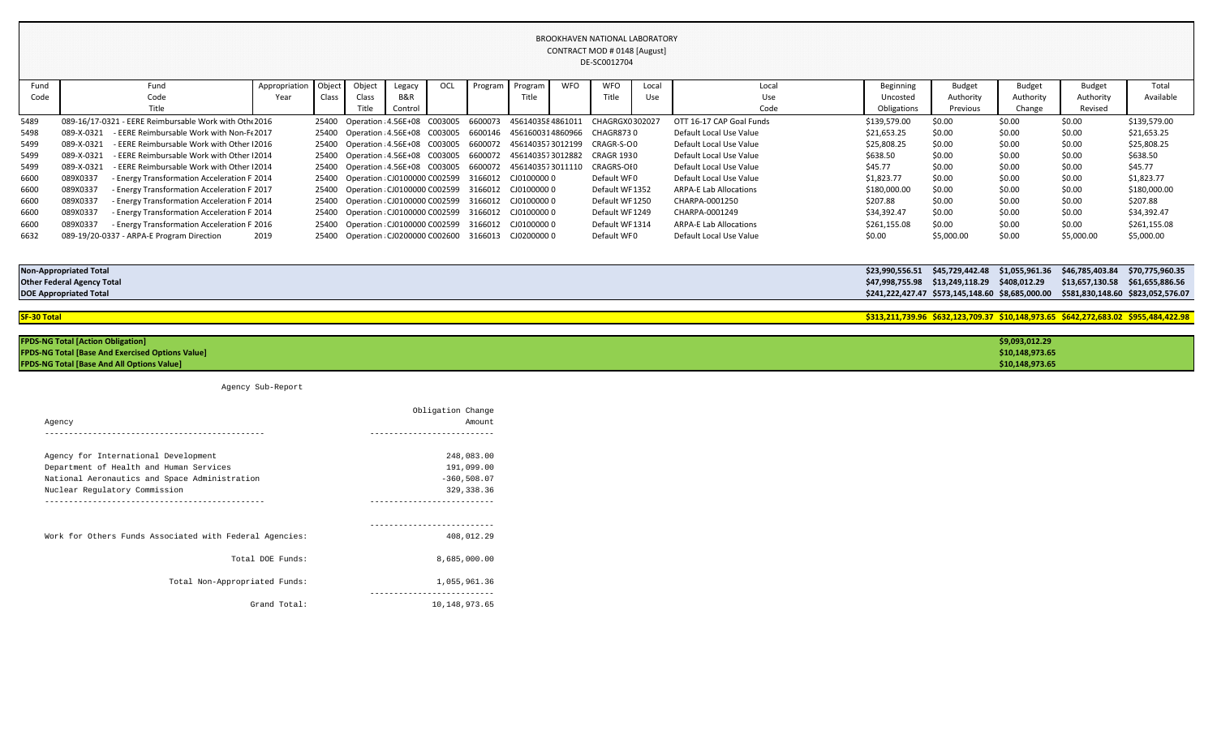BROOKHAVEN NATIONAL LABORATORY
CONTRACT MOD # 0148 [August]
DE-SC0012704

| Fund Code | Fund Code Title | Appropriation Year | Object Class | Object Class Title | Legacy B&R Control | OCL | Program | Program Title | WFO | WFO Title | Local Use | Local Use Code | Beginning Uncosted Obligations | Budget Authority Previous | Budget Authority Change | Budget Authority Revised | Total Available |
|---|---|---|---|---|---|---|---|---|---|---|---|---|---|---|---|---|---|
| 5489 | 089-16/17-0321 - EERE Reimbursable Work with Othe | 2016 | 25400 | Operation : | 4.56E+08 | C003005 | 6600073 | 456140358 | 4861011 | CHAGRGX0 | 302027 | OTT 16-17 CAP Goal Funds | $139,579.00 | $0.00 | $0.00 | $0.00 | $139,579.00 |
| 5498 | 089-X-0321 - EERE Reimbursable Work with Non-Fe | 2017 | 25400 | Operation : | 4.56E+08 | C003005 | 6600146 | 456160031 | 4860966 | CHAGR873 | 0 | Default Local Use Value | $21,653.25 | $0.00 | $0.00 | $0.00 | $21,653.25 |
| 5499 | 089-X-0321 - EERE Reimbursable Work with Other I | 2016 | 25400 | Operation : | 4.56E+08 | C003005 | 6600072 | 456140357 | 3012199 | CRAGR-S-O | 0 | Default Local Use Value | $25,808.25 | $0.00 | $0.00 | $0.00 | $25,808.25 |
| 5499 | 089-X-0321 - EERE Reimbursable Work with Other I | 2014 | 25400 | Operation : | 4.56E+08 | C003005 | 6600072 | 456140357 | 3012882 | CRAGR 193 | 0 | Default Local Use Value | $638.50 | $0.00 | $0.00 | $0.00 | $638.50 |
| 5499 | 089-X-0321 - EERE Reimbursable Work with Other I | 2014 | 25400 | Operation : | 4.56E+08 | C003005 | 6600072 | 456140357 | 3011110 | CRAGRS-OI | 0 | Default Local Use Value | $45.77 | $0.00 | $0.00 | $0.00 | $45.77 |
| 6600 | 089X0337 - Energy Transformation Acceleration F | 2014 | 25400 | Operation : | CJ0100000 | C002599 | 3166012 | CJ0100000 | 0 | Default WF | 0 | Default Local Use Value | $1,823.77 | $0.00 | $0.00 | $0.00 | $1,823.77 |
| 6600 | 089X0337 - Energy Transformation Acceleration F | 2017 | 25400 | Operation : | CJ0100000 | C002599 | 3166012 | CJ0100000 | 0 | Default WF | 1352 | ARPA-E Lab Allocations | $180,000.00 | $0.00 | $0.00 | $0.00 | $180,000.00 |
| 6600 | 089X0337 - Energy Transformation Acceleration F | 2014 | 25400 | Operation : | CJ0100000 | C002599 | 3166012 | CJ0100000 | 0 | Default WF | 1250 | CHARPA-0001250 | $207.88 | $0.00 | $0.00 | $0.00 | $207.88 |
| 6600 | 089X0337 - Energy Transformation Acceleration F | 2014 | 25400 | Operation : | CJ0100000 | C002599 | 3166012 | CJ0100000 | 0 | Default WF | 1249 | CHARPA-0001249 | $34,392.47 | $0.00 | $0.00 | $0.00 | $34,392.47 |
| 6600 | 089X0337 - Energy Transformation Acceleration F | 2016 | 25400 | Operation : | CJ0100000 | C002599 | 3166012 | CJ0100000 | 0 | Default WF | 1314 | ARPA-E Lab Allocations | $261,155.08 | $0.00 | $0.00 | $0.00 | $261,155.08 |
| 6632 | 089-19/20-0337 - ARPA-E Program Direction | 2019 | 25400 | Operation : | CJ0200000 | C002600 | 3166013 | CJ0200000 | 0 | Default WF | 0 | Default Local Use Value | $0.00 | $5,000.00 | $0.00 | $5,000.00 | $5,000.00 |

| | Beginning Uncosted Obligations | Budget Authority Previous | Budget Authority Change | Budget Authority Revised | Total Available |
|---|---|---|---|---|---|
| **Non-Appropriated Total** | $23,990,556.51 | $45,729,442.48 | $1,055,961.36 | $46,785,403.84 | $70,775,960.35 |
| **Other Federal Agency Total** | $47,998,755.98 | $13,249,118.29 | $408,012.29 | $13,657,130.58 | $61,655,886.56 |
| **DOE Appropriated Total** | $241,222,427.47 | $573,145,148.60 | $8,685,000.00 | $581,830,148.60 | $823,052,576.07 |
| **SF-30 Total** | $313,211,739.96 | $632,123,709.37 | $10,148,973.65 | $642,272,683.02 | $955,484,422.98 |

| | |
|---|---|
| **FPDS-NG Total [Action Obligation]** | $9,093,012.29 |
| **FPDS-NG Total [Base And Exercised Options Value]** | $10,148,973.65 |
| **FPDS-NG Total [Base And All Options Value]** | $10,148,973.65 |

Agency Sub-Report

| Agency | Obligation Change Amount |
|---|---|
| Agency for International Development | 248,083.00 |
| Department of Health and Human Services | 191,099.00 |
| National Aeronautics and Space Administration | -360,508.07 |
| Nuclear Regulatory Commission | 329,338.36 |

| | |
|---|---|
| Work for Others Funds Associated with Federal Agencies: | 408,012.29 |
| Total DOE Funds: | 8,685,000.00 |
| Total Non-Appropriated Funds: | 1,055,961.36 |
| Grand Total: | 10,148,973.65 |